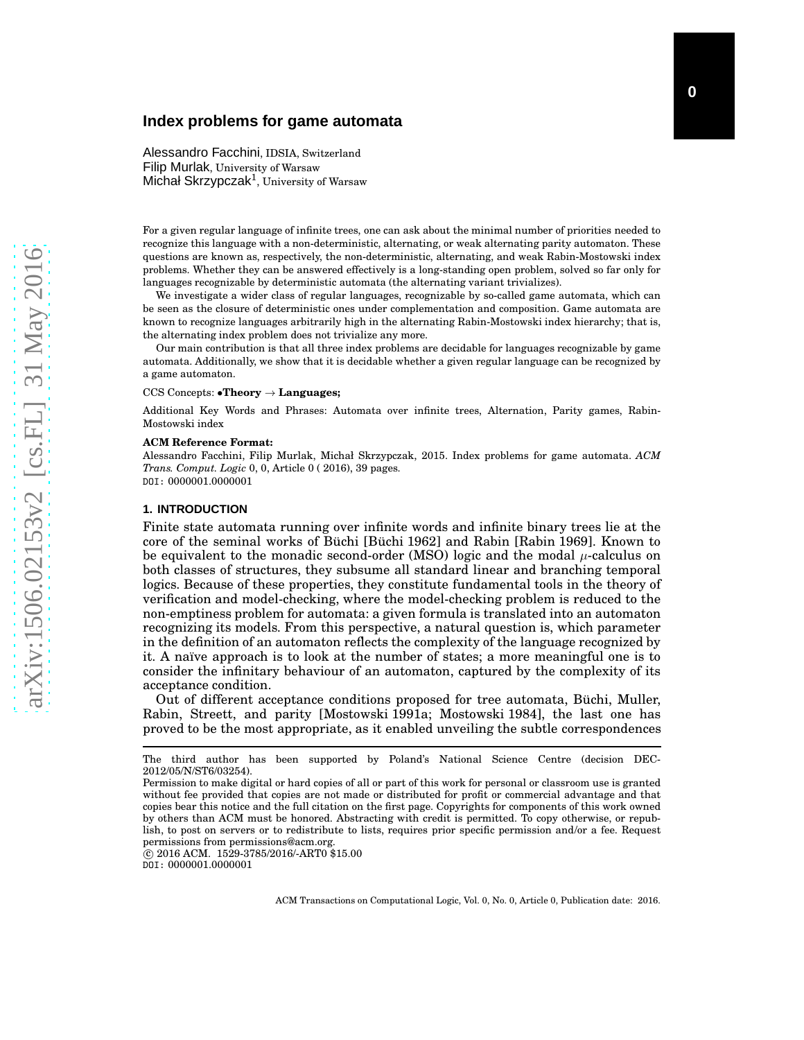# Index problems for game automata

Alessandro Facchini, IDSIA, Switzerland
Filip Murlak, University of Warsaw
Michał Skrzypczak[1], University of Warsaw

For a given regular language of infinite trees, one can ask about the minimal number of priorities needed to recognize this language with a non-deterministic, alternating, or weak alternating parity automaton. These questions are known as, respectively, the non-deterministic, alternating, and weak Rabin-Mostowski index problems. Whether they can be answered effectively is a long-standing open problem, solved so far only for languages recognizable by deterministic automata (the alternating variant trivializes).

We investigate a wider class of regular languages, recognizable by so-called game automata, which can be seen as the closure of deterministic ones under complementation and composition. Game automata are known to recognize languages arbitrarily high in the alternating Rabin-Mostowski index hierarchy; that is, the alternating index problem does not trivialize any more.

Our main contribution is that all three index problems are decidable for languages recognizable by game automata. Additionally, we show that it is decidable whether a given regular language can be recognized by a game automaton.

CCS Concepts: •**Theory** → **Languages;**

Additional Key Words and Phrases: Automata over infinite trees, Alternation, Parity games, Rabin-Mostowski index

**ACM Reference Format:**
Alessandro Facchini, Filip Murlak, Michał Skrzypczak, 2015. Index problems for game automata. *ACM Trans. Comput. Logic* 0, 0, Article 0 ( 2016), 39 pages.
DOI: 0000001.0000001

## 1. INTRODUCTION

Finite state automata running over infinite words and infinite binary trees lie at the core of the seminal works of Büchi [Büchi 1962] and Rabin [Rabin 1969]. Known to be equivalent to the monadic second-order (MSO) logic and the modal $\mu$-calculus on both classes of structures, they subsume all standard linear and branching temporal logics. Because of these properties, they constitute fundamental tools in the theory of verification and model-checking, where the model-checking problem is reduced to the non-emptiness problem for automata: a given formula is translated into an automaton recognizing its models. From this perspective, a natural question is, which parameter in the definition of an automaton reflects the complexity of the language recognized by it. A naïve approach is to look at the number of states; a more meaningful one is to consider the infinitary behaviour of an automaton, captured by the complexity of its acceptance condition.

Out of different acceptance conditions proposed for tree automata, Büchi, Muller, Rabin, Streett, and parity [Mostowski 1991a; Mostowski 1984], the last one has proved to be the most appropriate, as it enabled unveiling the subtle correspondences

---

The third author has been supported by Poland's National Science Centre (decision DEC-2012/05/N/ST6/03254).

Permission to make digital or hard copies of all or part of this work for personal or classroom use is granted without fee provided that copies are not made or distributed for profit or commercial advantage and that copies bear this notice and the full citation on the first page. Copyrights for components of this work owned by others than ACM must be honored. Abstracting with credit is permitted. To copy otherwise, or republish, to post on servers or to redistribute to lists, requires prior specific permission and/or a fee. Request permissions from permissions@acm.org.
© 2016 ACM. 1529-3785/2016/-ART0 $15.00
DOI: 0000001.0000001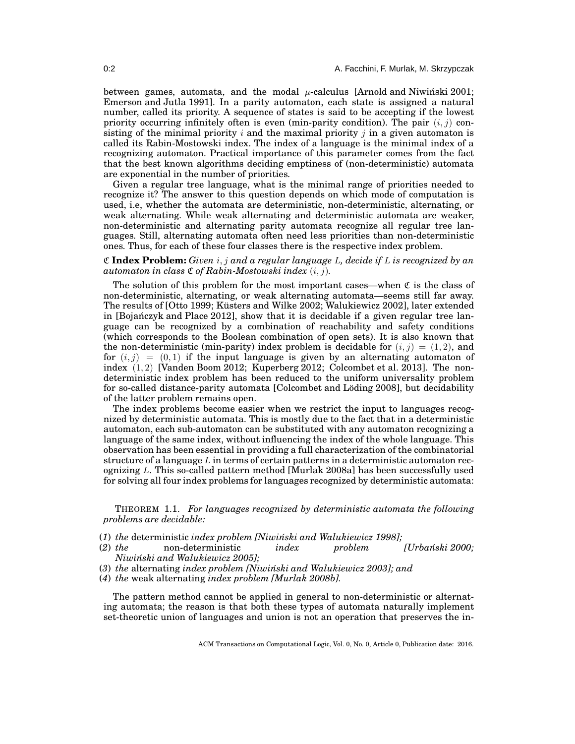between games, automata, and the modal $\mu$-calculus [Arnold and Niwiński 2001; Emerson and Jutla 1991]. In a parity automaton, each state is assigned a natural number, called its priority. A sequence of states is said to be accepting if the lowest priority occurring infinitely often is even (min-parity condition). The pair $(i, j)$ consisting of the minimal priority $i$ and the maximal priority $j$ in a given automaton is called its Rabin-Mostowski index. The index of a language is the minimal index of a recognizing automaton. Practical importance of this parameter comes from the fact that the best known algorithms deciding emptiness of (non-deterministic) automata are exponential in the number of priorities.

Given a regular tree language, what is the minimal range of priorities needed to recognize it? The answer to this question depends on which mode of computation is used, i.e, whether the automata are deterministic, non-deterministic, alternating, or weak alternating. While weak alternating and deterministic automata are weaker, non-deterministic and alternating parity automata recognize all regular tree languages. Still, alternating automata often need less priorities than non-deterministic ones. Thus, for each of these four classes there is the respective index problem.

$\mathfrak{C}$ **Index Problem:** *Given $i, j$ and a regular language $L$, decide if $L$ is recognized by an automaton in class $\mathfrak{C}$ of Rabin-Mostowski index $(i, j)$.*

The solution of this problem for the most important cases—when $\mathfrak{C}$ is the class of non-deterministic, alternating, or weak alternating automata—seems still far away. The results of [Otto 1999; Küsters and Wilke 2002; Walukiewicz 2002], later extended in [Bojańczyk and Place 2012], show that it is decidable if a given regular tree language can be recognized by a combination of reachability and safety conditions (which corresponds to the Boolean combination of open sets). It is also known that the non-deterministic (min-parity) index problem is decidable for $(i, j) = (1, 2)$, and for $(i, j) = (0, 1)$ if the input language is given by an alternating automaton of index $(1, 2)$ [Vanden Boom 2012; Kuperberg 2012; Colcombet et al. 2013]. The non-deterministic index problem has been reduced to the uniform universality problem for so-called distance-parity automata [Colcombet and Löding 2008], but decidability of the latter problem remains open.

The index problems become easier when we restrict the input to languages recognized by deterministic automata. This is mostly due to the fact that in a deterministic automaton, each sub-automaton can be substituted with any automaton recognizing a language of the same index, without influencing the index of the whole language. This observation has been essential in providing a full characterization of the combinatorial structure of a language $L$ in terms of certain patterns in a deterministic automaton recognizing $L$. This so-called pattern method [Murlak 2008a] has been successfully used for solving all four index problems for languages recognized by deterministic automata:

THEOREM 1.1. *For languages recognized by deterministic automata the following problems are decidable:*

(*1*) *the* deterministic *index problem [Niwiński and Walukiewicz 1998];*
(*2*) *the* non-deterministic *index problem [Urbański 2000; Niwiński and Walukiewicz 2005];*
(*3*) *the* alternating *index problem [Niwiński and Walukiewicz 2003]; and*
(*4*) *the* weak alternating *index problem [Murlak 2008b].*

The pattern method cannot be applied in general to non-deterministic or alternating automata; the reason is that both these types of automata naturally implement set-theoretic union of languages and union is not an operation that preserves the in-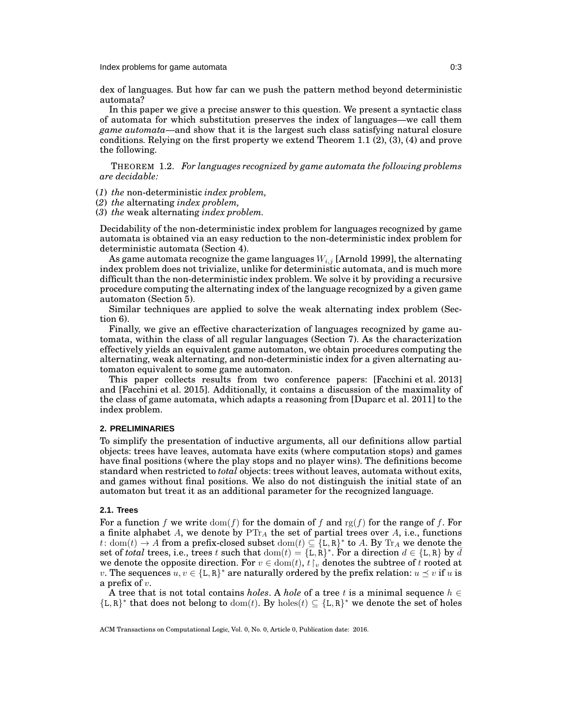dex of languages. But how far can we push the pattern method beyond deterministic automata?

In this paper we give a precise answer to this question. We present a syntactic class of automata for which substitution preserves the index of languages—we call them *game automata*—and show that it is the largest such class satisfying natural closure conditions. Relying on the first property we extend Theorem 1.1 (2), (3), (4) and prove the following.

THEOREM 1.2. *For languages recognized by game automata the following problems are decidable:*

(*1*) *the* non-deterministic *index problem,*
(*2*) *the* alternating *index problem,*
(*3*) *the* weak alternating *index problem.*

Decidability of the non-deterministic index problem for languages recognized by game automata is obtained via an easy reduction to the non-deterministic index problem for deterministic automata (Section 4).

As game automata recognize the game languages $W_{i,j}$ [Arnold 1999], the alternating index problem does not trivialize, unlike for deterministic automata, and is much more difficult than the non-deterministic index problem. We solve it by providing a recursive procedure computing the alternating index of the language recognized by a given game automaton (Section 5).

Similar techniques are applied to solve the weak alternating index problem (Section 6).

Finally, we give an effective characterization of languages recognized by game automata, within the class of all regular languages (Section 7). As the characterization effectively yields an equivalent game automaton, we obtain procedures computing the alternating, weak alternating, and non-deterministic index for a given alternating automaton equivalent to some game automaton.

This paper collects results from two conference papers: [Facchini et al. 2013] and [Facchini et al. 2015]. Additionally, it contains a discussion of the maximality of the class of game automata, which adapts a reasoning from [Duparc et al. 2011] to the index problem.

## 2. PRELIMINARIES

To simplify the presentation of inductive arguments, all our definitions allow partial objects: trees have leaves, automata have exits (where computation stops) and games have final positions (where the play stops and no player wins). The definitions become standard when restricted to *total* objects: trees without leaves, automata without exits, and games without final positions. We also do not distinguish the initial state of an automaton but treat it as an additional parameter for the recognized language.

### 2.1. Trees

For a function $f$ we write $\mathrm{dom}(f)$ for the domain of $f$ and $\mathrm{rg}(f)$ for the range of $f$. For a finite alphabet $A$, we denote by $\mathrm{PTr}_A$ the set of partial trees over $A$, i.e., functions $t\colon \mathrm{dom}(t) \to A$ from a prefix-closed subset $\mathrm{dom}(t) \subseteq \{\mathtt{L},\mathtt{R}\}^*$ to $A$. By $\mathrm{Tr}_A$ we denote the set of *total* trees, i.e., trees $t$ such that $\mathrm{dom}(t) = \{\mathtt{L},\mathtt{R}\}^*$. For a direction $d \in \{\mathtt{L},\mathtt{R}\}$ by $\bar{d}$ we denote the opposite direction. For $v \in \mathrm{dom}(t)$, $t\!\restriction_v$ denotes the subtree of $t$ rooted at $v$. The sequences $u, v \in \{\mathtt{L},\mathtt{R}\}^*$ are naturally ordered by the prefix relation: $u \preceq v$ if $u$ is a prefix of $v$.

A tree that is not total contains *holes*. A *hole* of a tree $t$ is a minimal sequence $h \in \{\mathtt{L},\mathtt{R}\}^*$ that does not belong to $\mathrm{dom}(t)$. By $\mathrm{holes}(t) \subseteq \{\mathtt{L},\mathtt{R}\}^*$ we denote the set of holes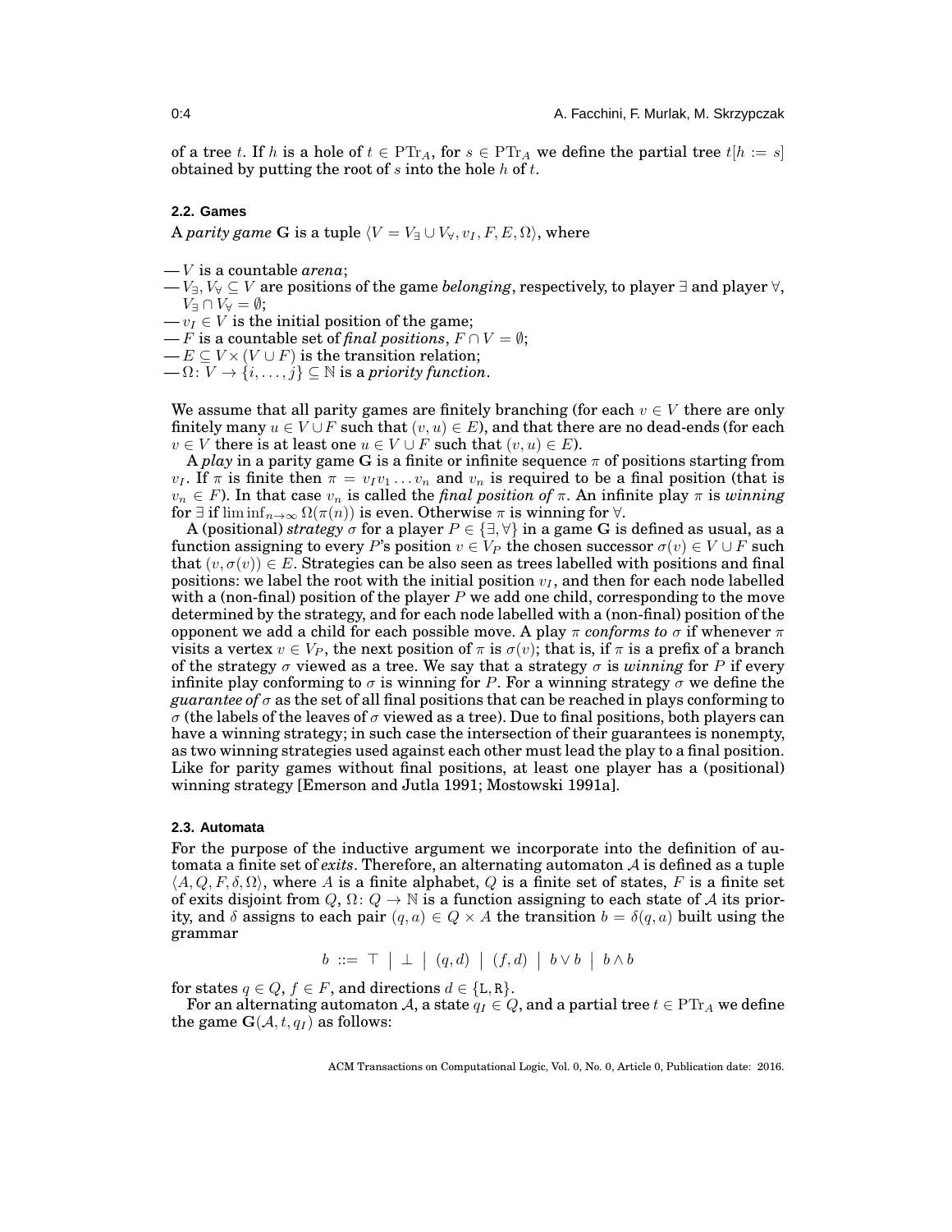of a tree $t$. If $h$ is a hole of $t \in \mathrm{PTr}_A$, for $s \in \mathrm{PTr}_A$ we define the partial tree $t[h := s]$ obtained by putting the root of $s$ into the hole $h$ of $t$.

### 2.2. Games

A *parity game* $\mathbf{G}$ is a tuple $\langle V = V_\exists \cup V_\forall, v_I, F, E, \Omega \rangle$, where

- — $V$ is a countable *arena*;
- — $V_\exists, V_\forall \subseteq V$ are positions of the game *belonging*, respectively, to player $\exists$ and player $\forall$, $V_\exists \cap V_\forall = \emptyset$;
- — $v_I \in V$ is the initial position of the game;
- — $F$ is a countable set of *final positions*, $F \cap V = \emptyset$;
- — $E \subseteq V \times (V \cup F)$ is the transition relation;
- — $\Omega \colon V \to \{i, \ldots, j\} \subseteq \mathbb{N}$ is a *priority function*.

We assume that all parity games are finitely branching (for each $v \in V$ there are only finitely many $u \in V \cup F$ such that $(v, u) \in E$), and that there are no dead-ends (for each $v \in V$ there is at least one $u \in V \cup F$ such that $(v, u) \in E$).

A *play* in a parity game $\mathbf{G}$ is a finite or infinite sequence $\pi$ of positions starting from $v_I$. If $\pi$ is finite then $\pi = v_I v_1 \ldots v_n$ and $v_n$ is required to be a final position (that is $v_n \in F$). In that case $v_n$ is called the *final position of* $\pi$. An infinite play $\pi$ is *winning* for $\exists$ if $\liminf_{n\to\infty} \Omega(\pi(n))$ is even. Otherwise $\pi$ is winning for $\forall$.

A (positional) *strategy* $\sigma$ for a player $P \in \{\exists, \forall\}$ in a game $\mathbf{G}$ is defined as usual, as a function assigning to every $P$'s position $v \in V_P$ the chosen successor $\sigma(v) \in V \cup F$ such that $(v, \sigma(v)) \in E$. Strategies can be also seen as trees labelled with positions and final positions: we label the root with the initial position $v_I$, and then for each node labelled with a (non-final) position of the player $P$ we add one child, corresponding to the move determined by the strategy, and for each node labelled with a (non-final) position of the opponent we add a child for each possible move. A play $\pi$ *conforms to* $\sigma$ if whenever $\pi$ visits a vertex $v \in V_P$, the next position of $\pi$ is $\sigma(v)$; that is, if $\pi$ is a prefix of a branch of the strategy $\sigma$ viewed as a tree. We say that a strategy $\sigma$ is *winning* for $P$ if every infinite play conforming to $\sigma$ is winning for $P$. For a winning strategy $\sigma$ we define the *guarantee of* $\sigma$ as the set of all final positions that can be reached in plays conforming to $\sigma$ (the labels of the leaves of $\sigma$ viewed as a tree). Due to final positions, both players can have a winning strategy; in such case the intersection of their guarantees is nonempty, as two winning strategies used against each other must lead the play to a final position. Like for parity games without final positions, at least one player has a (positional) winning strategy [Emerson and Jutla 1991; Mostowski 1991a].

### 2.3. Automata

For the purpose of the inductive argument we incorporate into the definition of automata a finite set of *exits*. Therefore, an alternating automaton $\mathcal{A}$ is defined as a tuple $\langle A, Q, F, \delta, \Omega \rangle$, where $A$ is a finite alphabet, $Q$ is a finite set of states, $F$ is a finite set of exits disjoint from $Q$, $\Omega \colon Q \to \mathbb{N}$ is a function assigning to each state of $\mathcal{A}$ its priority, and $\delta$ assigns to each pair $(q, a) \in Q \times A$ the transition $b = \delta(q, a)$ built using the grammar

$$b \; ::= \; \top \;\big|\; \bot \;\big|\; (q, d) \;\big|\; (f, d) \;\big|\; b \vee b \;\big|\; b \wedge b$$

for states $q \in Q$, $f \in F$, and directions $d \in \{\mathtt{L}, \mathtt{R}\}$.

For an alternating automaton $\mathcal{A}$, a state $q_I \in Q$, and a partial tree $t \in \mathrm{PTr}_A$ we define the game $\mathbf{G}(\mathcal{A}, t, q_I)$ as follows: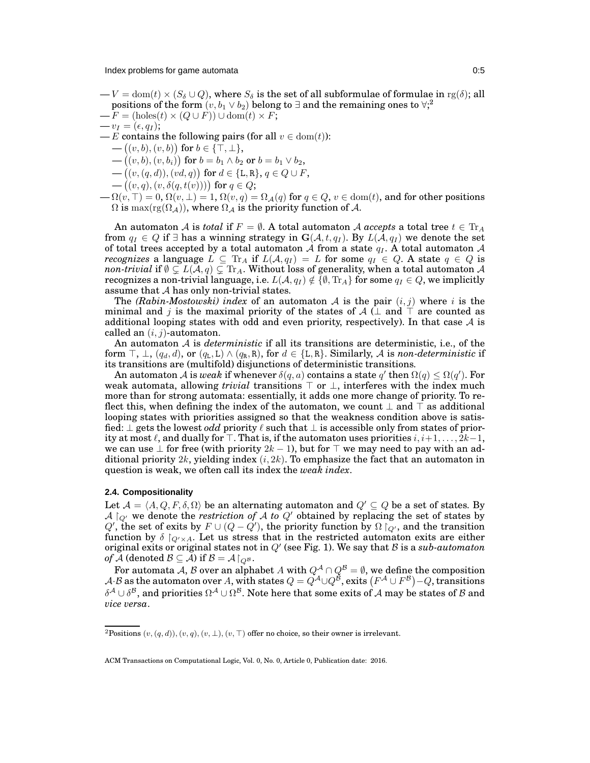— $V = \mathrm{dom}(t) \times (S_\delta \cup Q)$, where $S_\delta$ is the set of all subformulae of formulae in $\mathrm{rg}(\delta)$; all positions of the form $(v, b_1 \vee b_2)$ belong to $\exists$ and the remaining ones to $\forall$;[2]
— $F = (\mathrm{holes}(t) \times (Q \cup F)) \cup \mathrm{dom}(t) \times F$;
— $v_I = (\epsilon, q_I)$;
— $E$ contains the following pairs (for all $v \in \mathrm{dom}(t)$):
  — $\big((v, b), (v, b)\big)$ for $b \in \{\top, \bot\}$,
  — $\big((v, b), (v, b_i)\big)$ for $b = b_1 \wedge b_2$ or $b = b_1 \vee b_2$,
  — $\big((v, (q, d)), (vd, q)\big)$ for $d \in \{\mathtt{L}, \mathtt{R}\}$, $q \in Q \cup F$,
  — $\big((v, q), (v, \delta(q, t(v)))\big)$ for $q \in Q$;
— $\Omega(v, \top) = 0$, $\Omega(v, \bot) = 1$, $\Omega(v, q) = \Omega_{\mathcal{A}}(q)$ for $q \in Q$, $v \in \mathrm{dom}(t)$, and for other positions $\Omega$ is $\max(\mathrm{rg}(\Omega_{\mathcal{A}}))$, where $\Omega_{\mathcal{A}}$ is the priority function of $\mathcal{A}$.

An automaton $\mathcal{A}$ is *total* if $F = \emptyset$. A total automaton $\mathcal{A}$ *accepts* a total tree $t \in \mathrm{Tr}_A$ from $q_I \in Q$ if $\exists$ has a winning strategy in $\mathbf{G}(\mathcal{A}, t, q_I)$. By $L(\mathcal{A}, q_I)$ we denote the set of total trees accepted by a total automaton $\mathcal{A}$ from a state $q_I$. A total automaton $\mathcal{A}$ *recognizes* a language $L \subseteq \mathrm{Tr}_A$ if $L(\mathcal{A}, q_I) = L$ for some $q_I \in Q$. A state $q \in Q$ is *non-trivial* if $\emptyset \subsetneq L(\mathcal{A}, q) \subsetneq \mathrm{Tr}_A$. Without loss of generality, when a total automaton $\mathcal{A}$ recognizes a non-trivial language, i.e. $L(\mathcal{A}, q_I) \notin \{\emptyset, \mathrm{Tr}_A\}$ for some $q_I \in Q$, we implicitly assume that $\mathcal{A}$ has only non-trivial states.

The *(Rabin-Mostowski) index* of an automaton $\mathcal{A}$ is the pair $(i, j)$ where $i$ is the minimal and $j$ is the maximal priority of the states of $\mathcal{A}$ ($\bot$ and $\top$ are counted as additional looping states with odd and even priority, respectively). In that case $\mathcal{A}$ is called an $(i, j)$-automaton.

An automaton $\mathcal{A}$ is *deterministic* if all its transitions are deterministic, i.e., of the form $\top$, $\bot$, $(q_d, d)$, or $(q_{\mathtt{L}}, \mathtt{L}) \wedge (q_{\mathtt{R}}, \mathtt{R})$, for $d \in \{\mathtt{L}, \mathtt{R}\}$. Similarly, $\mathcal{A}$ is *non-deterministic* if its transitions are (multifold) disjunctions of deterministic transitions.

An automaton $\mathcal{A}$ is *weak* if whenever $\delta(q, a)$ contains a state $q'$ then $\Omega(q) \leq \Omega(q')$. For weak automata, allowing *trivial* transitions $\top$ or $\bot$, interferes with the index much more than for strong automata: essentially, it adds one more change of priority. To reflect this, when defining the index of the automaton, we count $\bot$ and $\top$ as additional looping states with priorities assigned so that the weakness condition above is satisfied: $\bot$ gets the lowest *odd* priority $\ell$ such that $\bot$ is accessible only from states of priority at most $\ell$, and dually for $\top$. That is, if the automaton uses priorities $i, i{+}1, \ldots, 2k{-}1$, we can use $\bot$ for free (with priority $2k - 1$), but for $\top$ we may need to pay with an additional priority $2k$, yielding index $(i, 2k)$. To emphasize the fact that an automaton in question is weak, we often call its index the *weak index*.

### 2.4. Compositionality

Let $\mathcal{A} = \langle A, Q, F, \delta, \Omega\rangle$ be an alternating automaton and $Q' \subseteq Q$ be a set of states. By $\mathcal{A}\restriction_{Q'}$ we denote the *restriction of* $\mathcal{A}$ *to* $Q'$ obtained by replacing the set of states by $Q'$, the set of exits by $F \cup (Q - Q')$, the priority function by $\Omega\restriction_{Q'}$, and the transition function by $\delta\restriction_{Q' \times A}$. Let us stress that in the restricted automaton exits are either original exits or original states not in $Q'$ (see Fig. 1). We say that $\mathcal{B}$ is a *sub-automaton of* $\mathcal{A}$ (denoted $\mathcal{B} \subseteq \mathcal{A}$) if $\mathcal{B} = \mathcal{A}\restriction_{Q^{\mathcal{B}}}$.

For automata $\mathcal{A}$, $\mathcal{B}$ over an alphabet $A$ with $Q^{\mathcal{A}} \cap Q^{\mathcal{B}} = \emptyset$, we define the composition $\mathcal{A}{\cdot}\mathcal{B}$ as the automaton over $A$, with states $Q = Q^{\mathcal{A}} \cup Q^{\mathcal{B}}$, exits $\big(F^{\mathcal{A}} \cup F^{\mathcal{B}}\big) - Q$, transitions $\delta^{\mathcal{A}} \cup \delta^{\mathcal{B}}$, and priorities $\Omega^{\mathcal{A}} \cup \Omega^{\mathcal{B}}$. Note here that some exits of $\mathcal{A}$ may be states of $\mathcal{B}$ and *vice versa*.

[2] Positions $(v, (q, d)), (v, q), (v, \bot), (v, \top)$ offer no choice, so their owner is irrelevant.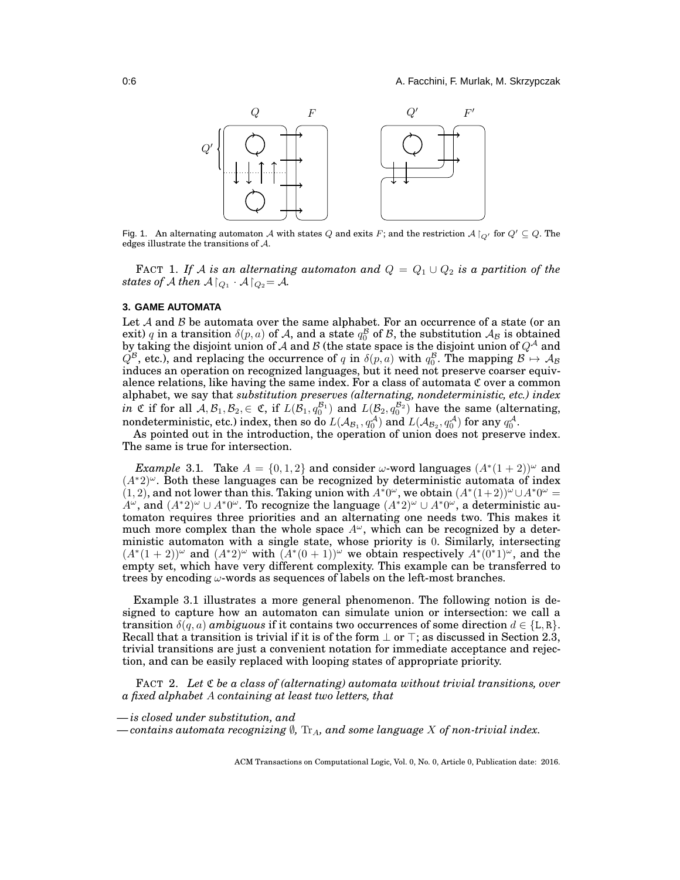Fig. 1. An alternating automaton $\mathcal{A}$ with states $Q$ and exits $F$; and the restriction $\mathcal{A}\restriction_{Q'}$ for $Q' \subseteq Q$. The edges illustrate the transitions of $\mathcal{A}$.

FACT 1. *If $\mathcal{A}$ is an alternating automaton and $Q = Q_1 \cup Q_2$ is a partition of the states of $\mathcal{A}$ then $\mathcal{A}\restriction_{Q_1} \cdot \mathcal{A}\restriction_{Q_2} = \mathcal{A}$.*

## 3. GAME AUTOMATA

Let $\mathcal{A}$ and $\mathcal{B}$ be automata over the same alphabet. For an occurrence of a state (or an exit) $q$ in a transition $\delta(p, a)$ of $\mathcal{A}$, and a state $q_0^{\mathcal{B}}$ of $\mathcal{B}$, the substitution $\mathcal{A}_{\mathcal{B}}$ is obtained by taking the disjoint union of $\mathcal{A}$ and $\mathcal{B}$ (the state space is the disjoint union of $Q^{\mathcal{A}}$ and $Q^{\mathcal{B}}$, etc.), and replacing the occurrence of $q$ in $\delta(p, a)$ with $q_0^{\mathcal{B}}$. The mapping $\mathcal{B} \mapsto \mathcal{A}_{\mathcal{B}}$ induces an operation on recognized languages, but it need not preserve coarser equivalence relations, like having the same index. For a class of automata $\mathfrak{C}$ over a common alphabet, we say that *substitution preserves (alternating, nondeterministic, etc.) index in* $\mathfrak{C}$ if for all $\mathcal{A}, \mathcal{B}_1, \mathcal{B}_2, \in \mathfrak{C}$, if $L(\mathcal{B}_1, q_0^{\mathcal{B}_1})$ and $L(\mathcal{B}_2, q_0^{\mathcal{B}_2})$ have the same (alternating, nondeterministic, etc.) index, then so do $L(\mathcal{A}_{\mathcal{B}_1}, q_0^{\mathcal{A}})$ and $L(\mathcal{A}_{\mathcal{B}_2}, q_0^{\mathcal{A}})$ for any $q_0^{\mathcal{A}}$.

As pointed out in the introduction, the operation of union does not preserve index. The same is true for intersection.

*Example* 3.1. Take $A = \{0, 1, 2\}$ and consider $\omega$-word languages $(A^*(1+2))^\omega$ and $(A^*2)^\omega$. Both these languages can be recognized by deterministic automata of index $(1, 2)$, and not lower than this. Taking union with $A^*0^\omega$, we obtain $(A^*(1+2))^\omega \cup A^*0^\omega = A^\omega$, and $(A^*2)^\omega \cup A^*0^\omega$. To recognize the language $(A^*2)^\omega \cup A^*0^\omega$, a deterministic automaton requires three priorities and an alternating one needs two. This makes it much more complex than the whole space $A^\omega$, which can be recognized by a deterministic automaton with a single state, whose priority is $0$. Similarly, intersecting $(A^*(1+2))^\omega$ and $(A^*2)^\omega$ with $(A^*(0+1))^\omega$ we obtain respectively $A^*(0^*1)^\omega$, and the empty set, which have very different complexity. This example can be transferred to trees by encoding $\omega$-words as sequences of labels on the left-most branches.

Example 3.1 illustrates a more general phenomenon. The following notion is designed to capture how an automaton can simulate union or intersection: we call a transition $\delta(q, a)$ *ambiguous* if it contains two occurrences of some direction $d \in \{\mathtt{L}, \mathtt{R}\}$. Recall that a transition is trivial if it is of the form $\bot$ or $\top$; as discussed in Section 2.3, trivial transitions are just a convenient notation for immediate acceptance and rejection, and can be easily replaced with looping states of appropriate priority.

FACT 2. *Let $\mathfrak{C}$ be a class of (alternating) automata without trivial transitions, over a fixed alphabet $A$ containing at least two letters, that*

- *is closed under substitution, and*
- *contains automata recognizing $\emptyset$, $\mathrm{Tr}_A$, and some language $X$ of non-trivial index.*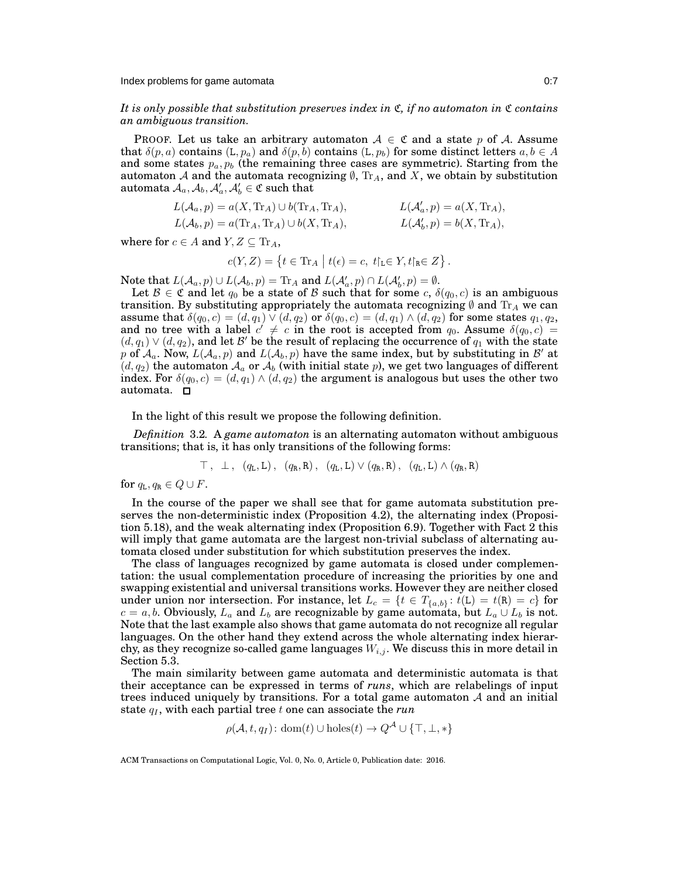*It is only possible that substitution preserves index in $\mathfrak{C}$, if no automaton in $\mathfrak{C}$ contains an ambiguous transition.*

PROOF. Let us take an arbitrary automaton $\mathcal{A} \in \mathfrak{C}$ and a state $p$ of $\mathcal{A}$. Assume that $\delta(p, a)$ contains $(\mathtt{L}, p_a)$ and $\delta(p, b)$ contains $(\mathtt{L}, p_b)$ for some distinct letters $a, b \in A$ and some states $p_a, p_b$ (the remaining three cases are symmetric). Starting from the automaton $\mathcal{A}$ and the automata recognizing $\emptyset$, $\mathrm{Tr}_A$, and $X$, we obtain by substitution automata $\mathcal{A}_a, \mathcal{A}_b, \mathcal{A}'_a, \mathcal{A}'_b \in \mathfrak{C}$ such that

$$L(\mathcal{A}_a, p) = a(X, \mathrm{Tr}_A) \cup b(\mathrm{Tr}_A, \mathrm{Tr}_A), \qquad L(\mathcal{A}'_a, p) = a(X, \mathrm{Tr}_A),$$
$$L(\mathcal{A}_b, p) = a(\mathrm{Tr}_A, \mathrm{Tr}_A) \cup b(X, \mathrm{Tr}_A), \qquad L(\mathcal{A}'_b, p) = b(X, \mathrm{Tr}_A),$$

where for $c \in A$ and $Y, Z \subseteq \mathrm{Tr}_A$,

$$c(Y, Z) = \left\{ t \in \mathrm{Tr}_A \;\middle|\; t(\epsilon) = c,\ t{\restriction_{\mathtt{L}}} \in Y, t{\restriction_{\mathtt{R}}} \in Z \right\}.$$

Note that $L(\mathcal{A}_a, p) \cup L(\mathcal{A}_b, p) = \mathrm{Tr}_A$ and $L(\mathcal{A}'_a, p) \cap L(\mathcal{A}'_b, p) = \emptyset$.

Let $\mathcal{B} \in \mathfrak{C}$ and let $q_0$ be a state of $\mathcal{B}$ such that for some $c$, $\delta(q_0, c)$ is an ambiguous transition. By substituting appropriately the automata recognizing $\emptyset$ and $\mathrm{Tr}_A$ we can assume that $\delta(q_0, c) = (d, q_1) \vee (d, q_2)$ or $\delta(q_0, c) = (d, q_1) \wedge (d, q_2)$ for some states $q_1, q_2$, and no tree with a label $c' \neq c$ in the root is accepted from $q_0$. Assume $\delta(q_0, c) = (d, q_1) \vee (d, q_2)$, and let $\mathcal{B}'$ be the result of replacing the occurrence of $q_1$ with the state $p$ of $\mathcal{A}_a$. Now, $L(\mathcal{A}_a, p)$ and $L(\mathcal{A}_b, p)$ have the same index, but by substituting in $\mathcal{B}'$ at $(d, q_2)$ the automaton $\mathcal{A}_a$ or $\mathcal{A}_b$ (with initial state $p$), we get two languages of different index. For $\delta(q_0, c) = (d, q_1) \wedge (d, q_2)$ the argument is analogous but uses the other two automata. $\square$

In the light of this result we propose the following definition.

*Definition* 3.2. A *game automaton* is an alternating automaton without ambiguous transitions; that is, it has only transitions of the following forms:

$$\top\,,\ \ \bot\,,\ \ (q_{\mathtt{L}}, \mathtt{L})\,,\ \ (q_{\mathtt{R}}, \mathtt{R})\,,\ \ (q_{\mathtt{L}}, \mathtt{L}) \vee (q_{\mathtt{R}}, \mathtt{R})\,,\ \ (q_{\mathtt{L}}, \mathtt{L}) \wedge (q_{\mathtt{R}}, \mathtt{R})$$

for $q_{\mathtt{L}}, q_{\mathtt{R}} \in Q \cup F$.

In the course of the paper we shall see that for game automata substitution preserves the non-deterministic index (Proposition 4.2), the alternating index (Proposition 5.18), and the weak alternating index (Proposition 6.9). Together with Fact 2 this will imply that game automata are the largest non-trivial subclass of alternating automata closed under substitution for which substitution preserves the index.

The class of languages recognized by game automata is closed under complementation: the usual complementation procedure of increasing the priorities by one and swapping existential and universal transitions works. However they are neither closed under union nor intersection. For instance, let $L_c = \{t \in T_{\{a,b\}} : t(\mathtt{L}) = t(\mathtt{R}) = c\}$ for $c = a, b$. Obviously, $L_a$ and $L_b$ are recognizable by game automata, but $L_a \cup L_b$ is not. Note that the last example also shows that game automata do not recognize all regular languages. On the other hand they extend across the whole alternating index hierarchy, as they recognize so-called game languages $W_{i,j}$. We discuss this in more detail in Section 5.3.

The main similarity between game automata and deterministic automata is that their acceptance can be expressed in terms of *runs*, which are relabelings of input trees induced uniquely by transitions. For a total game automaton $\mathcal{A}$ and an initial state $q_I$, with each partial tree $t$ one can associate the *run*

$$\rho(\mathcal{A}, t, q_I) \colon \mathrm{dom}(t) \cup \mathrm{holes}(t) \to Q^{\mathcal{A}} \cup \{\top, \bot, *\}$$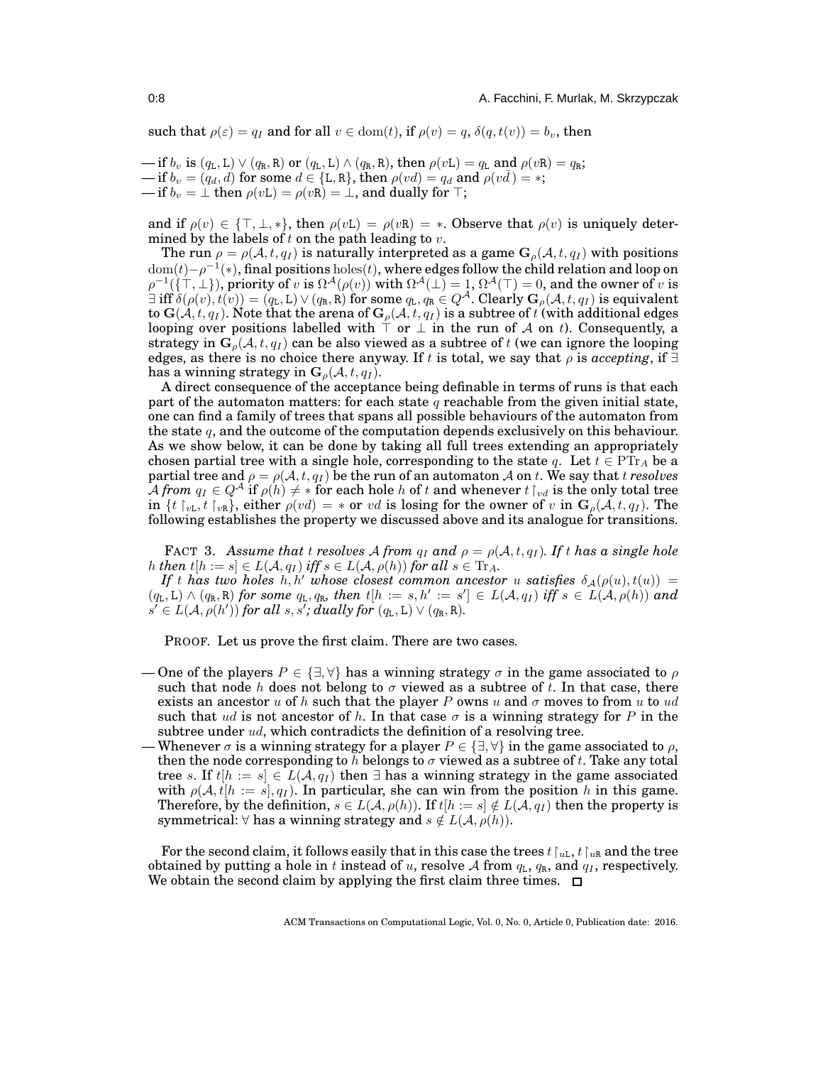such that $\rho(\varepsilon) = q_I$ and for all $v \in \mathrm{dom}(t)$, if $\rho(v) = q$, $\delta(q, t(v)) = b_v$, then

— if $b_v$ is $(q_\mathtt{L}, \mathtt{L}) \vee (q_\mathtt{R}, \mathtt{R})$ or $(q_\mathtt{L}, \mathtt{L}) \wedge (q_\mathtt{R}, \mathtt{R})$, then $\rho(v\mathtt{L}) = q_\mathtt{L}$ and $\rho(v\mathtt{R}) = q_\mathtt{R}$;
— if $b_v = (q_d, d)$ for some $d \in \{\mathtt{L}, \mathtt{R}\}$, then $\rho(vd) = q_d$ and $\rho(v\bar{d}) = *$;
— if $b_v = \bot$ then $\rho(v\mathtt{L}) = \rho(v\mathtt{R}) = \bot$, and dually for $\top$;

and if $\rho(v) \in \{\top, \bot, *\}$, then $\rho(v\mathtt{L}) = \rho(v\mathtt{R}) = *$. Observe that $\rho(v)$ is uniquely determined by the labels of $t$ on the path leading to $v$.

The run $\rho = \rho(\mathcal{A}, t, q_I)$ is naturally interpreted as a game $\mathbf{G}_\rho(\mathcal{A}, t, q_I)$ with positions $\mathrm{dom}(t) - \rho^{-1}(*)$, final positions $\mathrm{holes}(t)$, where edges follow the child relation and loop on $\rho^{-1}(\{\top, \bot\})$, priority of $v$ is $\Omega^\mathcal{A}(\rho(v))$ with $\Omega^\mathcal{A}(\bot) = 1$, $\Omega^\mathcal{A}(\top) = 0$, and the owner of $v$ is $\exists$ iff $\delta(\rho(v), t(v)) = (q_\mathtt{L}, \mathtt{L}) \vee (q_\mathtt{R}, \mathtt{R})$ for some $q_\mathtt{L}, q_\mathtt{R} \in Q^\mathcal{A}$. Clearly $\mathbf{G}_\rho(\mathcal{A}, t, q_I)$ is equivalent to $\mathbf{G}(\mathcal{A}, t, q_I)$. Note that the arena of $\mathbf{G}_\rho(\mathcal{A}, t, q_I)$ is a subtree of $t$ (with additional edges looping over positions labelled with $\top$ or $\bot$ in the run of $\mathcal{A}$ on $t$). Consequently, a strategy in $\mathbf{G}_\rho(\mathcal{A}, t, q_I)$ can be also viewed as a subtree of $t$ (we can ignore the looping edges, as there is no choice there anyway. If $t$ is total, we say that $\rho$ is *accepting*, if $\exists$ has a winning strategy in $\mathbf{G}_\rho(\mathcal{A}, t, q_I)$.

A direct consequence of the acceptance being definable in terms of runs is that each part of the automaton matters: for each state $q$ reachable from the given initial state, one can find a family of trees that spans all possible behaviours of the automaton from the state $q$, and the outcome of the computation depends exclusively on this behaviour. As we show below, it can be done by taking all full trees extending an appropriately chosen partial tree with a single hole, corresponding to the state $q$. Let $t \in \mathrm{PTr}_A$ be a partial tree and $\rho = \rho(\mathcal{A}, t, q_I)$ be the run of an automaton $\mathcal{A}$ on $t$. We say that $t$ *resolves* $\mathcal{A}$ *from* $q_I \in Q^\mathcal{A}$ if $\rho(h) \neq *$ for each hole $h$ of $t$ and whenever $t\restriction_{vd}$ is the only total tree in $\{t\restriction_{v\mathtt{L}}, t\restriction_{v\mathtt{R}}\}$, either $\rho(vd) = *$ or $vd$ is losing for the owner of $v$ in $\mathbf{G}_\rho(\mathcal{A}, t, q_I)$. The following establishes the property we discussed above and its analogue for transitions.

FACT 3. *Assume that $t$ resolves $\mathcal{A}$ from $q_I$ and $\rho = \rho(\mathcal{A}, t, q_I)$. If $t$ has a single hole $h$ then $t[h := s] \in L(\mathcal{A}, q_I)$ iff $s \in L(\mathcal{A}, \rho(h))$ for all $s \in \mathrm{Tr}_A$.*

*If $t$ has two holes $h, h'$ whose closest common ancestor $u$ satisfies $\delta_\mathcal{A}(\rho(u), t(u)) = (q_\mathtt{L}, \mathtt{L}) \wedge (q_\mathtt{R}, \mathtt{R})$ for some $q_\mathtt{L}, q_\mathtt{R}$, then $t[h := s, h' := s'] \in L(\mathcal{A}, q_I)$ iff $s \in L(\mathcal{A}, \rho(h))$ and $s' \in L(\mathcal{A}, \rho(h'))$ for all $s, s'$; dually for $(q_\mathtt{L}, \mathtt{L}) \vee (q_\mathtt{R}, \mathtt{R})$.*

PROOF. Let us prove the first claim. There are two cases.

— One of the players $P \in \{\exists, \forall\}$ has a winning strategy $\sigma$ in the game associated to $\rho$ such that node $h$ does not belong to $\sigma$ viewed as a subtree of $t$. In that case, there exists an ancestor $u$ of $h$ such that the player $P$ owns $u$ and $\sigma$ moves to from $u$ to $ud$ such that $ud$ is not ancestor of $h$. In that case $\sigma$ is a winning strategy for $P$ in the subtree under $ud$, which contradicts the definition of a resolving tree.
— Whenever $\sigma$ is a winning strategy for a player $P \in \{\exists, \forall\}$ in the game associated to $\rho$, then the node corresponding to $h$ belongs to $\sigma$ viewed as a subtree of $t$. Take any total tree $s$. If $t[h := s] \in L(\mathcal{A}, q_I)$ then $\exists$ has a winning strategy in the game associated with $\rho(\mathcal{A}, t[h := s], q_I)$. In particular, she can win from the position $h$ in this game. Therefore, by the definition, $s \in L(\mathcal{A}, \rho(h))$. If $t[h := s] \notin L(\mathcal{A}, q_I)$ then the property is symmetrical: $\forall$ has a winning strategy and $s \notin L(\mathcal{A}, \rho(h))$.

For the second claim, it follows easily that in this case the trees $t\restriction_{u\mathtt{L}}, t\restriction_{u\mathtt{R}}$ and the tree obtained by putting a hole in $t$ instead of $u$, resolve $\mathcal{A}$ from $q_\mathtt{L}$, $q_\mathtt{R}$, and $q_I$, respectively. We obtain the second claim by applying the first claim three times. $\square$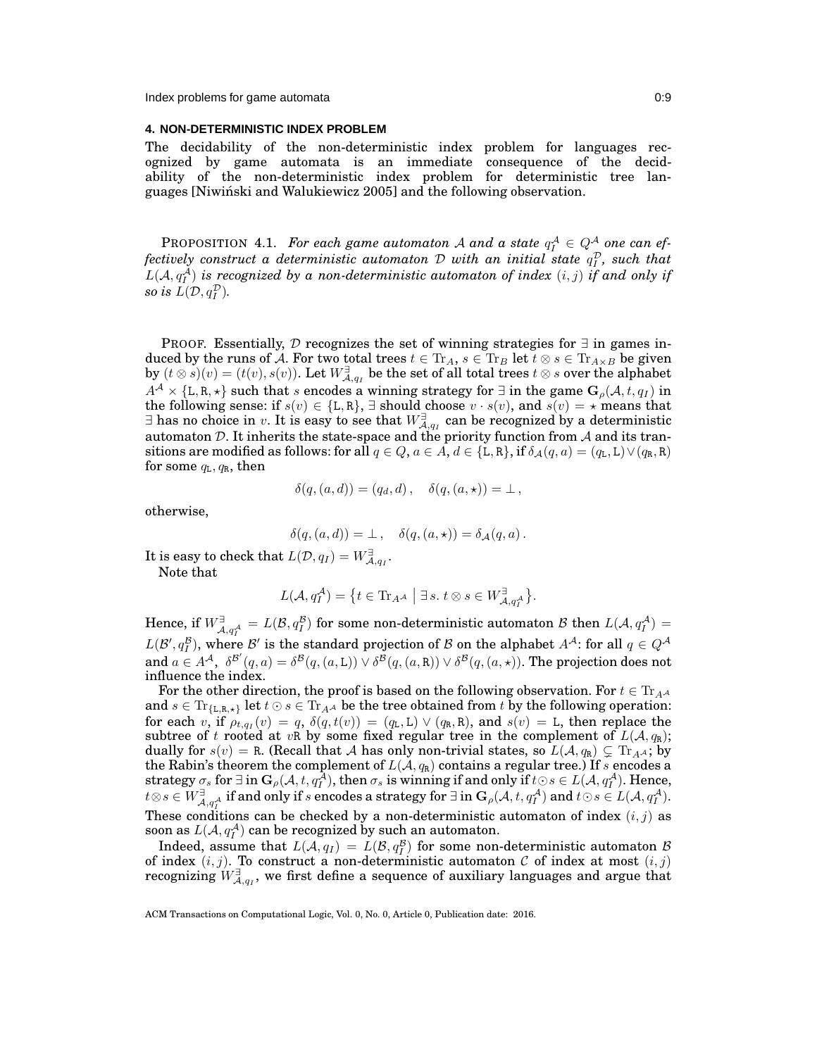## 4. NON-DETERMINISTIC INDEX PROBLEM

The decidability of the non-deterministic index problem for languages recognized by game automata is an immediate consequence of the decidability of the non-deterministic index problem for deterministic tree languages [Niwiński and Walukiewicz 2005] and the following observation.

PROPOSITION 4.1. *For each game automaton $\mathcal{A}$ and a state $q_I^{\mathcal{A}} \in Q^{\mathcal{A}}$ one can effectively construct a deterministic automaton $\mathcal{D}$ with an initial state $q_I^{\mathcal{D}}$, such that $L(\mathcal{A}, q_I^{\mathcal{A}})$ is recognized by a non-deterministic automaton of index $(i,j)$ if and only if so is $L(\mathcal{D}, q_I^{\mathcal{D}})$.*

PROOF. Essentially, $\mathcal{D}$ recognizes the set of winning strategies for $\exists$ in games induced by the runs of $\mathcal{A}$. For two total trees $t \in \mathrm{Tr}_A$, $s \in \mathrm{Tr}_B$ let $t \otimes s \in \mathrm{Tr}_{A\times B}$ be given by $(t \otimes s)(v) = (t(v), s(v))$. Let $W^{\exists}_{\mathcal{A},q_I}$ be the set of all total trees $t \otimes s$ over the alphabet $A^{\mathcal{A}} \times \{\mathtt{L}, \mathtt{R}, \star\}$ such that $s$ encodes a winning strategy for $\exists$ in the game $\mathbf{G}_\rho(\mathcal{A}, t, q_I)$ in the following sense: if $s(v) \in \{\mathtt{L}, \mathtt{R}\}$, $\exists$ should choose $v \cdot s(v)$, and $s(v) = \star$ means that $\exists$ has no choice in $v$. It is easy to see that $W^{\exists}_{\mathcal{A},q_I}$ can be recognized by a deterministic automaton $\mathcal{D}$. It inherits the state-space and the priority function from $\mathcal{A}$ and its transitions are modified as follows: for all $q \in Q$, $a \in A$, $d \in \{\mathtt{L}, \mathtt{R}\}$, if $\delta_{\mathcal{A}}(q, a) = (q_{\mathtt{L}}, \mathtt{L}) \vee (q_{\mathtt{R}}, \mathtt{R})$ for some $q_{\mathtt{L}}, q_{\mathtt{R}}$, then

$$\delta(q, (a, d)) = (q_d, d)\,, \quad \delta(q, (a, \star)) = \bot\,,$$

otherwise,

$$\delta(q, (a, d)) = \bot\,, \quad \delta(q, (a, \star)) = \delta_{\mathcal{A}}(q, a)\,.$$

It is easy to check that $L(\mathcal{D}, q_I) = W^{\exists}_{\mathcal{A},q_I}$.

Note that

$$L(\mathcal{A}, q_I^{\mathcal{A}}) = \left\{ t \in \mathrm{Tr}_{A^{\mathcal{A}}} \;\middle|\; \exists s.\; t \otimes s \in W^{\exists}_{\mathcal{A},q_I^{\mathcal{A}}} \right\}.$$

Hence, if $W^{\exists}_{\mathcal{A},q_I^{\mathcal{A}}} = L(\mathcal{B}, q_I^{\mathcal{B}})$ for some non-deterministic automaton $\mathcal{B}$ then $L(\mathcal{A}, q_I^{\mathcal{A}}) = L(\mathcal{B}', q_I^{\mathcal{B}})$, where $\mathcal{B}'$ is the standard projection of $\mathcal{B}$ on the alphabet $A^{\mathcal{A}}$: for all $q \in Q^{\mathcal{A}}$ and $a \in A^{\mathcal{A}}$, $\delta^{\mathcal{B}'}(q, a) = \delta^{\mathcal{B}}(q, (a, \mathtt{L})) \vee \delta^{\mathcal{B}}(q, (a, \mathtt{R})) \vee \delta^{\mathcal{B}}(q, (a, \star))$. The projection does not influence the index.

For the other direction, the proof is based on the following observation. For $t \in \mathrm{Tr}_{A^{\mathcal{A}}}$ and $s \in \mathrm{Tr}_{\{\mathtt{L},\mathtt{R},\star\}}$ let $t \odot s \in \mathrm{Tr}_{A^{\mathcal{A}}}$ be the tree obtained from $t$ by the following operation: for each $v$, if $\rho_{t,q_I}(v) = q$, $\delta(q, t(v)) = (q_{\mathtt{L}}, \mathtt{L}) \vee (q_{\mathtt{R}}, \mathtt{R})$, and $s(v) = \mathtt{L}$, then replace the subtree of $t$ rooted at $v\mathtt{R}$ by some fixed regular tree in the complement of $L(\mathcal{A}, q_{\mathtt{R}})$; dually for $s(v) = \mathtt{R}$. (Recall that $\mathcal{A}$ has only non-trivial states, so $L(\mathcal{A}, q_{\mathtt{R}}) \subsetneq \mathrm{Tr}_{A^{\mathcal{A}}}$; by the Rabin's theorem the complement of $L(\mathcal{A}, q_{\mathtt{R}})$ contains a regular tree.) If $s$ encodes a strategy $\sigma_s$ for $\exists$ in $\mathbf{G}_\rho(\mathcal{A}, t, q_I^{\mathcal{A}})$, then $\sigma_s$ is winning if and only if $t \odot s \in L(\mathcal{A}, q_I^{\mathcal{A}})$. Hence, $t \otimes s \in W^{\exists}_{\mathcal{A},q_I^{\mathcal{A}}}$ if and only if $s$ encodes a strategy for $\exists$ in $\mathbf{G}_\rho(\mathcal{A}, t, q_I^{\mathcal{A}})$ and $t \odot s \in L(\mathcal{A}, q_I^{\mathcal{A}})$. These conditions can be checked by a non-deterministic automaton of index $(i,j)$ as soon as $L(\mathcal{A}, q_I^{\mathcal{A}})$ can be recognized by such an automaton.

Indeed, assume that $L(\mathcal{A}, q_I) = L(\mathcal{B}, q_I^{\mathcal{B}})$ for some non-deterministic automaton $\mathcal{B}$ of index $(i,j)$. To construct a non-deterministic automaton $\mathcal{C}$ of index at most $(i,j)$ recognizing $W^{\exists}_{\mathcal{A},q_I}$, we first define a sequence of auxiliary languages and argue that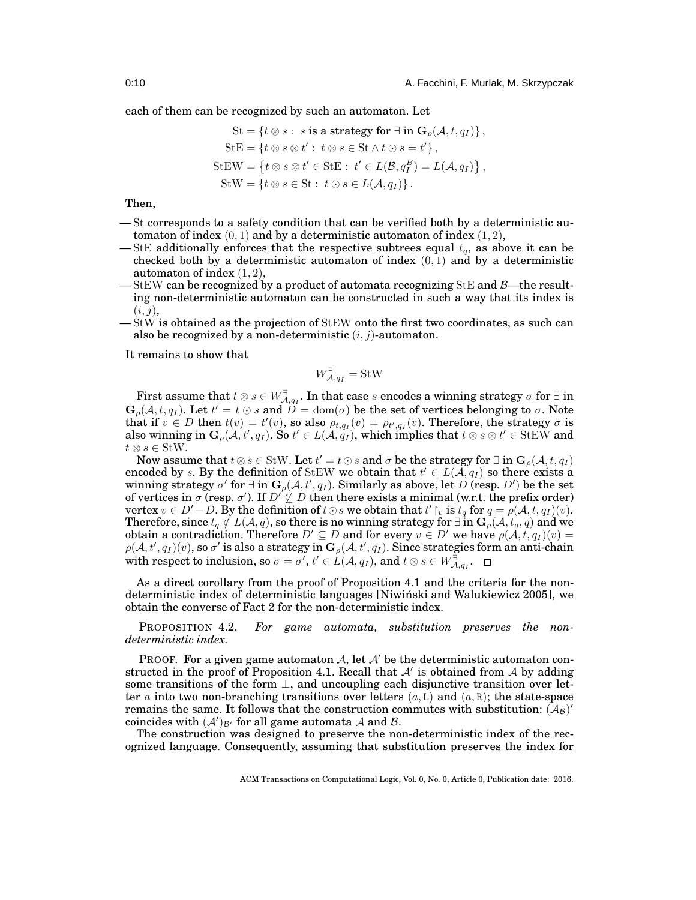each of them can be recognized by such an automaton. Let

$$
\begin{aligned}
\mathrm{St} &= \{t \otimes s : \ s \text{ is a strategy for } \exists \text{ in } \mathbf{G}_\rho(\mathcal{A}, t, q_I)\}, \\
\mathrm{StE} &= \{t \otimes s \otimes t' : \ t \otimes s \in \mathrm{St} \wedge t \odot s = t'\}, \\
\mathrm{StEW} &= \left\{t \otimes s \otimes t' \in \mathrm{StE} : \ t' \in L(\mathcal{B}, q_I^B) = L(\mathcal{A}, q_I)\right\}, \\
\mathrm{StW} &= \{t \otimes s \in \mathrm{St} : \ t \odot s \in L(\mathcal{A}, q_I)\}.
\end{aligned}
$$

Then,

— $\mathrm{St}$ corresponds to a safety condition that can be verified both by a deterministic automaton of index $(0, 1)$ and by a deterministic automaton of index $(1, 2)$,

— $\mathrm{StE}$ additionally enforces that the respective subtrees equal $t_q$, as above it can be checked both by a deterministic automaton of index $(0, 1)$ and by a deterministic automaton of index $(1, 2)$,

— $\mathrm{StEW}$ can be recognized by a product of automata recognizing $\mathrm{StE}$ and $\mathcal{B}$—the resulting non-deterministic automaton can be constructed in such a way that its index is $(i, j)$,

— $\mathrm{StW}$ is obtained as the projection of $\mathrm{StEW}$ onto the first two coordinates, as such can also be recognized by a non-deterministic $(i, j)$-automaton.

It remains to show that

$$
W^{\exists}_{\mathcal{A}, q_I} = \mathrm{StW}
$$

First assume that $t \otimes s \in W^{\exists}_{\mathcal{A}, q_I}$. In that case $s$ encodes a winning strategy $\sigma$ for $\exists$ in $\mathbf{G}_\rho(\mathcal{A}, t, q_I)$. Let $t' = t \odot s$ and $D = \mathrm{dom}(\sigma)$ be the set of vertices belonging to $\sigma$. Note that if $v \in D$ then $t(v) = t'(v)$, so also $\rho_{t,q_I}(v) = \rho_{t',q_I}(v)$. Therefore, the strategy $\sigma$ is also winning in $\mathbf{G}_\rho(\mathcal{A}, t', q_I)$. So $t' \in L(\mathcal{A}, q_I)$, which implies that $t \otimes s \otimes t' \in \mathrm{StEW}$ and $t \otimes s \in \mathrm{StW}$.

Now assume that $t \otimes s \in \mathrm{StW}$. Let $t' = t \odot s$ and $\sigma$ be the strategy for $\exists$ in $\mathbf{G}_\rho(\mathcal{A}, t, q_I)$ encoded by $s$. By the definition of $\mathrm{StEW}$ we obtain that $t' \in L(\mathcal{A}, q_I)$ so there exists a winning strategy $\sigma'$ for $\exists$ in $\mathbf{G}_\rho(\mathcal{A}, t', q_I)$. Similarly as above, let $D$ (resp. $D'$) be the set of vertices in $\sigma$ (resp. $\sigma'$). If $D' \not\subseteq D$ then there exists a minimal (w.r.t. the prefix order) vertex $v \in D' - D$. By the definition of $t \odot s$ we obtain that $t' \restriction_v$ is $t_q$ for $q = \rho(\mathcal{A}, t, q_I)(v)$. Therefore, since $t_q \notin L(\mathcal{A}, q)$, so there is no winning strategy for $\exists$ in $\mathbf{G}_\rho(\mathcal{A}, t_q, q)$ and we obtain a contradiction. Therefore $D' \subseteq D$ and for every $v \in D'$ we have $\rho(\mathcal{A}, t, q_I)(v) = \rho(\mathcal{A}, t', q_I)(v)$, so $\sigma'$ is also a strategy in $\mathbf{G}_\rho(\mathcal{A}, t', q_I)$. Since strategies form an anti-chain with respect to inclusion, so $\sigma = \sigma'$, $t' \in L(\mathcal{A}, q_I)$, and $t \otimes s \in W^{\exists}_{\mathcal{A}, q_I}$. ◻

As a direct corollary from the proof of Proposition 4.1 and the criteria for the non-deterministic index of deterministic languages [Niwiński and Walukiewicz 2005], we obtain the converse of Fact 2 for the non-deterministic index.

PROPOSITION 4.2. *For game automata, substitution preserves the non-deterministic index.*

PROOF. For a given game automaton $\mathcal{A}$, let $\mathcal{A}'$ be the deterministic automaton constructed in the proof of Proposition 4.1. Recall that $\mathcal{A}'$ is obtained from $\mathcal{A}$ by adding some transitions of the form $\perp$, and uncoupling each disjunctive transition over letter $a$ into two non-branching transitions over letters $(a, \mathtt{L})$ and $(a, \mathtt{R})$; the state-space remains the same. It follows that the construction commutes with substitution: $(\mathcal{A}_\mathcal{B})'$ coincides with $(\mathcal{A}')_{\mathcal{B}'}$ for all game automata $\mathcal{A}$ and $\mathcal{B}$.

The construction was designed to preserve the non-deterministic index of the recognized language. Consequently, assuming that substitution preserves the index for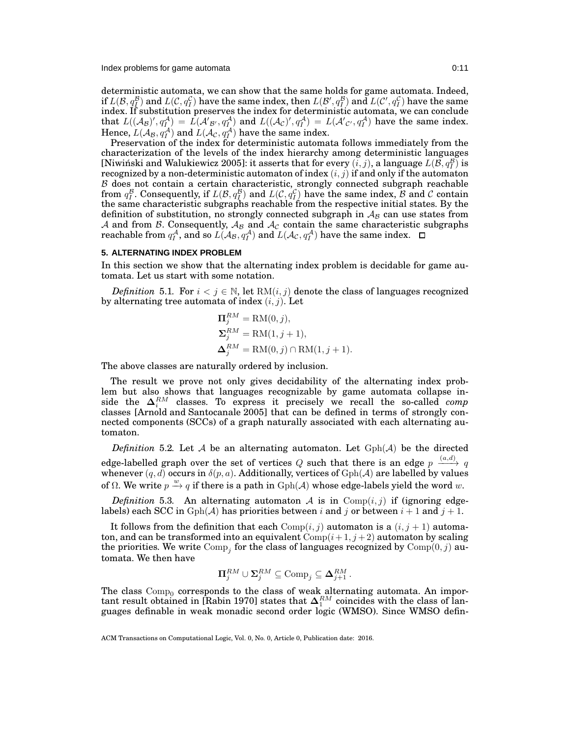deterministic automata, we can show that the same holds for game automata. Indeed, if $L(\mathcal{B}, q_I^{\mathcal{B}})$ and $L(\mathcal{C}, q_I^{\mathcal{C}})$ have the same index, then $L(\mathcal{B}', q_I^{\mathcal{B}})$ and $L(\mathcal{C}', q_I^{\mathcal{C}})$ have the same index. If substitution preserves the index for deterministic automata, we can conclude that $L((\mathcal{A}_{\mathcal{B}})', q_I^{\mathcal{A}}) = L(\mathcal{A}'_{\mathcal{B}'}, q_I^{\mathcal{A}})$ and $L((\mathcal{A}_{\mathcal{C}})', q_I^{\mathcal{A}}) = L(\mathcal{A}'_{\mathcal{C}'}, q_I^{\mathcal{A}})$ have the same index. Hence, $L(\mathcal{A}_{\mathcal{B}}, q_I^{\mathcal{A}})$ and $L(\mathcal{A}_{\mathcal{C}}, q_I^{\mathcal{A}})$ have the same index.

Preservation of the index for deterministic automata follows immediately from the characterization of the levels of the index hierarchy among deterministic languages [Niwiński and Walukiewicz 2005]: it asserts that for every $(i, j)$, a language $L(\mathcal{B}, q_I^{\mathcal{B}})$ is recognized by a non-deterministic automaton of index $(i, j)$ if and only if the automaton $\mathcal{B}$ does not contain a certain characteristic, strongly connected subgraph reachable from $q_I^{\mathcal{B}}$. Consequently, if $L(\mathcal{B}, q_I^{\mathcal{B}})$ and $L(\mathcal{C}, q_I^{\mathcal{C}})$ have the same index, $\mathcal{B}$ and $\mathcal{C}$ contain the same characteristic subgraphs reachable from the respective initial states. By the definition of substitution, no strongly connected subgraph in $\mathcal{A}_{\mathcal{B}}$ can use states from $\mathcal{A}$ and from $\mathcal{B}$. Consequently, $\mathcal{A}_{\mathcal{B}}$ and $\mathcal{A}_{\mathcal{C}}$ contain the same characteristic subgraphs reachable from $q_I^{\mathcal{A}}$, and so $L(\mathcal{A}_{\mathcal{B}}, q_I^{\mathcal{A}})$ and $L(\mathcal{A}_{\mathcal{C}}, q_I^{\mathcal{A}})$ have the same index. □

## 5. ALTERNATING INDEX PROBLEM

In this section we show that the alternating index problem is decidable for game automata. Let us start with some notation.

*Definition* 5.1. For $i < j \in \mathbb{N}$, let $\mathrm{RM}(i, j)$ denote the class of languages recognized by alternating tree automata of index $(i, j)$. Let

$$\mathbf{\Pi}_j^{RM} = \mathrm{RM}(0, j),$$
$$\mathbf{\Sigma}_j^{RM} = \mathrm{RM}(1, j+1),$$
$$\mathbf{\Delta}_j^{RM} = \mathrm{RM}(0, j) \cap \mathrm{RM}(1, j+1).$$

The above classes are naturally ordered by inclusion.

The result we prove not only gives decidability of the alternating index problem but also shows that languages recognizable by game automata collapse inside the $\mathbf{\Delta}_i^{RM}$ classes. To express it precisely we recall the so-called *comp* classes [Arnold and Santocanale 2005] that can be defined in terms of strongly connected components (SCCs) of a graph naturally associated with each alternating automaton.

*Definition* 5.2. Let $\mathcal{A}$ be an alternating automaton. Let $\mathrm{Gph}(\mathcal{A})$ be the directed edge-labelled graph over the set of vertices $Q$ such that there is an edge $p \xrightarrow{(a,d)} q$ whenever $(q, d)$ occurs in $\delta(p, a)$. Additionally, vertices of $\mathrm{Gph}(\mathcal{A})$ are labelled by values of $\Omega$. We write $p \xrightarrow{w} q$ if there is a path in $\mathrm{Gph}(\mathcal{A})$ whose edge-labels yield the word $w$.

*Definition* 5.3. An alternating automaton $\mathcal{A}$ is in $\mathrm{Comp}(i, j)$ if (ignoring edge-labels) each SCC in $\mathrm{Gph}(\mathcal{A})$ has priorities between $i$ and $j$ or between $i+1$ and $j+1$.

It follows from the definition that each $\mathrm{Comp}(i, j)$ automaton is a $(i, j+1)$ automaton, and can be transformed into an equivalent $\mathrm{Comp}(i+1, j+2)$ automaton by scaling the priorities. We write $\mathrm{Comp}_j$ for the class of languages recognized by $\mathrm{Comp}(0, j)$ automata. We then have

$$\mathbf{\Pi}_j^{RM} \cup \mathbf{\Sigma}_j^{RM} \subseteq \mathrm{Comp}_j \subseteq \mathbf{\Delta}_{j+1}^{RM}.$$

The class $\mathrm{Comp}_0$ corresponds to the class of weak alternating automata. An important result obtained in [Rabin 1970] states that $\mathbf{\Delta}_1^{RM}$ coincides with the class of languages definable in weak monadic second order logic (WMSO). Since WMSO defin-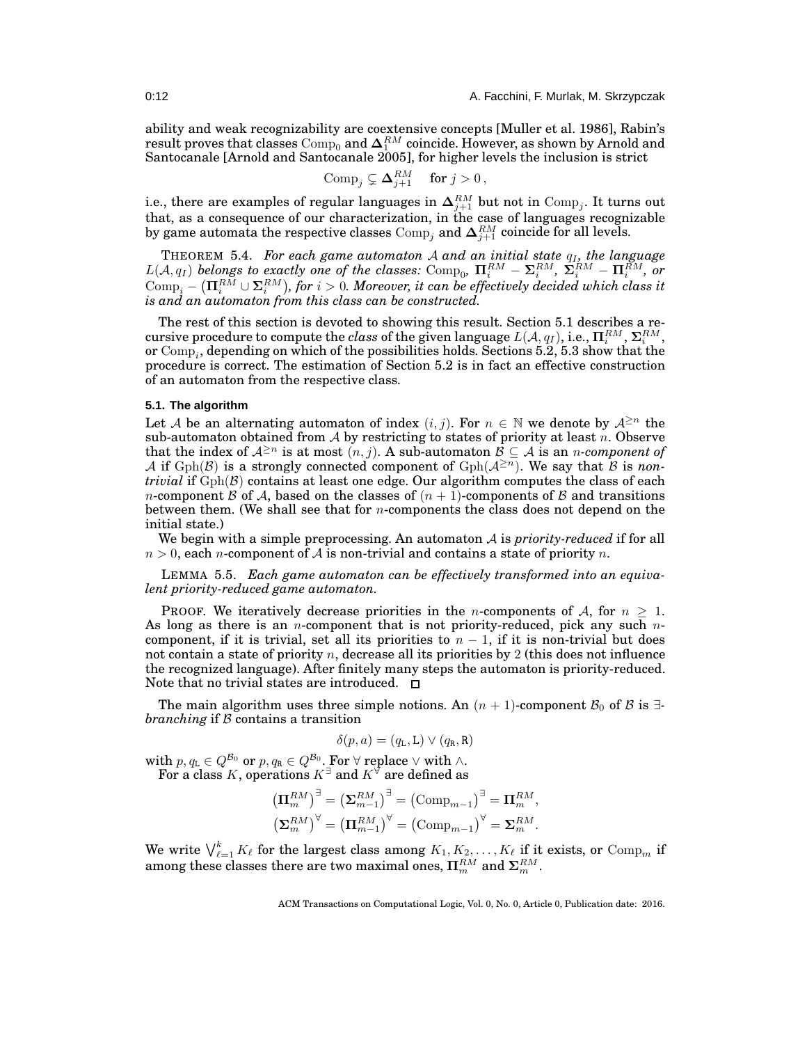ability and weak recognizability are coextensive concepts [Muller et al. 1986], Rabin's result proves that classes $\mathrm{Comp}_0$ and $\mathbf{\Delta}_1^{RM}$ coincide. However, as shown by Arnold and Santocanale [Arnold and Santocanale 2005], for higher levels the inclusion is strict

$$\mathrm{Comp}_j \subsetneq \mathbf{\Delta}_{j+1}^{RM} \quad \text{for } j > 0\,,$$

i.e., there are examples of regular languages in $\mathbf{\Delta}_{j+1}^{RM}$ but not in $\mathrm{Comp}_j$. It turns out that, as a consequence of our characterization, in the case of languages recognizable by game automata the respective classes $\mathrm{Comp}_j$ and $\mathbf{\Delta}_{j+1}^{RM}$ coincide for all levels.

THEOREM 5.4. *For each game automaton $\mathcal{A}$ and an initial state $q_I$, the language $L(\mathcal{A}, q_I)$ belongs to exactly one of the classes: $\mathrm{Comp}_0$, $\mathbf{\Pi}_i^{RM} - \mathbf{\Sigma}_i^{RM}$, $\mathbf{\Sigma}_i^{RM} - \mathbf{\Pi}_i^{RM}$, or $\mathrm{Comp}_i - (\mathbf{\Pi}_i^{RM} \cup \mathbf{\Sigma}_i^{RM})$, for $i > 0$. Moreover, it can be effectively decided which class it is and an automaton from this class can be constructed.*

The rest of this section is devoted to showing this result. Section 5.1 describes a recursive procedure to compute the *class* of the given language $L(\mathcal{A}, q_I)$, i.e., $\mathbf{\Pi}_i^{RM}$, $\mathbf{\Sigma}_i^{RM}$, or $\mathrm{Comp}_i$, depending on which of the possibilities holds. Sections 5.2, 5.3 show that the procedure is correct. The estimation of Section 5.2 is in fact an effective construction of an automaton from the respective class.

### 5.1. The algorithm

Let $\mathcal{A}$ be an alternating automaton of index $(i, j)$. For $n \in \mathbb{N}$ we denote by $\mathcal{A}^{\geq n}$ the sub-automaton obtained from $\mathcal{A}$ by restricting to states of priority at least $n$. Observe that the index of $\mathcal{A}^{\geq n}$ is at most $(n, j)$. A sub-automaton $\mathcal{B} \subseteq \mathcal{A}$ is an *$n$-component of* $\mathcal{A}$ if $\mathrm{Gph}(\mathcal{B})$ is a strongly connected component of $\mathrm{Gph}(\mathcal{A}^{\geq n})$. We say that $\mathcal{B}$ is *non-trivial* if $\mathrm{Gph}(\mathcal{B})$ contains at least one edge. Our algorithm computes the class of each $n$-component $\mathcal{B}$ of $\mathcal{A}$, based on the classes of $(n+1)$-components of $\mathcal{B}$ and transitions between them. (We shall see that for $n$-components the class does not depend on the initial state.)

We begin with a simple preprocessing. An automaton $\mathcal{A}$ is *priority-reduced* if for all $n > 0$, each $n$-component of $\mathcal{A}$ is non-trivial and contains a state of priority $n$.

LEMMA 5.5. *Each game automaton can be effectively transformed into an equivalent priority-reduced game automaton.*

PROOF. We iteratively decrease priorities in the $n$-components of $\mathcal{A}$, for $n \geq 1$. As long as there is an $n$-component that is not priority-reduced, pick any such $n$-component, if it is trivial, set all its priorities to $n-1$, if it is non-trivial but does not contain a state of priority $n$, decrease all its priorities by $2$ (this does not influence the recognized language). After finitely many steps the automaton is priority-reduced. Note that no trivial states are introduced. ☐

The main algorithm uses three simple notions. An $(n+1)$-component $\mathcal{B}_0$ of $\mathcal{B}$ is *$\exists$-branching* if $\mathcal{B}$ contains a transition

$$\delta(p, a) = (q_{\mathtt{L}}, \mathtt{L}) \vee (q_{\mathtt{R}}, \mathtt{R})$$

with $p, q_{\mathtt{L}} \in Q^{\mathcal{B}_0}$ or $p, q_{\mathtt{R}} \in Q^{\mathcal{B}_0}$. For $\forall$ replace $\vee$ with $\wedge$.

For a class $K$, operations $K^{\exists}$ and $K^{\forall}$ are defined as

$$\left(\mathbf{\Pi}_m^{RM}\right)^{\exists} = \left(\mathbf{\Sigma}_{m-1}^{RM}\right)^{\exists} = \left(\mathrm{Comp}_{m-1}\right)^{\exists} = \mathbf{\Pi}_m^{RM},$$
$$\left(\mathbf{\Sigma}_m^{RM}\right)^{\forall} = \left(\mathbf{\Pi}_{m-1}^{RM}\right)^{\forall} = \left(\mathrm{Comp}_{m-1}\right)^{\forall} = \mathbf{\Sigma}_m^{RM}.$$

We write $\bigvee_{\ell=1}^{k} K_\ell$ for the largest class among $K_1, K_2, \ldots, K_\ell$ if it exists, or $\mathrm{Comp}_m$ if among these classes there are two maximal ones, $\mathbf{\Pi}_m^{RM}$ and $\mathbf{\Sigma}_m^{RM}$.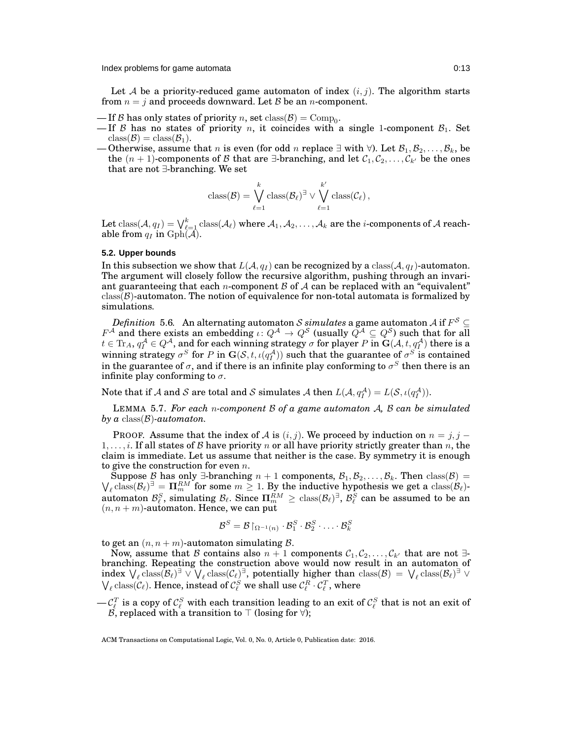Let $\mathcal{A}$ be a priority-reduced game automaton of index $(i,j)$. The algorithm starts from $n = j$ and proceeds downward. Let $\mathcal{B}$ be an $n$-component.

- If $\mathcal{B}$ has only states of priority $n$, set $\mathrm{class}(\mathcal{B}) = \mathrm{Comp}_0$.
- If $\mathcal{B}$ has no states of priority $n$, it coincides with a single 1-component $\mathcal{B}_1$. Set $\mathrm{class}(\mathcal{B}) = \mathrm{class}(\mathcal{B}_1)$.
- Otherwise, assume that $n$ is even (for odd $n$ replace $\exists$ with $\forall$). Let $\mathcal{B}_1, \mathcal{B}_2, \ldots, \mathcal{B}_k$, be the $(n+1)$-components of $\mathcal{B}$ that are $\exists$-branching, and let $\mathcal{C}_1, \mathcal{C}_2, \ldots, \mathcal{C}_{k'}$ be the ones that are not $\exists$-branching. We set

$$\mathrm{class}(\mathcal{B}) = \bigvee_{\ell=1}^{k} \mathrm{class}(\mathcal{B}_\ell)^{\exists} \vee \bigvee_{\ell=1}^{k'} \mathrm{class}(\mathcal{C}_\ell)\,,$$

Let $\mathrm{class}(\mathcal{A}, q_I) = \bigvee_{\ell=1}^{k} \mathrm{class}(\mathcal{A}_\ell)$ where $\mathcal{A}_1, \mathcal{A}_2, \ldots, \mathcal{A}_k$ are the $i$-components of $\mathcal{A}$ reachable from $q_I$ in $\mathrm{Gph}(\mathcal{A})$.

### 5.2. Upper bounds

In this subsection we show that $L(\mathcal{A}, q_I)$ can be recognized by a $\mathrm{class}(\mathcal{A}, q_I)$-automaton. The argument will closely follow the recursive algorithm, pushing through an invariant guaranteeing that each $n$-component $\mathcal{B}$ of $\mathcal{A}$ can be replaced with an "equivalent" $\mathrm{class}(\mathcal{B})$-automaton. The notion of equivalence for non-total automata is formalized by simulations.

*Definition* 5.6. An alternating automaton $\mathcal{S}$ *simulates* a game automaton $\mathcal{A}$ if $F^{\mathcal{S}} \subseteq F^{\mathcal{A}}$ and there exists an embedding $\iota\colon Q^{\mathcal{A}} \to Q^{\mathcal{S}}$ (usually $Q^{\mathcal{A}} \subseteq Q^{\mathcal{S}}$) such that for all $t \in \mathrm{Tr}_A$, $q_I^{\mathcal{A}} \in Q^{\mathcal{A}}$, and for each winning strategy $\sigma$ for player $P$ in $\mathbf{G}(\mathcal{A}, t, q_I^{\mathcal{A}})$ there is a winning strategy $\sigma^S$ for $P$ in $\mathbf{G}(\mathcal{S}, t, \iota(q_I^{\mathcal{A}}))$ such that the guarantee of $\sigma^S$ is contained in the guarantee of $\sigma$, and if there is an infinite play conforming to $\sigma^S$ then there is an infinite play conforming to $\sigma$.

Note that if $\mathcal{A}$ and $\mathcal{S}$ are total and $\mathcal{S}$ simulates $\mathcal{A}$ then $L(\mathcal{A}, q_I^{\mathcal{A}}) = L(\mathcal{S}, \iota(q_I^{\mathcal{A}}))$.

LEMMA 5.7. *For each $n$-component $\mathcal{B}$ of a game automaton $\mathcal{A}$, $\mathcal{B}$ can be simulated by a $\mathrm{class}(\mathcal{B})$-automaton.*

PROOF. Assume that the index of $\mathcal{A}$ is $(i,j)$. We proceed by induction on $n = j, j-1, \ldots, i$. If all states of $\mathcal{B}$ have priority $n$ or all have priority strictly greater than $n$, the claim is immediate. Let us assume that neither is the case. By symmetry it is enough to give the construction for even $n$.

Suppose $\mathcal{B}$ has only $\exists$-branching $n+1$ components, $\mathcal{B}_1, \mathcal{B}_2, \ldots, \mathcal{B}_k$. Then $\mathrm{class}(\mathcal{B}) = \bigvee_\ell \mathrm{class}(\mathcal{B}_\ell)^{\exists} = \mathbf{\Pi}_m^{RM}$ for some $m \geq 1$. By the inductive hypothesis we get a $\mathrm{class}(\mathcal{B}_\ell)$-automaton $\mathcal{B}_\ell^S$, simulating $\mathcal{B}_\ell$. Since $\mathbf{\Pi}_m^{RM} \geq \mathrm{class}(\mathcal{B}_\ell)^{\exists}$, $\mathcal{B}_\ell^S$ can be assumed to be an $(n, n+m)$-automaton. Hence, we can put

$$\mathcal{B}^S = \mathcal{B}\restriction_{\Omega^{-1}(n)} \cdot \mathcal{B}_1^S \cdot \mathcal{B}_2^S \cdot \ldots \cdot \mathcal{B}_k^S$$

to get an $(n, n+m)$-automaton simulating $\mathcal{B}$.

Now, assume that $\mathcal{B}$ contains also $n+1$ components $\mathcal{C}_1, \mathcal{C}_2, \ldots, \mathcal{C}_{k'}$ that are not $\exists$-branching. Repeating the construction above would now result in an automaton of index $\bigvee_\ell \mathrm{class}(\mathcal{B}_\ell)^{\exists} \vee \bigvee_\ell \mathrm{class}(\mathcal{C}_\ell)^{\exists}$, potentially higher than $\mathrm{class}(\mathcal{B}) = \bigvee_\ell \mathrm{class}(\mathcal{B}_\ell)^{\exists} \vee \bigvee_\ell \mathrm{class}(\mathcal{C}_\ell)$. Hence, instead of $\mathcal{C}_\ell^S$ we shall use $\mathcal{C}_\ell^R \cdot \mathcal{C}_\ell^T$, where

- $\mathcal{C}_\ell^T$ is a copy of $\mathcal{C}_\ell^S$ with each transition leading to an exit of $\mathcal{C}_\ell^S$ that is not an exit of $\mathcal{B}$, replaced with a transition to $\top$ (losing for $\forall$);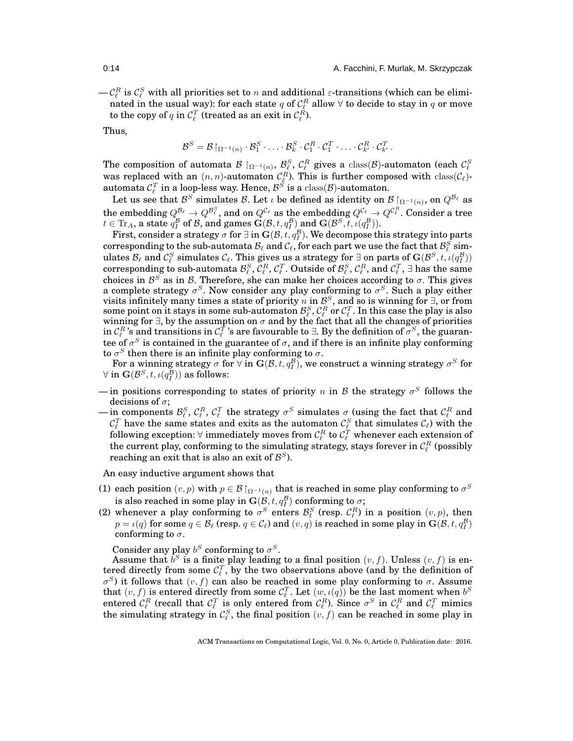— $\mathcal{C}_\ell^R$ is $\mathcal{C}_\ell^S$ with all priorities set to $n$ and additional $\varepsilon$-transitions (which can be eliminated in the usual way): for each state $q$ of $\mathcal{C}_\ell^R$ allow $\forall$ to decide to stay in $q$ or move to the copy of $q$ in $\mathcal{C}_\ell^T$ (treated as an exit in $\mathcal{C}_\ell^R$).

Thus,

$$\mathcal{B}^S = \mathcal{B}\restriction_{\Omega^{-1}(n)} \cdot \mathcal{B}_1^S \cdot \ldots \cdot \mathcal{B}_k^S \cdot \mathcal{C}_1^R \cdot \mathcal{C}_1^T \cdot \ldots \cdot \mathcal{C}_{k'}^R \cdot \mathcal{C}_{k'}^T .$$

The composition of automata $\mathcal{B}\restriction_{\Omega^{-1}(n)}$, $\mathcal{B}_\ell^S$, $\mathcal{C}_\ell^R$ gives a $\mathrm{class}(\mathcal{B})$-automaton (each $\mathcal{C}_\ell^S$ was replaced with an $(n, n)$-automaton $\mathcal{C}_\ell^R$). This is further composed with $\mathrm{class}(\mathcal{C}_\ell)$-automata $\mathcal{C}_\ell^T$ in a loop-less way. Hence, $\mathcal{B}^S$ is a $\mathrm{class}(\mathcal{B})$-automaton.

Let us see that $\mathcal{B}^S$ simulates $\mathcal{B}$. Let $\iota$ be defined as identity on $\mathcal{B}\restriction_{\Omega^{-1}(n)}$, on $Q^{\mathcal{B}_\ell}$ as the embedding $Q^{\mathcal{B}_\ell} \to Q^{\mathcal{B}_\ell^S}$, and on $Q^{\mathcal{C}_\ell}$ as the embedding $Q^{\mathcal{C}_\ell} \to Q^{\mathcal{C}_\ell^R}$. Consider a tree $t \in \mathrm{Tr}_A$, a state $q_I^{\mathcal{B}}$ of $\mathcal{B}$, and games $\mathbf{G}(\mathcal{B}, t, q_I^{\mathcal{B}})$ and $\mathbf{G}(\mathcal{B}^S, t, \iota(q_I^{\mathcal{B}}))$.

First, consider a strategy $\sigma$ for $\exists$ in $\mathbf{G}(\mathcal{B}, t, q_I^{\mathcal{B}})$. We decompose this strategy into parts corresponding to the sub-automata $\mathcal{B}_\ell$ and $\mathcal{C}_\ell$, for each part we use the fact that $\mathcal{B}_\ell^S$ simulates $\mathcal{B}_\ell$ and $\mathcal{C}_\ell^S$ simulates $\mathcal{C}_\ell$. This gives us a strategy for $\exists$ on parts of $\mathbf{G}(\mathcal{B}^S, t, \iota(q_I^{\mathcal{B}}))$ corresponding to sub-automata $\mathcal{B}_\ell^S$, $\mathcal{C}_\ell^R$, $\mathcal{C}_\ell^T$. Outside of $\mathcal{B}_\ell^S$, $\mathcal{C}_\ell^R$, and $\mathcal{C}_\ell^T$, $\exists$ has the same choices in $\mathcal{B}^S$ as in $\mathcal{B}$. Therefore, she can make her choices according to $\sigma$. This gives a complete strategy $\sigma^S$. Now consider any play conforming to $\sigma^S$. Such a play either visits infinitely many times a state of priority $n$ in $\mathcal{B}^S$, and so is winning for $\exists$, or from some point on it stays in some sub-automaton $\mathcal{B}_\ell^S$, $\mathcal{C}_\ell^R$ or $\mathcal{C}_\ell^T$. In this case the play is also winning for $\exists$, by the assumption on $\sigma$ and by the fact that all the changes of priorities in $\mathcal{C}_\ell^R$'s and transitions in $\mathcal{C}_\ell^T$'s are favourable to $\exists$. By the definition of $\sigma^S$, the guarantee of $\sigma^S$ is contained in the guarantee of $\sigma$, and if there is an infinite play conforming to $\sigma^S$ then there is an infinite play conforming to $\sigma$.

For a winning strategy $\sigma$ for $\forall$ in $\mathbf{G}(\mathcal{B}, t, q_I^{\mathcal{B}})$, we construct a winning strategy $\sigma^S$ for $\forall$ in $\mathbf{G}(\mathcal{B}^S, t, \iota(q_I^{\mathcal{B}}))$ as follows:

— in positions corresponding to states of priority $n$ in $\mathcal{B}$ the strategy $\sigma^S$ follows the decisions of $\sigma$;
— in components $\mathcal{B}_\ell^S$, $\mathcal{C}_\ell^R$, $\mathcal{C}_\ell^T$ the strategy $\sigma^S$ simulates $\sigma$ (using the fact that $\mathcal{C}_\ell^R$ and $\mathcal{C}_\ell^T$ have the same states and exits as the automaton $\mathcal{C}_\ell^S$ that simulates $\mathcal{C}_\ell$) with the following exception: $\forall$ immediately moves from $\mathcal{C}_\ell^R$ to $\mathcal{C}_\ell^T$ whenever each extension of the current play, conforming to the simulating strategy, stays forever in $\mathcal{C}_\ell^R$ (possibly reaching an exit that is also an exit of $\mathcal{B}^S$).

An easy inductive argument shows that

(1) each position $(v, p)$ with $p \in \mathcal{B}\restriction_{\Omega^{-1}(n)}$ that is reached in some play conforming to $\sigma^S$ is also reached in some play in $\mathbf{G}(\mathcal{B}, t, q_I^{\mathcal{B}})$ conforming to $\sigma$;
(2) whenever a play conforming to $\sigma^S$ enters $\mathcal{B}_\ell^S$ (resp. $\mathcal{C}_\ell^R$) in a position $(v, p)$, then $p = \iota(q)$ for some $q \in \mathcal{B}_\ell$ (resp. $q \in \mathcal{C}_\ell$) and $(v, q)$ is reached in some play in $\mathbf{G}(\mathcal{B}, t, q_I^{\mathcal{B}})$ conforming to $\sigma$.

Consider any play $b^S$ conforming to $\sigma^S$.

Assume that $b^S$ is a finite play leading to a final position $(v, f)$. Unless $(v, f)$ is entered directly from some $\mathcal{C}_\ell^T$, by the two observations above (and by the definition of $\sigma^S$) it follows that $(v, f)$ can also be reached in some play conforming to $\sigma$. Assume that $(v, f)$ is entered directly from some $\mathcal{C}_\ell^T$. Let $(w, \iota(q))$ be the last moment when $b^S$ entered $\mathcal{C}_\ell^R$ (recall that $\mathcal{C}_\ell^T$ is only entered from $\mathcal{C}_\ell^R$). Since $\sigma^S$ in $\mathcal{C}_\ell^R$ and $\mathcal{C}_\ell^T$ mimics the simulating strategy in $\mathcal{C}_\ell^S$, the final position $(v, f)$ can be reached in some play in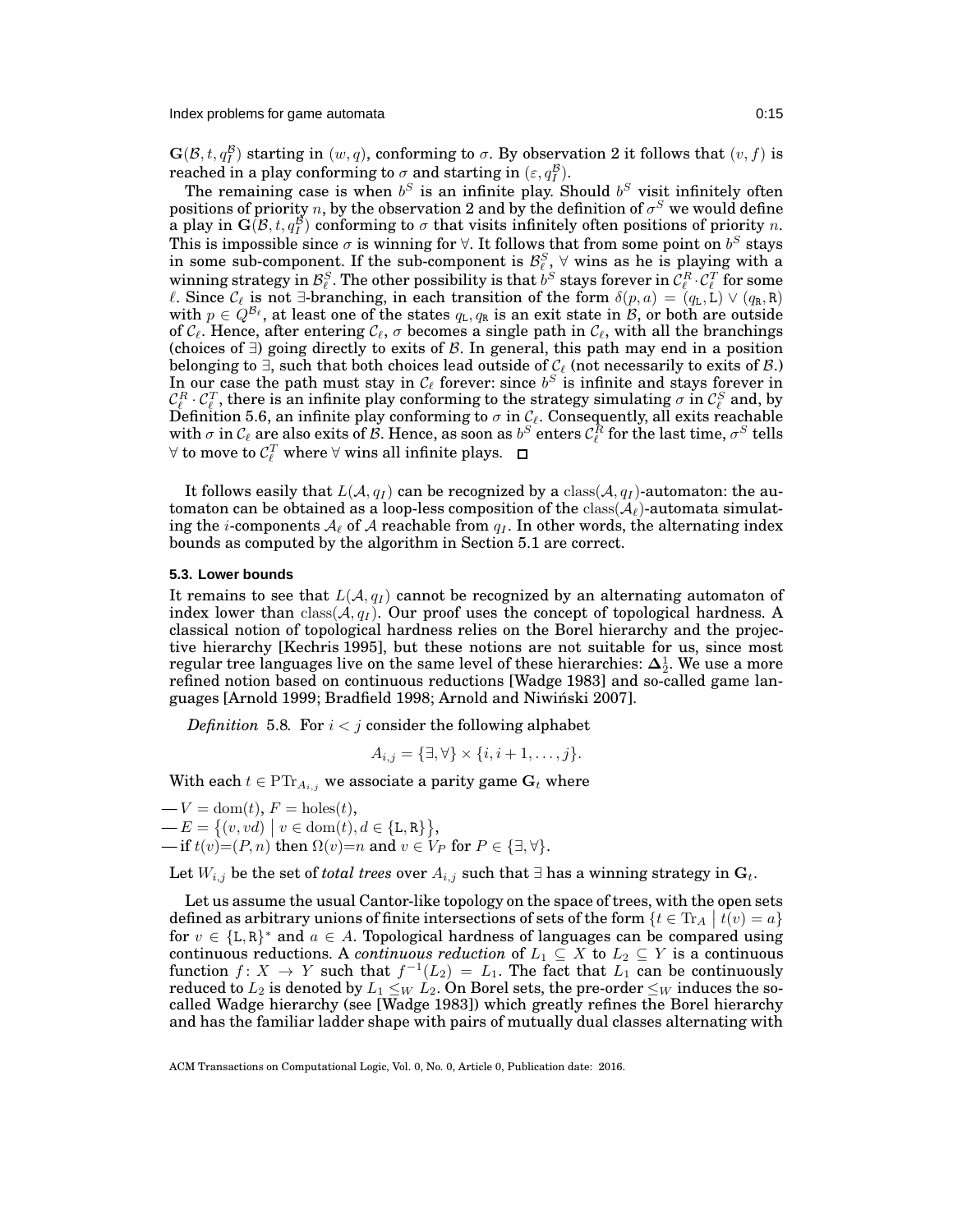$\mathbf{G}(\mathcal{B}, t, q_I^{\mathcal{B}})$ starting in $(w, q)$, conforming to $\sigma$. By observation 2 it follows that $(v, f)$ is reached in a play conforming to $\sigma$ and starting in $(\varepsilon, q_I^{\mathcal{B}})$.

The remaining case is when $b^S$ is an infinite play. Should $b^S$ visit infinitely often positions of priority $n$, by the observation 2 and by the definition of $\sigma^S$ we would define a play in $\mathbf{G}(\mathcal{B}, t, q_I^{\mathcal{B}})$ conforming to $\sigma$ that visits infinitely often positions of priority $n$. This is impossible since $\sigma$ is winning for $\forall$. It follows that from some point on $b^S$ stays in some sub-component. If the sub-component is $\mathcal{B}_\ell^S$, $\forall$ wins as he is playing with a winning strategy in $\mathcal{B}_\ell^S$. The other possibility is that $b^S$ stays forever in $\mathcal{C}_\ell^R \cdot \mathcal{C}_\ell^T$ for some $\ell$. Since $\mathcal{C}_\ell$ is not $\exists$-branching, in each transition of the form $\delta(p, a) = (q_\mathtt{L}, \mathtt{L}) \vee (q_\mathtt{R}, \mathtt{R})$ with $p \in Q^{\mathcal{B}_\ell}$, at least one of the states $q_\mathtt{L}, q_\mathtt{R}$ is an exit state in $\mathcal{B}$, or both are outside of $\mathcal{C}_\ell$. Hence, after entering $\mathcal{C}_\ell$, $\sigma$ becomes a single path in $\mathcal{C}_\ell$, with all the branchings (choices of $\exists$) going directly to exits of $\mathcal{B}$. In general, this path may end in a position belonging to $\exists$, such that both choices lead outside of $\mathcal{C}_\ell$ (not necessarily to exits of $\mathcal{B}$.) In our case the path must stay in $\mathcal{C}_\ell$ forever: since $b^S$ is infinite and stays forever in $\mathcal{C}_\ell^R \cdot \mathcal{C}_\ell^T$, there is an infinite play conforming to the strategy simulating $\sigma$ in $\mathcal{C}_\ell^S$ and, by Definition 5.6, an infinite play conforming to $\sigma$ in $\mathcal{C}_\ell$. Consequently, all exits reachable with $\sigma$ in $\mathcal{C}_\ell$ are also exits of $\mathcal{B}$. Hence, as soon as $b^S$ enters $\mathcal{C}_\ell^R$ for the last time, $\sigma^S$ tells $\forall$ to move to $\mathcal{C}_\ell^T$ where $\forall$ wins all infinite plays. $\square$

It follows easily that $L(\mathcal{A}, q_I)$ can be recognized by a $\mathrm{class}(\mathcal{A}, q_I)$-automaton: the automaton can be obtained as a loop-less composition of the $\mathrm{class}(\mathcal{A}_\ell)$-automata simulating the $i$-components $\mathcal{A}_\ell$ of $\mathcal{A}$ reachable from $q_I$. In other words, the alternating index bounds as computed by the algorithm in Section 5.1 are correct.

### 5.3. Lower bounds

It remains to see that $L(\mathcal{A}, q_I)$ cannot be recognized by an alternating automaton of index lower than $\mathrm{class}(\mathcal{A}, q_I)$. Our proof uses the concept of topological hardness. A classical notion of topological hardness relies on the Borel hierarchy and the projective hierarchy [Kechris 1995], but these notions are not suitable for us, since most regular tree languages live on the same level of these hierarchies: $\mathbf{\Delta}_2^1$. We use a more refined notion based on continuous reductions [Wadge 1983] and so-called game languages [Arnold 1999; Bradfield 1998; Arnold and Niwiński 2007].

*Definition* 5.8. For $i < j$ consider the following alphabet

$$A_{i,j} = \{\exists, \forall\} \times \{i, i+1, \ldots, j\}.$$

With each $t \in \mathrm{PTr}_{A_{i,j}}$ we associate a parity game $\mathbf{G}_t$ where

— $V = \mathrm{dom}(t)$, $F = \mathrm{holes}(t)$,
— $E = \{(v, vd) \mid v \in \mathrm{dom}(t), d \in \{\mathtt{L}, \mathtt{R}\}\}$,
— if $t(v) = (P, n)$ then $\Omega(v) = n$ and $v \in V_P$ for $P \in \{\exists, \forall\}$.

Let $W_{i,j}$ be the set of *total trees* over $A_{i,j}$ such that $\exists$ has a winning strategy in $\mathbf{G}_t$.

Let us assume the usual Cantor-like topology on the space of trees, with the open sets defined as arbitrary unions of finite intersections of sets of the form $\{t \in \mathrm{Tr}_A \mid t(v) = a\}$ for $v \in \{\mathtt{L}, \mathtt{R}\}^*$ and $a \in A$. Topological hardness of languages can be compared using continuous reductions. A *continuous reduction* of $L_1 \subseteq X$ to $L_2 \subseteq Y$ is a continuous function $f \colon X \to Y$ such that $f^{-1}(L_2) = L_1$. The fact that $L_1$ can be continuously reduced to $L_2$ is denoted by $L_1 \leq_W L_2$. On Borel sets, the pre-order $\leq_W$ induces the so-called Wadge hierarchy (see [Wadge 1983]) which greatly refines the Borel hierarchy and has the familiar ladder shape with pairs of mutually dual classes alternating with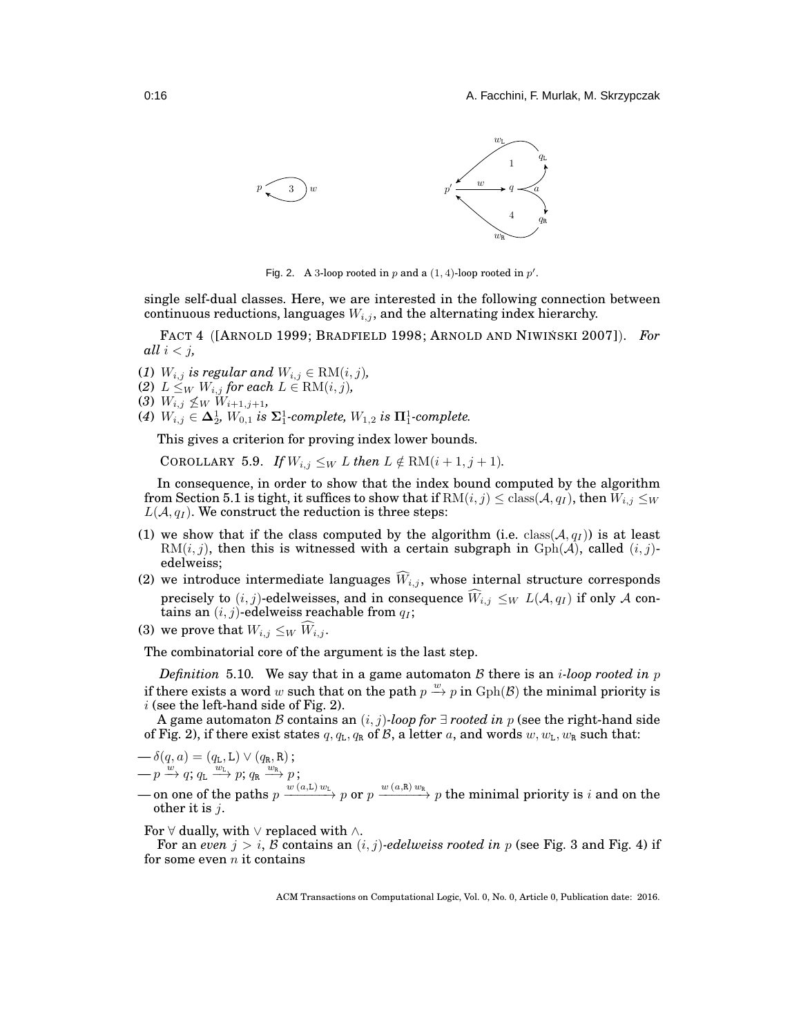Fig. 2. A 3-loop rooted in $p$ and a $(1,4)$-loop rooted in $p'$.

single self-dual classes. Here, we are interested in the following connection between continuous reductions, languages $W_{i,j}$, and the alternating index hierarchy.

FACT 4 ([ARNOLD 1999; BRADFIELD 1998; ARNOLD AND NIWIŃSKI 2007]). *For all $i < j$,*

(*1*) *$W_{i,j}$ is regular and $W_{i,j} \in \mathrm{RM}(i,j)$,*
(*2*) *$L \leq_W W_{i,j}$ for each $L \in \mathrm{RM}(i,j)$,*
(*3*) *$W_{i,j} \not\leq_W W_{i+1,j+1}$,*
(*4*) *$W_{i,j} \in \mathbf{\Delta}^1_2$, $W_{0,1}$ is $\mathbf{\Sigma}^1_1$-complete, $W_{1,2}$ is $\mathbf{\Pi}^1_1$-complete.*

This gives a criterion for proving index lower bounds.

COROLLARY 5.9. *If $W_{i,j} \leq_W L$ then $L \notin \mathrm{RM}(i+1, j+1)$.*

In consequence, in order to show that the index bound computed by the algorithm from Section 5.1 is tight, it suffices to show that if $\mathrm{RM}(i,j) \leq \mathrm{class}(\mathcal{A}, q_I)$, then $W_{i,j} \leq_W L(\mathcal{A}, q_I)$. We construct the reduction is three steps:

(1) we show that if the class computed by the algorithm (i.e. $\mathrm{class}(\mathcal{A}, q_I)$) is at least $\mathrm{RM}(i,j)$, then this is witnessed with a certain subgraph in $\mathrm{Gph}(\mathcal{A})$, called $(i,j)$-edelweiss;
(2) we introduce intermediate languages $\widehat{W}_{i,j}$, whose internal structure corresponds precisely to $(i,j)$-edelweisses, and in consequence $\widehat{W}_{i,j} \leq_W L(\mathcal{A}, q_I)$ if only $\mathcal{A}$ contains an $(i,j)$-edelweiss reachable from $q_I$;
(3) we prove that $W_{i,j} \leq_W \widehat{W}_{i,j}$.

The combinatorial core of the argument is the last step.

*Definition* 5.10. We say that in a game automaton $\mathcal{B}$ there is an *$i$-loop rooted in* $p$ if there exists a word $w$ such that on the path $p \xrightarrow{w} p$ in $\mathrm{Gph}(\mathcal{B})$ the minimal priority is $i$ (see the left-hand side of Fig. 2).

A game automaton $\mathcal{B}$ contains an *$(i,j)$-loop for $\exists$ rooted in* $p$ (see the right-hand side of Fig. 2), if there exist states $q, q_{\mathtt{L}}, q_{\mathtt{R}}$ of $\mathcal{B}$, a letter $a$, and words $w, w_{\mathtt{L}}, w_{\mathtt{R}}$ such that:

— $\delta(q,a) = (q_{\mathtt{L}}, \mathtt{L}) \vee (q_{\mathtt{R}}, \mathtt{R})$ ;
— $p \xrightarrow{w} q$; $q_{\mathtt{L}} \xrightarrow{w_{\mathtt{L}}} p$; $q_{\mathtt{R}} \xrightarrow{w_{\mathtt{R}}} p$ ;
— on one of the paths $p \xrightarrow{w\,(a,\mathtt{L})\,w_{\mathtt{L}}} p$ or $p \xrightarrow{w\,(a,\mathtt{R})\,w_{\mathtt{R}}} p$ the minimal priority is $i$ and on the other it is $j$.

For $\forall$ dually, with $\vee$ replaced with $\wedge$.

For an *even* $j > i$, $\mathcal{B}$ contains an *$(i,j)$-edelweiss rooted in* $p$ (see Fig. 3 and Fig. 4) if for some even $n$ it contains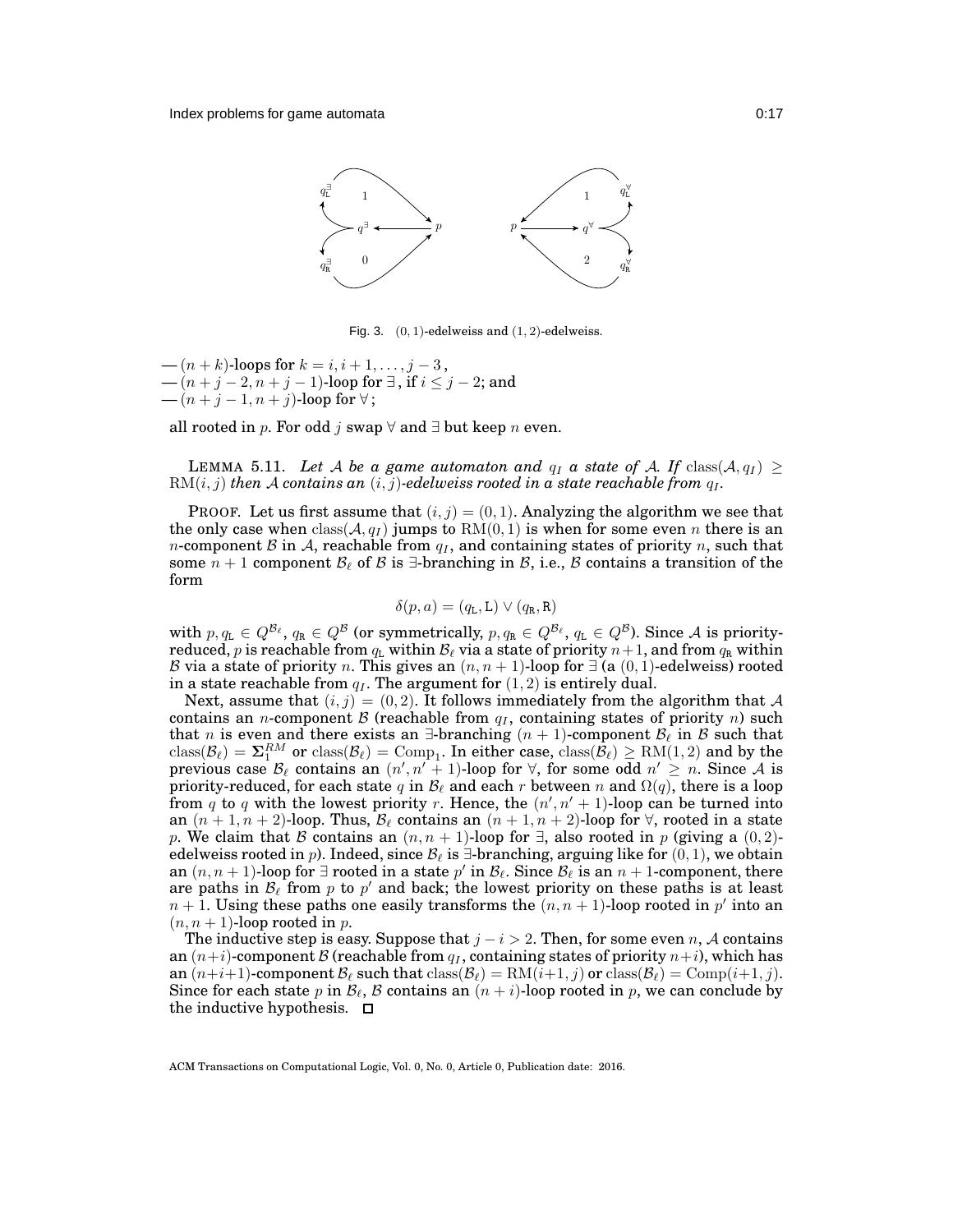Fig. 3. $(0,1)$-edelweiss and $(1,2)$-edelweiss.

— $(n+k)$-loops for $k = i, i+1, \ldots, j-3$,
— $(n+j-2, n+j-1)$-loop for $\exists$, if $i \leq j-2$; and
— $(n+j-1, n+j)$-loop for $\forall$;

all rooted in $p$. For odd $j$ swap $\forall$ and $\exists$ but keep $n$ even.

LEMMA 5.11. *Let $\mathcal{A}$ be a game automaton and $q_I$ a state of $\mathcal{A}$. If $\mathrm{class}(\mathcal{A}, q_I) \geq \mathrm{RM}(i,j)$ then $\mathcal{A}$ contains an $(i,j)$-edelweiss rooted in a state reachable from $q_I$.*

PROOF. Let us first assume that $(i,j) = (0,1)$. Analyzing the algorithm we see that the only case when $\mathrm{class}(\mathcal{A}, q_I)$ jumps to $\mathrm{RM}(0,1)$ is when for some even $n$ there is an $n$-component $\mathcal{B}$ in $\mathcal{A}$, reachable from $q_I$, and containing states of priority $n$, such that some $n+1$ component $\mathcal{B}_\ell$ of $\mathcal{B}$ is $\exists$-branching in $\mathcal{B}$, i.e., $\mathcal{B}$ contains a transition of the form

$$\delta(p,a) = (q_{\mathtt{L}}, \mathtt{L}) \vee (q_{\mathtt{R}}, \mathtt{R})$$

with $p, q_{\mathtt{L}} \in Q^{\mathcal{B}_\ell}$, $q_{\mathtt{R}} \in Q^{\mathcal{B}}$ (or symmetrically, $p, q_{\mathtt{R}} \in Q^{\mathcal{B}_\ell}$, $q_{\mathtt{L}} \in Q^{\mathcal{B}}$). Since $\mathcal{A}$ is priority-reduced, $p$ is reachable from $q_{\mathtt{L}}$ within $\mathcal{B}_\ell$ via a state of priority $n+1$, and from $q_{\mathtt{R}}$ within $\mathcal{B}$ via a state of priority $n$. This gives an $(n, n+1)$-loop for $\exists$ (a $(0,1)$-edelweiss) rooted in a state reachable from $q_I$. The argument for $(1,2)$ is entirely dual.

Next, assume that $(i,j) = (0,2)$. It follows immediately from the algorithm that $\mathcal{A}$ contains an $n$-component $\mathcal{B}$ (reachable from $q_I$, containing states of priority $n$) such that $n$ is even and there exists an $\exists$-branching $(n+1)$-component $\mathcal{B}_\ell$ in $\mathcal{B}$ such that $\mathrm{class}(\mathcal{B}_\ell) = \mathbf{\Sigma}_1^{RM}$ or $\mathrm{class}(\mathcal{B}_\ell) = \mathrm{Comp}_1$. In either case, $\mathrm{class}(\mathcal{B}_\ell) \geq \mathrm{RM}(1,2)$ and by the previous case $\mathcal{B}_\ell$ contains an $(n', n'+1)$-loop for $\forall$, for some odd $n' \geq n$. Since $\mathcal{A}$ is priority-reduced, for each state $q$ in $\mathcal{B}_\ell$ and each $r$ between $n$ and $\Omega(q)$, there is a loop from $q$ to $q$ with the lowest priority $r$. Hence, the $(n', n'+1)$-loop can be turned into an $(n+1, n+2)$-loop. Thus, $\mathcal{B}_\ell$ contains an $(n+1, n+2)$-loop for $\forall$, rooted in a state $p$. We claim that $\mathcal{B}$ contains an $(n, n+1)$-loop for $\exists$, also rooted in $p$ (giving a $(0,2)$-edelweiss rooted in $p$). Indeed, since $\mathcal{B}_\ell$ is $\exists$-branching, arguing like for $(0,1)$, we obtain an $(n, n+1)$-loop for $\exists$ rooted in a state $p'$ in $\mathcal{B}_\ell$. Since $\mathcal{B}_\ell$ is an $n+1$-component, there are paths in $\mathcal{B}_\ell$ from $p$ to $p'$ and back; the lowest priority on these paths is at least $n+1$. Using these paths one easily transforms the $(n, n+1)$-loop rooted in $p'$ into an $(n, n+1)$-loop rooted in $p$.

The inductive step is easy. Suppose that $j - i > 2$. Then, for some even $n$, $\mathcal{A}$ contains an $(n+i)$-component $\mathcal{B}$ (reachable from $q_I$, containing states of priority $n+i$), which has an $(n+i+1)$-component $\mathcal{B}_\ell$ such that $\mathrm{class}(\mathcal{B}_\ell) = \mathrm{RM}(i+1, j)$ or $\mathrm{class}(\mathcal{B}_\ell) = \mathrm{Comp}(i+1, j)$. Since for each state $p$ in $\mathcal{B}_\ell$, $\mathcal{B}$ contains an $(n+i)$-loop rooted in $p$, we can conclude by the inductive hypothesis. $\square$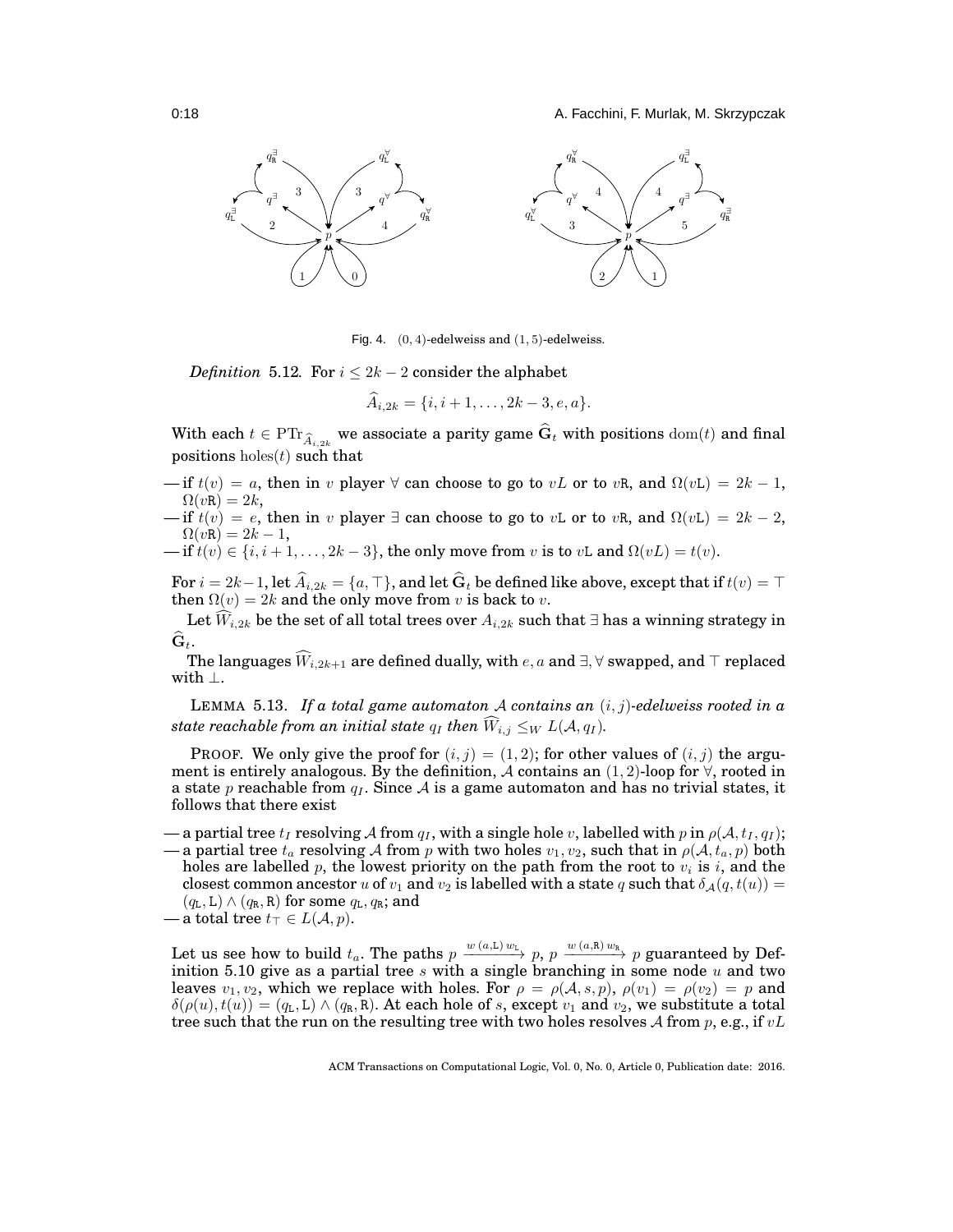Fig. 4. $(0,4)$-edelweiss and $(1,5)$-edelweiss.

*Definition* 5.12. For $i \leq 2k-2$ consider the alphabet

$$\widehat{A}_{i,2k} = \{i, i+1, \ldots, 2k-3, e, a\}.$$

With each $t \in \mathrm{PTr}_{\widehat{A}_{i,2k}}$ we associate a parity game $\widehat{\mathbf{G}}_t$ with positions $\mathrm{dom}(t)$ and final positions $\mathrm{holes}(t)$ such that

— if $t(v) = a$, then in $v$ player $\forall$ can choose to go to $vL$ or to $v\mathtt{R}$, and $\Omega(v\mathtt{L}) = 2k-1$, $\Omega(v\mathtt{R}) = 2k$,
— if $t(v) = e$, then in $v$ player $\exists$ can choose to go to $v\mathtt{L}$ or to $v\mathtt{R}$, and $\Omega(v\mathtt{L}) = 2k-2$, $\Omega(v\mathtt{R}) = 2k-1$,
— if $t(v) \in \{i, i+1, \ldots, 2k-3\}$, the only move from $v$ is to $v\mathtt{L}$ and $\Omega(vL) = t(v)$.

For $i = 2k-1$, let $\widehat{A}_{i,2k} = \{a, \top\}$, and let $\widehat{\mathbf{G}}_t$ be defined like above, except that if $t(v) = \top$ then $\Omega(v) = 2k$ and the only move from $v$ is back to $v$.

Let $\widehat{W}_{i,2k}$ be the set of all total trees over $A_{i,2k}$ such that $\exists$ has a winning strategy in $\widehat{\mathbf{G}}_t$.

The languages $\widehat{W}_{i,2k+1}$ are defined dually, with $e, a$ and $\exists, \forall$ swapped, and $\top$ replaced with $\bot$.

LEMMA 5.13. *If a total game automaton $\mathcal{A}$ contains an $(i,j)$-edelweiss rooted in a state reachable from an initial state $q_I$ then $\widehat{W}_{i,j} \leq_W L(\mathcal{A}, q_I)$.*

PROOF. We only give the proof for $(i,j) = (1,2)$; for other values of $(i,j)$ the argument is entirely analogous. By the definition, $\mathcal{A}$ contains an $(1,2)$-loop for $\forall$, rooted in a state $p$ reachable from $q_I$. Since $\mathcal{A}$ is a game automaton and has no trivial states, it follows that there exist

— a partial tree $t_I$ resolving $\mathcal{A}$ from $q_I$, with a single hole $v$, labelled with $p$ in $\rho(\mathcal{A}, t_I, q_I)$;
— a partial tree $t_a$ resolving $\mathcal{A}$ from $p$ with two holes $v_1, v_2$, such that in $\rho(\mathcal{A}, t_a, p)$ both holes are labelled $p$, the lowest priority on the path from the root to $v_i$ is $i$, and the closest common ancestor $u$ of $v_1$ and $v_2$ is labelled with a state $q$ such that $\delta_{\mathcal{A}}(q, t(u)) = (q_\mathtt{L}, \mathtt{L}) \wedge (q_\mathtt{R}, \mathtt{R})$ for some $q_\mathtt{L}, q_\mathtt{R}$; and
— a total tree $t_\top \in L(\mathcal{A}, p)$.

Let us see how to build $t_a$. The paths $p \xrightarrow{w\,(a,\mathtt{L})\,w_\mathtt{L}} p$, $p \xrightarrow{w\,(a,\mathtt{R})\,w_\mathtt{R}} p$ guaranteed by Definition 5.10 give as a partial tree $s$ with a single branching in some node $u$ and two leaves $v_1, v_2$, which we replace with holes. For $\rho = \rho(\mathcal{A}, s, p)$, $\rho(v_1) = \rho(v_2) = p$ and $\delta(\rho(u), t(u)) = (q_\mathtt{L}, \mathtt{L}) \wedge (q_\mathtt{R}, \mathtt{R})$. At each hole of $s$, except $v_1$ and $v_2$, we substitute a total tree such that the run on the resulting tree with two holes resolves $\mathcal{A}$ from $p$, e.g., if $vL$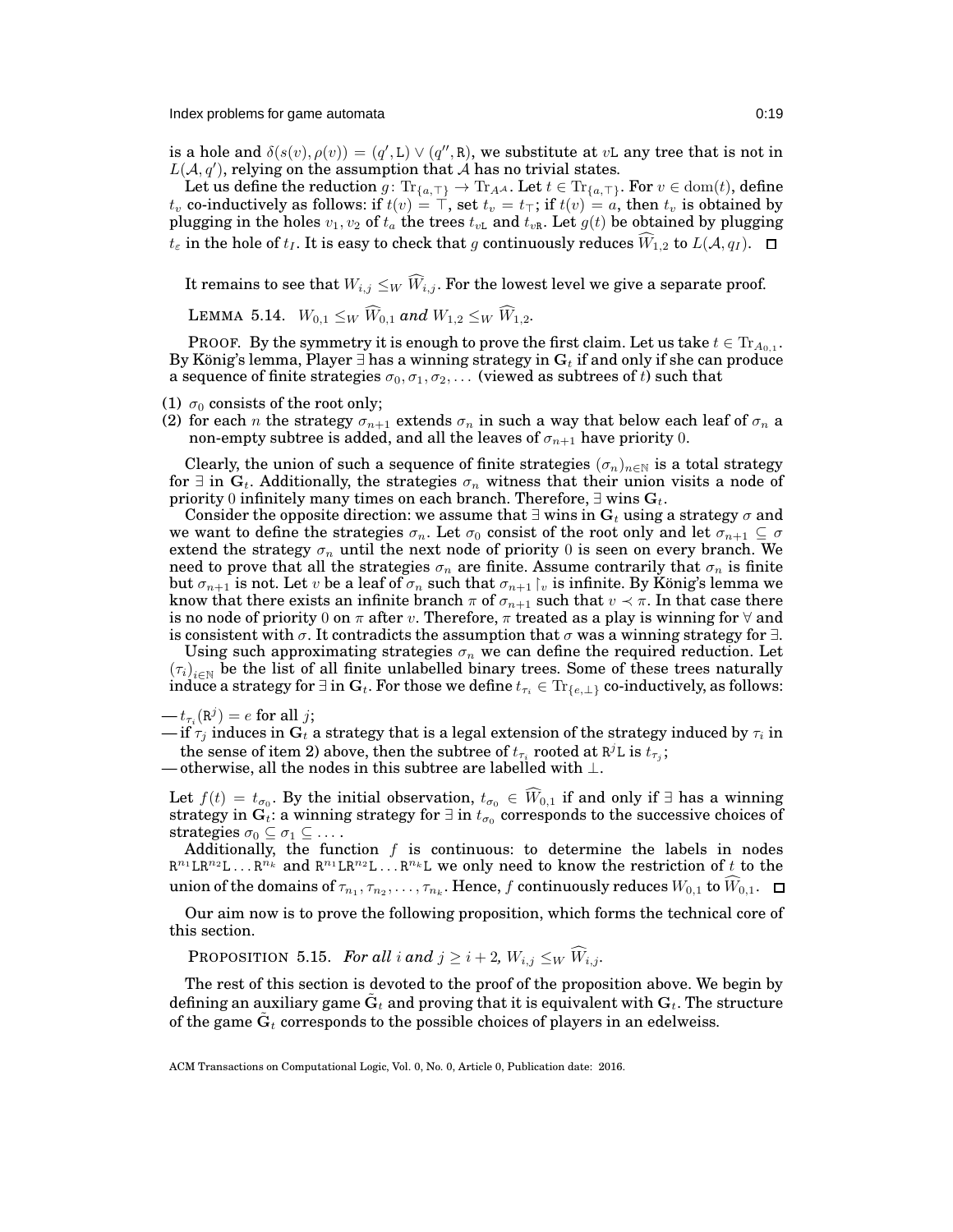is a hole and $\delta(s(v), \rho(v)) = (q', \mathtt{L}) \vee (q'', \mathtt{R})$, we substitute at $v\mathtt{L}$ any tree that is not in $L(\mathcal{A}, q')$, relying on the assumption that $\mathcal{A}$ has no trivial states.

Let us define the reduction $g\colon \mathrm{Tr}_{\{a,\top\}} \to \mathrm{Tr}_{A^{\mathcal{A}}}$. Let $t \in \mathrm{Tr}_{\{a,\top\}}$. For $v \in \mathrm{dom}(t)$, define $t_v$ co-inductively as follows: if $t(v) = \top$, set $t_v = t_\top$; if $t(v) = a$, then $t_v$ is obtained by plugging in the holes $v_1, v_2$ of $t_a$ the trees $t_{v\mathtt{L}}$ and $t_{v\mathtt{R}}$. Let $g(t)$ be obtained by plugging $t_\varepsilon$ in the hole of $t_I$. It is easy to check that $g$ continuously reduces $\widehat{W}_{1,2}$ to $L(\mathcal{A}, q_I)$. $\square$

It remains to see that $W_{i,j} \leq_W \widehat{W}_{i,j}$. For the lowest level we give a separate proof.

LEMMA 5.14. *$W_{0,1} \leq_W \widehat{W}_{0,1}$ and $W_{1,2} \leq_W \widehat{W}_{1,2}$.*

PROOF. By the symmetry it is enough to prove the first claim. Let us take $t \in \mathrm{Tr}_{A_{0,1}}$. By König's lemma, Player $\exists$ has a winning strategy in $\mathbf{G}_t$ if and only if she can produce a sequence of finite strategies $\sigma_0, \sigma_1, \sigma_2, \ldots$ (viewed as subtrees of $t$) such that

(1) $\sigma_0$ consists of the root only;
(2) for each $n$ the strategy $\sigma_{n+1}$ extends $\sigma_n$ in such a way that below each leaf of $\sigma_n$ a non-empty subtree is added, and all the leaves of $\sigma_{n+1}$ have priority $0$.

Clearly, the union of such a sequence of finite strategies $(\sigma_n)_{n\in\mathbb{N}}$ is a total strategy for $\exists$ in $\mathbf{G}_t$. Additionally, the strategies $\sigma_n$ witness that their union visits a node of priority $0$ infinitely many times on each branch. Therefore, $\exists$ wins $\mathbf{G}_t$.

Consider the opposite direction: we assume that $\exists$ wins in $\mathbf{G}_t$ using a strategy $\sigma$ and we want to define the strategies $\sigma_n$. Let $\sigma_0$ consist of the root only and let $\sigma_{n+1} \subseteq \sigma$ extend the strategy $\sigma_n$ until the next node of priority $0$ is seen on every branch. We need to prove that all the strategies $\sigma_n$ are finite. Assume contrarily that $\sigma_n$ is finite but $\sigma_{n+1}$ is not. Let $v$ be a leaf of $\sigma_n$ such that $\sigma_{n+1}\restriction_v$ is infinite. By König's lemma we know that there exists an infinite branch $\pi$ of $\sigma_{n+1}$ such that $v \prec \pi$. In that case there is no node of priority $0$ on $\pi$ after $v$. Therefore, $\pi$ treated as a play is winning for $\forall$ and is consistent with $\sigma$. It contradicts the assumption that $\sigma$ was a winning strategy for $\exists$.

Using such approximating strategies $\sigma_n$ we can define the required reduction. Let $(\tau_i)_{i\in\mathbb{N}}$ be the list of all finite unlabelled binary trees. Some of these trees naturally induce a strategy for $\exists$ in $\mathbf{G}_t$. For those we define $t_{\tau_i} \in \mathrm{Tr}_{\{e,\perp\}}$ co-inductively, as follows:

— $t_{\tau_i}(\mathtt{R}^j) = e$ for all $j$;
— if $\tau_j$ induces in $\mathbf{G}_t$ a strategy that is a legal extension of the strategy induced by $\tau_i$ in the sense of item 2) above, then the subtree of $t_{\tau_i}$ rooted at $\mathtt{R}^j\mathtt{L}$ is $t_{\tau_j}$;
— otherwise, all the nodes in this subtree are labelled with $\perp$.

Let $f(t) = t_{\sigma_0}$. By the initial observation, $t_{\sigma_0} \in \widehat{W}_{0,1}$ if and only if $\exists$ has a winning strategy in $\mathbf{G}_t$: a winning strategy for $\exists$ in $t_{\sigma_0}$ corresponds to the successive choices of strategies $\sigma_0 \subseteq \sigma_1 \subseteq \ldots$.

Additionally, the function $f$ is continuous: to determine the labels in nodes $\mathtt{R}^{n_1}\mathtt{L}\mathtt{R}^{n_2}\mathtt{L}\ldots\mathtt{R}^{n_k}$ and $\mathtt{R}^{n_1}\mathtt{L}\mathtt{R}^{n_2}\mathtt{L}\ldots\mathtt{R}^{n_k}\mathtt{L}$ we only need to know the restriction of $t$ to the union of the domains of $\tau_{n_1}, \tau_{n_2}, \ldots, \tau_{n_k}$. Hence, $f$ continuously reduces $W_{0,1}$ to $\widehat{W}_{0,1}$. $\square$

Our aim now is to prove the following proposition, which forms the technical core of this section.

PROPOSITION 5.15. *For all $i$ and $j \geq i+2$, $W_{i,j} \leq_W \widehat{W}_{i,j}$.*

The rest of this section is devoted to the proof of the proposition above. We begin by defining an auxiliary game $\tilde{\mathbf{G}}_t$ and proving that it is equivalent with $\mathbf{G}_t$. The structure of the game $\tilde{\mathbf{G}}_t$ corresponds to the possible choices of players in an edelweiss.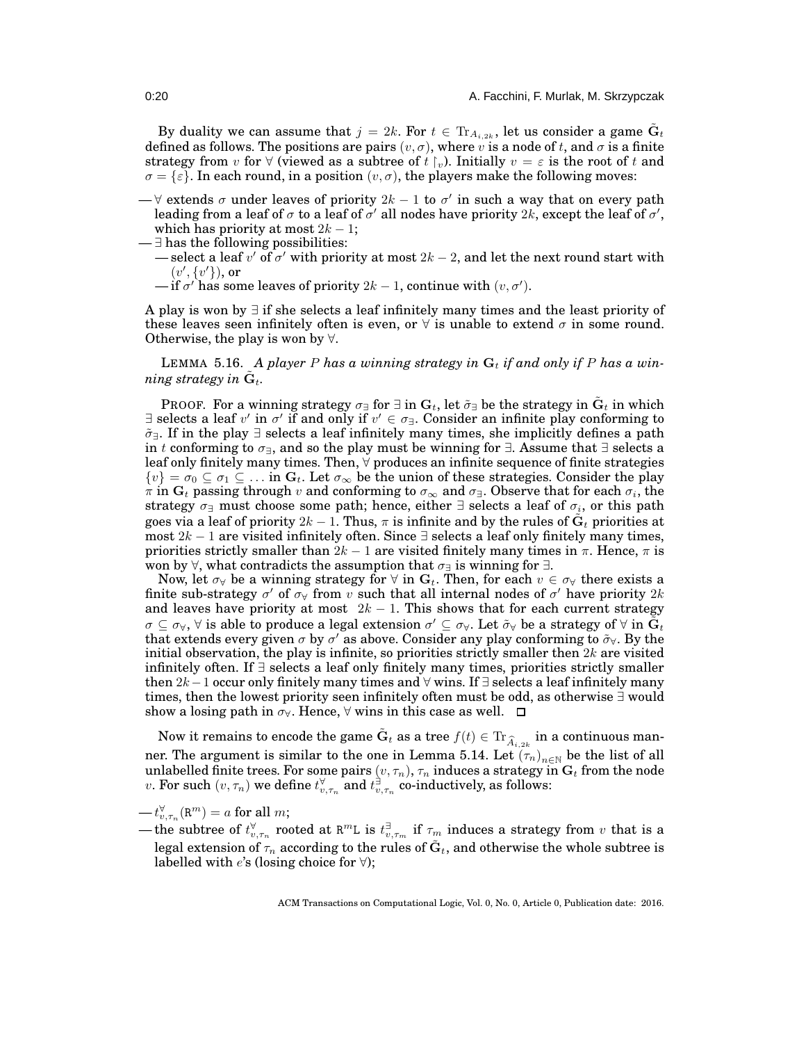By duality we can assume that $j = 2k$. For $t \in \mathrm{Tr}_{A_{i,2k}}$, let us consider a game $\tilde{\mathbf{G}}_t$ defined as follows. The positions are pairs $(v, \sigma)$, where $v$ is a node of $t$, and $\sigma$ is a finite strategy from $v$ for $\forall$ (viewed as a subtree of $t\restriction_v$). Initially $v = \varepsilon$ is the root of $t$ and $\sigma = \{\varepsilon\}$. In each round, in a position $(v, \sigma)$, the players make the following moves:

— $\forall$ extends $\sigma$ under leaves of priority $2k-1$ to $\sigma'$ in such a way that on every path leading from a leaf of $\sigma$ to a leaf of $\sigma'$ all nodes have priority $2k$, except the leaf of $\sigma'$, which has priority at most $2k-1$;

— $\exists$ has the following possibilities:

  — select a leaf $v'$ of $\sigma'$ with priority at most $2k-2$, and let the next round start with $(v', \{v'\})$, or

  — if $\sigma'$ has some leaves of priority $2k-1$, continue with $(v, \sigma')$.

A play is won by $\exists$ if she selects a leaf infinitely many times and the least priority of these leaves seen infinitely often is even, or $\forall$ is unable to extend $\sigma$ in some round. Otherwise, the play is won by $\forall$.

LEMMA 5.16. *A player $P$ has a winning strategy in $\mathbf{G}_t$ if and only if $P$ has a winning strategy in $\tilde{\mathbf{G}}_t$.*

PROOF. For a winning strategy $\sigma_\exists$ for $\exists$ in $\mathbf{G}_t$, let $\tilde{\sigma}_\exists$ be the strategy in $\tilde{\mathbf{G}}_t$ in which $\exists$ selects a leaf $v'$ in $\sigma'$ if and only if $v' \in \sigma_\exists$. Consider an infinite play conforming to $\tilde{\sigma}_\exists$. If in the play $\exists$ selects a leaf infinitely many times, she implicitly defines a path in $t$ conforming to $\sigma_\exists$, and so the play must be winning for $\exists$. Assume that $\exists$ selects a leaf only finitely many times. Then, $\forall$ produces an infinite sequence of finite strategies $\{v\} = \sigma_0 \subseteq \sigma_1 \subseteq \ldots$ in $\mathbf{G}_t$. Let $\sigma_\infty$ be the union of these strategies. Consider the play $\pi$ in $\mathbf{G}_t$ passing through $v$ and conforming to $\sigma_\infty$ and $\sigma_\exists$. Observe that for each $\sigma_i$, the strategy $\sigma_\exists$ must choose some path; hence, either $\exists$ selects a leaf of $\sigma_i$, or this path goes via a leaf of priority $2k-1$. Thus, $\pi$ is infinite and by the rules of $\tilde{\mathbf{G}}_t$ priorities at most $2k-1$ are visited infinitely often. Since $\exists$ selects a leaf only finitely many times, priorities strictly smaller than $2k-1$ are visited finitely many times in $\pi$. Hence, $\pi$ is won by $\forall$, what contradicts the assumption that $\sigma_\exists$ is winning for $\exists$.

Now, let $\sigma_\forall$ be a winning strategy for $\forall$ in $\mathbf{G}_t$. Then, for each $v \in \sigma_\forall$ there exists a finite sub-strategy $\sigma'$ of $\sigma_\forall$ from $v$ such that all internal nodes of $\sigma'$ have priority $2k$ and leaves have priority at most $2k-1$. This shows that for each current strategy $\sigma \subseteq \sigma_\forall$, $\forall$ is able to produce a legal extension $\sigma' \subseteq \sigma_\forall$. Let $\tilde{\sigma}_\forall$ be a strategy of $\forall$ in $\tilde{\mathbf{G}}_t$ that extends every given $\sigma$ by $\sigma'$ as above. Consider any play conforming to $\tilde{\sigma}_\forall$. By the initial observation, the play is infinite, so priorities strictly smaller then $2k$ are visited infinitely often. If $\exists$ selects a leaf only finitely many times, priorities strictly smaller then $2k-1$ occur only finitely many times and $\forall$ wins. If $\exists$ selects a leaf infinitely many times, then the lowest priority seen infinitely often must be odd, as otherwise $\exists$ would show a losing path in $\sigma_\forall$. Hence, $\forall$ wins in this case as well. $\square$

Now it remains to encode the game $\tilde{\mathbf{G}}_t$ as a tree $f(t) \in \mathrm{Tr}_{\widehat{A}_{i,2k}}$ in a continuous manner. The argument is similar to the one in Lemma 5.14. Let $(\tau_n)_{n\in\mathbb{N}}$ be the list of all unlabelled finite trees. For some pairs $(v, \tau_n)$, $\tau_n$ induces a strategy in $\mathbf{G}_t$ from the node $v$. For such $(v, \tau_n)$ we define $t^\forall_{v,\tau_n}$ and $t^\exists_{v,\tau_n}$ co-inductively, as follows:

— $t^\forall_{v,\tau_n}(\mathtt{R}^m) = a$ for all $m$;

— the subtree of $t^\forall_{v,\tau_n}$ rooted at $\mathtt{R}^m\mathtt{L}$ is $t^\exists_{v,\tau_m}$ if $\tau_m$ induces a strategy from $v$ that is a legal extension of $\tau_n$ according to the rules of $\tilde{\mathbf{G}}_t$, and otherwise the whole subtree is labelled with $e$'s (losing choice for $\forall$);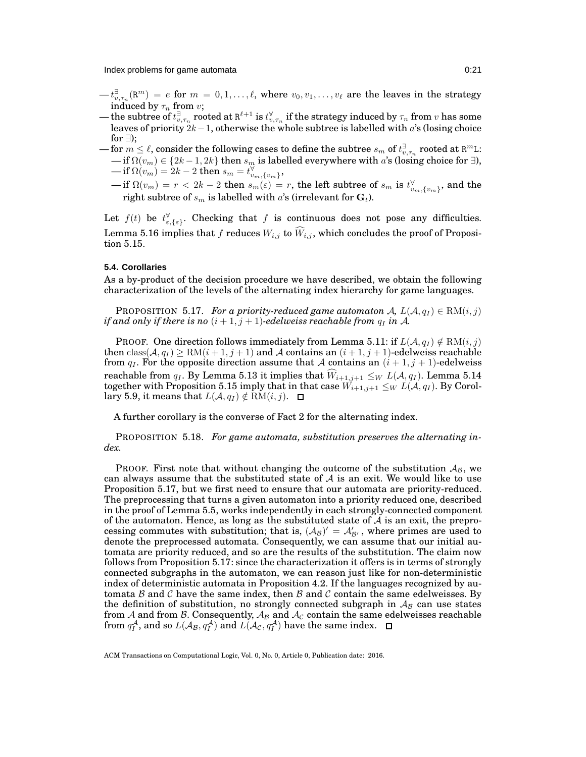— $t^{\exists}_{v,\tau_n}(\mathtt{R}^m) = e$ for $m = 0, 1, \ldots, \ell$, where $v_0, v_1, \ldots, v_\ell$ are the leaves in the strategy induced by $\tau_n$ from $v$;

— the subtree of $t^{\exists}_{v,\tau_n}$ rooted at $\mathtt{R}^{\ell+1}$ is $t^{\forall}_{v,\tau_n}$ if the strategy induced by $\tau_n$ from $v$ has some leaves of priority $2k-1$, otherwise the whole subtree is labelled with $a$'s (losing choice for $\exists$);

— for $m \leq \ell$, consider the following cases to define the subtree $s_m$ of $t^{\exists}_{v,\tau_n}$ rooted at $\mathtt{R}^m\mathtt{L}$:
  — if $\Omega(v_m) \in \{2k-1, 2k\}$ then $s_m$ is labelled everywhere with $a$'s (losing choice for $\exists$),
  — if $\Omega(v_m) = 2k-2$ then $s_m = t^{\forall}_{v_m,\{v_m\}}$,
  — if $\Omega(v_m) = r < 2k-2$ then $s_m(\varepsilon) = r$, the left subtree of $s_m$ is $t^{\forall}_{v_m,\{v_m\}}$, and the right subtree of $s_m$ is labelled with $a$'s (irrelevant for $\mathbf{G}_t$).

Let $f(t)$ be $t^{\forall}_{\varepsilon,\{\varepsilon\}}$. Checking that $f$ is continuous does not pose any difficulties. Lemma 5.16 implies that $f$ reduces $W_{i,j}$ to $\widehat{W}_{i,j}$, which concludes the proof of Proposition 5.15.

### 5.4. Corollaries

As a by-product of the decision procedure we have described, we obtain the following characterization of the levels of the alternating index hierarchy for game languages.

PROPOSITION 5.17. *For a priority-reduced game automaton $\mathcal{A}$, $L(\mathcal{A}, q_I) \in \mathrm{RM}(i,j)$ if and only if there is no $(i+1, j+1)$-edelweiss reachable from $q_I$ in $\mathcal{A}$.*

PROOF. One direction follows immediately from Lemma 5.11: if $L(\mathcal{A}, q_I) \notin \mathrm{RM}(i,j)$ then $\mathrm{class}(\mathcal{A}, q_I) \geq \mathrm{RM}(i+1, j+1)$ and $\mathcal{A}$ contains an $(i+1, j+1)$-edelweiss reachable from $q_I$. For the opposite direction assume that $\mathcal{A}$ contains an $(i+1, j+1)$-edelweiss reachable from $q_I$. By Lemma 5.13 it implies that $\widehat{W}_{i+1,j+1} \leq_W L(\mathcal{A}, q_I)$. Lemma 5.14 together with Proposition 5.15 imply that in that case $W_{i+1,j+1} \leq_W L(\mathcal{A}, q_I)$. By Corollary 5.9, it means that $L(\mathcal{A}, q_I) \notin \mathrm{RM}(i,j)$. $\square$

A further corollary is the converse of Fact 2 for the alternating index.

PROPOSITION 5.18. *For game automata, substitution preserves the alternating index.*

PROOF. First note that without changing the outcome of the substitution $\mathcal{A}_{\mathcal{B}}$, we can always assume that the substituted state of $\mathcal{A}$ is an exit. We would like to use Proposition 5.17, but we first need to ensure that our automata are priority-reduced. The preprocessing that turns a given automaton into a priority reduced one, described in the proof of Lemma 5.5, works independently in each strongly-connected component of the automaton. Hence, as long as the substituted state of $\mathcal{A}$ is an exit, the preprocessing commutes with substitution; that is, $(\mathcal{A}_{\mathcal{B}})' = \mathcal{A}'_{\mathcal{B}'}$, where primes are used to denote the preprocessed automata. Consequently, we can assume that our initial automata are priority reduced, and so are the results of the substitution. The claim now follows from Proposition 5.17: since the characterization it offers is in terms of strongly connected subgraphs in the automaton, we can reason just like for non-deterministic index of deterministic automata in Proposition 4.2. If the languages recognized by automata $\mathcal{B}$ and $\mathcal{C}$ have the same index, then $\mathcal{B}$ and $\mathcal{C}$ contain the same edelweisses. By the definition of substitution, no strongly connected subgraph in $\mathcal{A}_{\mathcal{B}}$ can use states from $\mathcal{A}$ and from $\mathcal{B}$. Consequently, $\mathcal{A}_{\mathcal{B}}$ and $\mathcal{A}_{\mathcal{C}}$ contain the same edelweisses reachable from $q_I^{\mathcal{A}}$, and so $L(\mathcal{A}_{\mathcal{B}}, q_I^{\mathcal{A}})$ and $L(\mathcal{A}_{\mathcal{C}}, q_I^{\mathcal{A}})$ have the same index. $\square$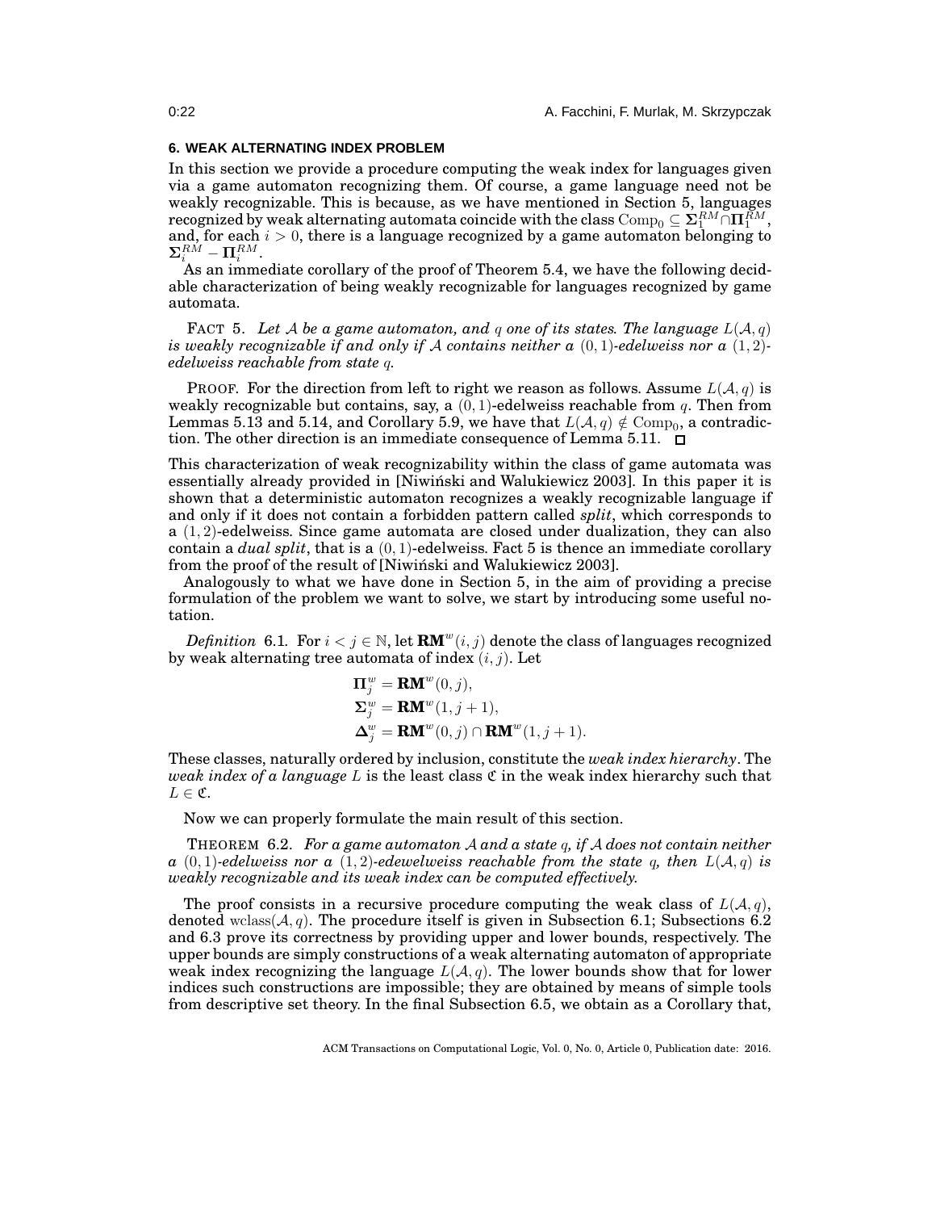## 6. WEAK ALTERNATING INDEX PROBLEM

In this section we provide a procedure computing the weak index for languages given via a game automaton recognizing them. Of course, a game language need not be weakly recognizable. This is because, as we have mentioned in Section 5, languages recognized by weak alternating automata coincide with the class $\mathrm{Comp}_0 \subseteq \mathbf{\Sigma}_1^{RM} \cap \mathbf{\Pi}_1^{RM}$, and, for each $i > 0$, there is a language recognized by a game automaton belonging to $\mathbf{\Sigma}_i^{RM} - \mathbf{\Pi}_i^{RM}$.

As an immediate corollary of the proof of Theorem 5.4, we have the following decidable characterization of being weakly recognizable for languages recognized by game automata.

FACT 5. *Let $\mathcal{A}$ be a game automaton, and $q$ one of its states. The language $L(\mathcal{A}, q)$ is weakly recognizable if and only if $\mathcal{A}$ contains neither a $(0, 1)$-edelweiss nor a $(1, 2)$-edelweiss reachable from state $q$.*

PROOF. For the direction from left to right we reason as follows. Assume $L(\mathcal{A}, q)$ is weakly recognizable but contains, say, a $(0, 1)$-edelweiss reachable from $q$. Then from Lemmas 5.13 and 5.14, and Corollary 5.9, we have that $L(\mathcal{A}, q) \notin \mathrm{Comp}_0$, a contradiction. The other direction is an immediate consequence of Lemma 5.11. ◻

This characterization of weak recognizability within the class of game automata was essentially already provided in [Niwiński and Walukiewicz 2003]. In this paper it is shown that a deterministic automaton recognizes a weakly recognizable language if and only if it does not contain a forbidden pattern called *split*, which corresponds to a $(1, 2)$-edelweiss. Since game automata are closed under dualization, they can also contain a *dual split*, that is a $(0, 1)$-edelweiss. Fact 5 is thence an immediate corollary from the proof of the result of [Niwiński and Walukiewicz 2003].

Analogously to what we have done in Section 5, in the aim of providing a precise formulation of the problem we want to solve, we start by introducing some useful notation.

*Definition* 6.1. For $i < j \in \mathbb{N}$, let $\mathbf{RM}^w(i, j)$ denote the class of languages recognized by weak alternating tree automata of index $(i, j)$. Let

$$\begin{aligned}
\mathbf{\Pi}_j^w &= \mathbf{RM}^w(0, j), \\
\mathbf{\Sigma}_j^w &= \mathbf{RM}^w(1, j+1), \\
\mathbf{\Delta}_j^w &= \mathbf{RM}^w(0, j) \cap \mathbf{RM}^w(1, j+1).
\end{aligned}$$

These classes, naturally ordered by inclusion, constitute the *weak index hierarchy*. The *weak index of a language* $L$ is the least class $\mathfrak{C}$ in the weak index hierarchy such that $L \in \mathfrak{C}$.

Now we can properly formulate the main result of this section.

THEOREM 6.2. *For a game automaton $\mathcal{A}$ and a state $q$, if $\mathcal{A}$ does not contain neither a $(0, 1)$-edelweiss nor a $(1, 2)$-edewelweiss reachable from the state $q$, then $L(\mathcal{A}, q)$ is weakly recognizable and its weak index can be computed effectively.*

The proof consists in a recursive procedure computing the weak class of $L(\mathcal{A}, q)$, denoted $\mathrm{wclass}(\mathcal{A}, q)$. The procedure itself is given in Subsection 6.1; Subsections 6.2 and 6.3 prove its correctness by providing upper and lower bounds, respectively. The upper bounds are simply constructions of a weak alternating automaton of appropriate weak index recognizing the language $L(\mathcal{A}, q)$. The lower bounds show that for lower indices such constructions are impossible; they are obtained by means of simple tools from descriptive set theory. In the final Subsection 6.5, we obtain as a Corollary that,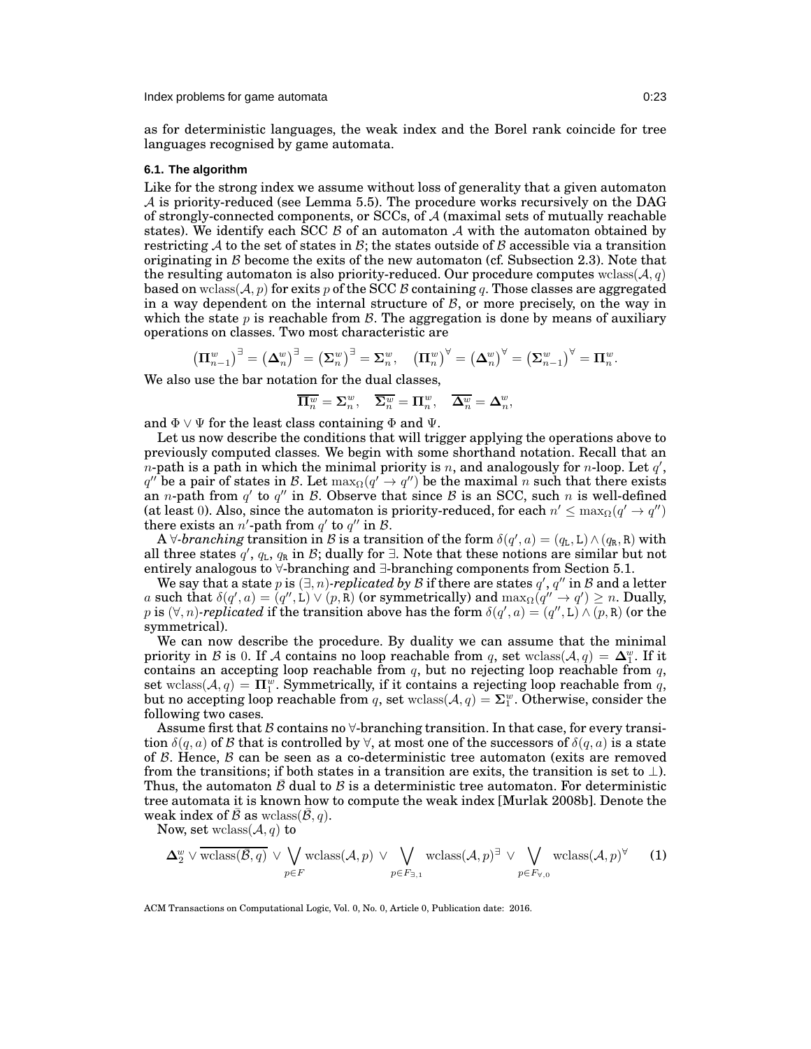as for deterministic languages, the weak index and the Borel rank coincide for tree languages recognised by game automata.

### 6.1. The algorithm

Like for the strong index we assume without loss of generality that a given automaton $\mathcal{A}$ is priority-reduced (see Lemma 5.5). The procedure works recursively on the DAG of strongly-connected components, or SCCs, of $\mathcal{A}$ (maximal sets of mutually reachable states). We identify each SCC $\mathcal{B}$ of an automaton $\mathcal{A}$ with the automaton obtained by restricting $\mathcal{A}$ to the set of states in $\mathcal{B}$; the states outside of $\mathcal{B}$ accessible via a transition originating in $\mathcal{B}$ become the exits of the new automaton (cf. Subsection 2.3). Note that the resulting automaton is also priority-reduced. Our procedure computes $\mathrm{wclass}(\mathcal{A}, q)$ based on $\mathrm{wclass}(\mathcal{A}, p)$ for exits $p$ of the SCC $\mathcal{B}$ containing $q$. Those classes are aggregated in a way dependent on the internal structure of $\mathcal{B}$, or more precisely, on the way in which the state $p$ is reachable from $\mathcal{B}$. The aggregation is done by means of auxiliary operations on classes. Two most characteristic are

$$\left(\mathbf{\Pi}^w_{n-1}\right)^\exists = \left(\mathbf{\Delta}^w_n\right)^\exists = \left(\mathbf{\Sigma}^w_n\right)^\exists = \mathbf{\Sigma}^w_n, \quad \left(\mathbf{\Pi}^w_n\right)^\forall = \left(\mathbf{\Delta}^w_n\right)^\forall = \left(\mathbf{\Sigma}^w_{n-1}\right)^\forall = \mathbf{\Pi}^w_n.$$

We also use the bar notation for the dual classes,

$$\overline{\mathbf{\Pi}^w_n} = \mathbf{\Sigma}^w_n, \quad \overline{\mathbf{\Sigma}^w_n} = \mathbf{\Pi}^w_n, \quad \overline{\mathbf{\Delta}^w_n} = \mathbf{\Delta}^w_n,$$

and $\Phi \vee \Psi$ for the least class containing $\Phi$ and $\Psi$.

Let us now describe the conditions that will trigger applying the operations above to previously computed classes. We begin with some shorthand notation. Recall that an $n$-path is a path in which the minimal priority is $n$, and analogously for $n$-loop. Let $q'$, $q''$ be a pair of states in $\mathcal{B}$. Let $\max_\Omega(q' \to q'')$ be the maximal $n$ such that there exists an $n$-path from $q'$ to $q''$ in $\mathcal{B}$. Observe that since $\mathcal{B}$ is an SCC, such $n$ is well-defined (at least 0). Also, since the automaton is priority-reduced, for each $n' \leq \max_\Omega(q' \to q'')$ there exists an $n'$-path from $q'$ to $q''$ in $\mathcal{B}$.

A $\forall$*-branching* transition in $\mathcal{B}$ is a transition of the form $\delta(q', a) = (q_{\mathtt{L}}, \mathtt{L}) \wedge (q_{\mathtt{R}}, \mathtt{R})$ with all three states $q'$, $q_{\mathtt{L}}$, $q_{\mathtt{R}}$ in $\mathcal{B}$; dually for $\exists$. Note that these notions are similar but not entirely analogous to $\forall$-branching and $\exists$-branching components from Section 5.1.

We say that a state $p$ is $(\exists, n)$*-replicated by* $\mathcal{B}$ if there are states $q'$, $q''$ in $\mathcal{B}$ and a letter $a$ such that $\delta(q', a) = (q'', \mathtt{L}) \vee (p, \mathtt{R})$ (or symmetrically) and $\max_\Omega(q'' \to q') \geq n$. Dually, $p$ is $(\forall, n)$*-replicated* if the transition above has the form $\delta(q', a) = (q'', \mathtt{L}) \wedge (p, \mathtt{R})$ (or the symmetrical).

We can now describe the procedure. By duality we can assume that the minimal priority in $\mathcal{B}$ is 0. If $\mathcal{A}$ contains no loop reachable from $q$, set $\mathrm{wclass}(\mathcal{A}, q) = \mathbf{\Delta}^w_1$. If it contains an accepting loop reachable from $q$, but no rejecting loop reachable from $q$, set $\mathrm{wclass}(\mathcal{A}, q) = \mathbf{\Pi}^w_1$. Symmetrically, if it contains a rejecting loop reachable from $q$, but no accepting loop reachable from $q$, set $\mathrm{wclass}(\mathcal{A}, q) = \mathbf{\Sigma}^w_1$. Otherwise, consider the following two cases.

Assume first that $\mathcal{B}$ contains no $\forall$-branching transition. In that case, for every transition $\delta(q, a)$ of $\mathcal{B}$ that is controlled by $\forall$, at most one of the successors of $\delta(q, a)$ is a state of $\mathcal{B}$. Hence, $\mathcal{B}$ can be seen as a co-deterministic tree automaton (exits are removed from the transitions; if both states in a transition are exits, the transition is set to $\bot$). Thus, the automaton $\bar{\mathcal{B}}$ dual to $\mathcal{B}$ is a deterministic tree automaton. For deterministic tree automata it is known how to compute the weak index [Murlak 2008b]. Denote the weak index of $\bar{\mathcal{B}}$ as $\mathrm{wclass}(\bar{\mathcal{B}}, q)$.

Now, set $\mathrm{wclass}(\mathcal{A}, q)$ to

$$\mathbf{\Delta}^w_2 \vee \overline{\mathrm{wclass}(\bar{\mathcal{B}}, q)} \vee \bigvee_{p \in F} \mathrm{wclass}(\mathcal{A}, p) \vee \bigvee_{p \in F_{\exists,1}} \mathrm{wclass}(\mathcal{A}, p)^\exists \vee \bigvee_{p \in F_{\forall,0}} \mathrm{wclass}(\mathcal{A}, p)^\forall \qquad (1)$$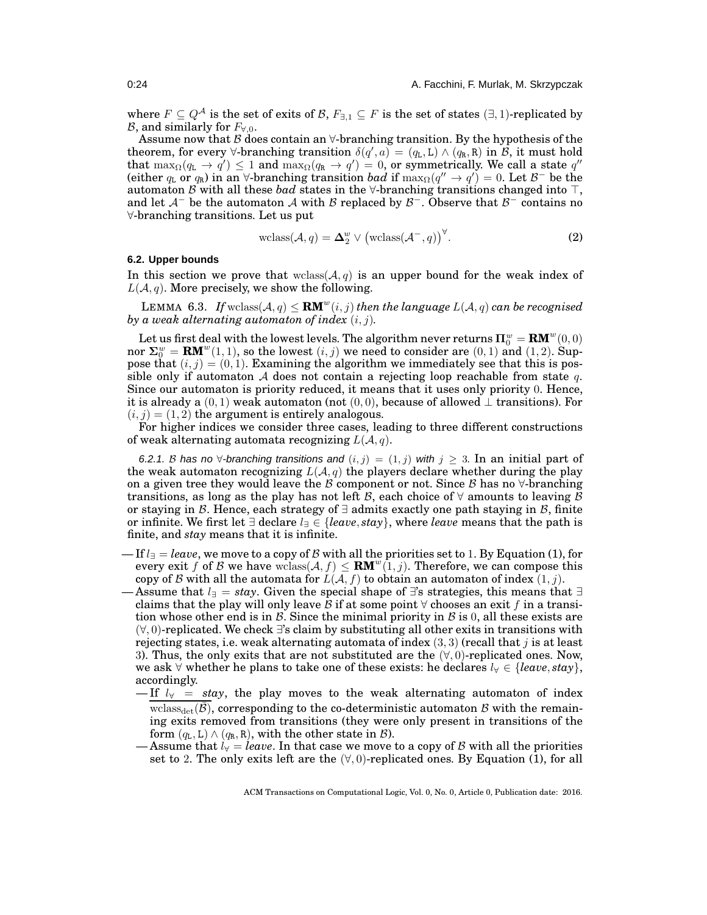where $F \subseteq Q^{\mathcal{A}}$ is the set of exits of $\mathcal{B}$, $F_{\exists,1} \subseteq F$ is the set of states $(\exists, 1)$-replicated by $\mathcal{B}$, and similarly for $F_{\forall,0}$.

Assume now that $\mathcal{B}$ does contain an $\forall$-branching transition. By the hypothesis of the theorem, for every $\forall$-branching transition $\delta(q', a) = (q_{\mathtt{L}}, \mathtt{L}) \wedge (q_{\mathtt{R}}, \mathtt{R})$ in $\mathcal{B}$, it must hold that $\max_\Omega(q_{\mathtt{L}} \to q') \leq 1$ and $\max_\Omega(q_{\mathtt{R}} \to q') = 0$, or symmetrically. We call a state $q''$ (either $q_{\mathtt{L}}$ or $q_{\mathtt{R}}$) in an $\forall$-branching transition *bad* if $\max_\Omega(q'' \to q') = 0$. Let $\mathcal{B}^-$ be the automaton $\mathcal{B}$ with all these *bad* states in the $\forall$-branching transitions changed into $\top$, and let $\mathcal{A}^-$ be the automaton $\mathcal{A}$ with $\mathcal{B}$ replaced by $\mathcal{B}^-$. Observe that $\mathcal{B}^-$ contains no $\forall$-branching transitions. Let us put

$$\mathrm{wclass}(\mathcal{A}, q) = \mathbf{\Delta}^w_2 \vee \big(\mathrm{wclass}(\mathcal{A}^-, q)\big)^{\forall}. \tag{2}$$

#### 6.2. Upper bounds

In this section we prove that $\mathrm{wclass}(\mathcal{A}, q)$ is an upper bound for the weak index of $L(\mathcal{A}, q)$. More precisely, we show the following.

LEMMA 6.3. *If* $\mathrm{wclass}(\mathcal{A}, q) \leq \mathbf{RM}^w(i, j)$ *then the language* $L(\mathcal{A}, q)$ *can be recognised by a weak alternating automaton of index* $(i, j)$.

Let us first deal with the lowest levels. The algorithm never returns $\mathbf{\Pi}^w_0 = \mathbf{RM}^w(0, 0)$ nor $\mathbf{\Sigma}^w_0 = \mathbf{RM}^w(1, 1)$, so the lowest $(i, j)$ we need to consider are $(0, 1)$ and $(1, 2)$. Suppose that $(i, j) = (0, 1)$. Examining the algorithm we immediately see that this is possible only if automaton $\mathcal{A}$ does not contain a rejecting loop reachable from state $q$. Since our automaton is priority reduced, it means that it uses only priority $0$. Hence, it is already a $(0, 1)$ weak automaton (not $(0, 0)$, because of allowed $\perp$ transitions). For $(i, j) = (1, 2)$ the argument is entirely analogous.

For higher indices we consider three cases, leading to three different constructions of weak alternating automata recognizing $L(\mathcal{A}, q)$.

*6.2.1. $\mathcal{B}$ has no $\forall$-branching transitions and $(i, j) = (1, j)$ with $j \geq 3$.* In an initial part of the weak automaton recognizing $L(\mathcal{A}, q)$ the players declare whether during the play on a given tree they would leave the $\mathcal{B}$ component or not. Since $\mathcal{B}$ has no $\forall$-branching transitions, as long as the play has not left $\mathcal{B}$, each choice of $\forall$ amounts to leaving $\mathcal{B}$ or staying in $\mathcal{B}$. Hence, each strategy of $\exists$ admits exactly one path staying in $\mathcal{B}$, finite or infinite. We first let $\exists$ declare $l_\exists \in \{leave, stay\}$, where *leave* means that the path is finite, and *stay* means that it is infinite.

— If $l_\exists = leave$, we move to a copy of $\mathcal{B}$ with all the priorities set to $1$. By Equation (1), for every exit $f$ of $\mathcal{B}$ we have $\mathrm{wclass}(\mathcal{A}, f) \leq \mathbf{RM}^w(1, j)$. Therefore, we can compose this copy of $\mathcal{B}$ with all the automata for $L(\mathcal{A}, f)$ to obtain an automaton of index $(1, j)$.

— Assume that $l_\exists = stay$. Given the special shape of $\exists$'s strategies, this means that $\exists$ claims that the play will only leave $\mathcal{B}$ if at some point $\forall$ chooses an exit $f$ in a transition whose other end is in $\mathcal{B}$. Since the minimal priority in $\mathcal{B}$ is $0$, all these exists are $(\forall, 0)$-replicated. We check $\exists$'s claim by substituting all other exits in transitions with rejecting states, i.e. weak alternating automata of index $(3, 3)$ (recall that $j$ is at least $3$). Thus, the only exits that are not substituted are the $(\forall, 0)$-replicated ones. Now, we ask $\forall$ whether he plans to take one of these exists: he declares $l_\forall \in \{leave, stay\}$, accordingly.

  — If $l_\forall = stay$, the play moves to the weak alternating automaton of index $\overline{\mathrm{wclass}_{\mathrm{det}}(\mathcal{B})}$, corresponding to the co-deterministic automaton $\mathcal{B}$ with the remaining exits removed from transitions (they were only present in transitions of the form $(q_{\mathtt{L}}, \mathtt{L}) \wedge (q_{\mathtt{R}}, \mathtt{R})$, with the other state in $\mathcal{B}$).

  — Assume that $l_\forall = leave$. In that case we move to a copy of $\mathcal{B}$ with all the priorities set to $2$. The only exits left are the $(\forall, 0)$-replicated ones. By Equation (1), for all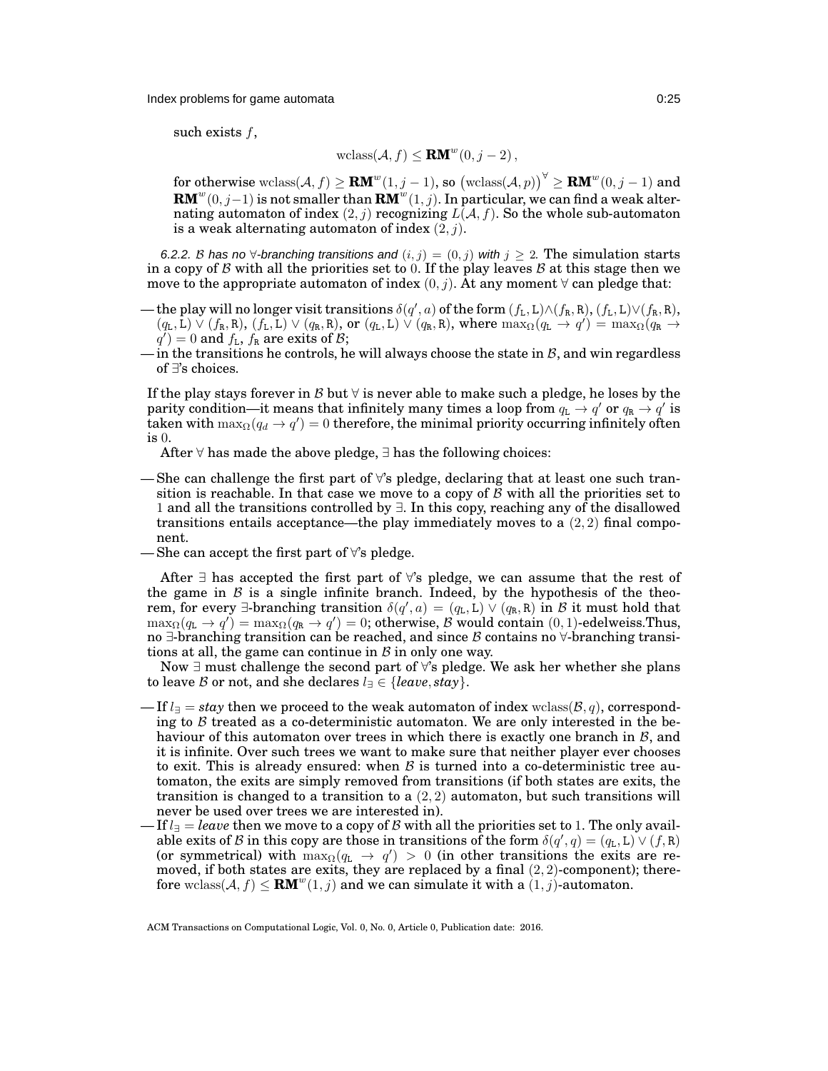such exists $f$,

$$\text{wclass}(\mathcal{A}, f) \leq \mathbf{RM}^w(0, j-2)\,,$$

for otherwise $\text{wclass}(\mathcal{A}, f) \geq \mathbf{RM}^w(1, j-1)$, so $\left(\text{wclass}(\mathcal{A}, p)\right)^{\forall} \geq \mathbf{RM}^w(0, j-1)$ and $\mathbf{RM}^w(0, j-1)$ is not smaller than $\mathbf{RM}^w(1, j)$. In particular, we can find a weak alternating automaton of index $(2, j)$ recognizing $L(\mathcal{A}, f)$. So the whole sub-automaton is a weak alternating automaton of index $(2, j)$.

*6.2.2. $\mathcal{B}$ has no $\forall$-branching transitions and $(i, j) = (0, j)$ with $j \geq 2$.* The simulation starts in a copy of $\mathcal{B}$ with all the priorities set to $0$. If the play leaves $\mathcal{B}$ at this stage then we move to the appropriate automaton of index $(0, j)$. At any moment $\forall$ can pledge that:

- the play will no longer visit transitions $\delta(q', a)$ of the form $(f_{\mathtt{L}}, \mathtt{L}) \wedge (f_{\mathtt{R}}, \mathtt{R})$, $(f_{\mathtt{L}}, \mathtt{L}) \vee (f_{\mathtt{R}}, \mathtt{R})$, $(q_{\mathtt{L}}, \mathtt{L}) \vee (f_{\mathtt{R}}, \mathtt{R})$, $(f_{\mathtt{L}}, \mathtt{L}) \vee (q_{\mathtt{R}}, \mathtt{R})$, or $(q_{\mathtt{L}}, \mathtt{L}) \vee (q_{\mathtt{R}}, \mathtt{R})$, where $\max_{\Omega}(q_{\mathtt{L}} \to q') = \max_{\Omega}(q_{\mathtt{R}} \to q') = 0$ and $f_{\mathtt{L}}$, $f_{\mathtt{R}}$ are exits of $\mathcal{B}$;
- in the transitions he controls, he will always choose the state in $\mathcal{B}$, and win regardless of $\exists$'s choices.

If the play stays forever in $\mathcal{B}$ but $\forall$ is never able to make such a pledge, he loses by the parity condition—it means that infinitely many times a loop from $q_{\mathtt{L}} \to q'$ or $q_{\mathtt{R}} \to q'$ is taken with $\max_{\Omega}(q_d \to q') = 0$ therefore, the minimal priority occurring infinitely often is $0$.

After $\forall$ has made the above pledge, $\exists$ has the following choices:

- She can challenge the first part of $\forall$'s pledge, declaring that at least one such transition is reachable. In that case we move to a copy of $\mathcal{B}$ with all the priorities set to $1$ and all the transitions controlled by $\exists$. In this copy, reaching any of the disallowed transitions entails acceptance—the play immediately moves to a $(2, 2)$ final component.
- She can accept the first part of $\forall$'s pledge.

After $\exists$ has accepted the first part of $\forall$'s pledge, we can assume that the rest of the game in $\mathcal{B}$ is a single infinite branch. Indeed, by the hypothesis of the theorem, for every $\exists$-branching transition $\delta(q', a) = (q_{\mathtt{L}}, \mathtt{L}) \vee (q_{\mathtt{R}}, \mathtt{R})$ in $\mathcal{B}$ it must hold that $\max_{\Omega}(q_{\mathtt{L}} \to q') = \max_{\Omega}(q_{\mathtt{R}} \to q') = 0$; otherwise, $\mathcal{B}$ would contain $(0, 1)$-edelweiss.Thus, no $\exists$-branching transition can be reached, and since $\mathcal{B}$ contains no $\forall$-branching transitions at all, the game can continue in $\mathcal{B}$ in only one way.

Now $\exists$ must challenge the second part of $\forall$'s pledge. We ask her whether she plans to leave $\mathcal{B}$ or not, and she declares $l_{\exists} \in \{\mathit{leave}, \mathit{stay}\}$.

- If $l_{\exists} = \mathit{stay}$ then we proceed to the weak automaton of index $\text{wclass}(\mathcal{B}, q)$, corresponding to $\mathcal{B}$ treated as a co-deterministic automaton. We are only interested in the behaviour of this automaton over trees in which there is exactly one branch in $\mathcal{B}$, and it is infinite. Over such trees we want to make sure that neither player ever chooses to exit. This is already ensured: when $\mathcal{B}$ is turned into a co-deterministic tree automaton, the exits are simply removed from transitions (if both states are exits, the transition is changed to a transition to a $(2, 2)$ automaton, but such transitions will never be used over trees we are interested in).
- If $l_{\exists} = \mathit{leave}$ then we move to a copy of $\mathcal{B}$ with all the priorities set to $1$. The only available exits of $\mathcal{B}$ in this copy are those in transitions of the form $\delta(q', q) = (q_{\mathtt{L}}, \mathtt{L}) \vee (f, \mathtt{R})$ (or symmetrical) with $\max_{\Omega}(q_{\mathtt{L}} \to q') > 0$ (in other transitions the exits are removed, if both states are exits, they are replaced by a final $(2, 2)$-component); therefore $\text{wclass}(\mathcal{A}, f) \leq \mathbf{RM}^w(1, j)$ and we can simulate it with a $(1, j)$-automaton.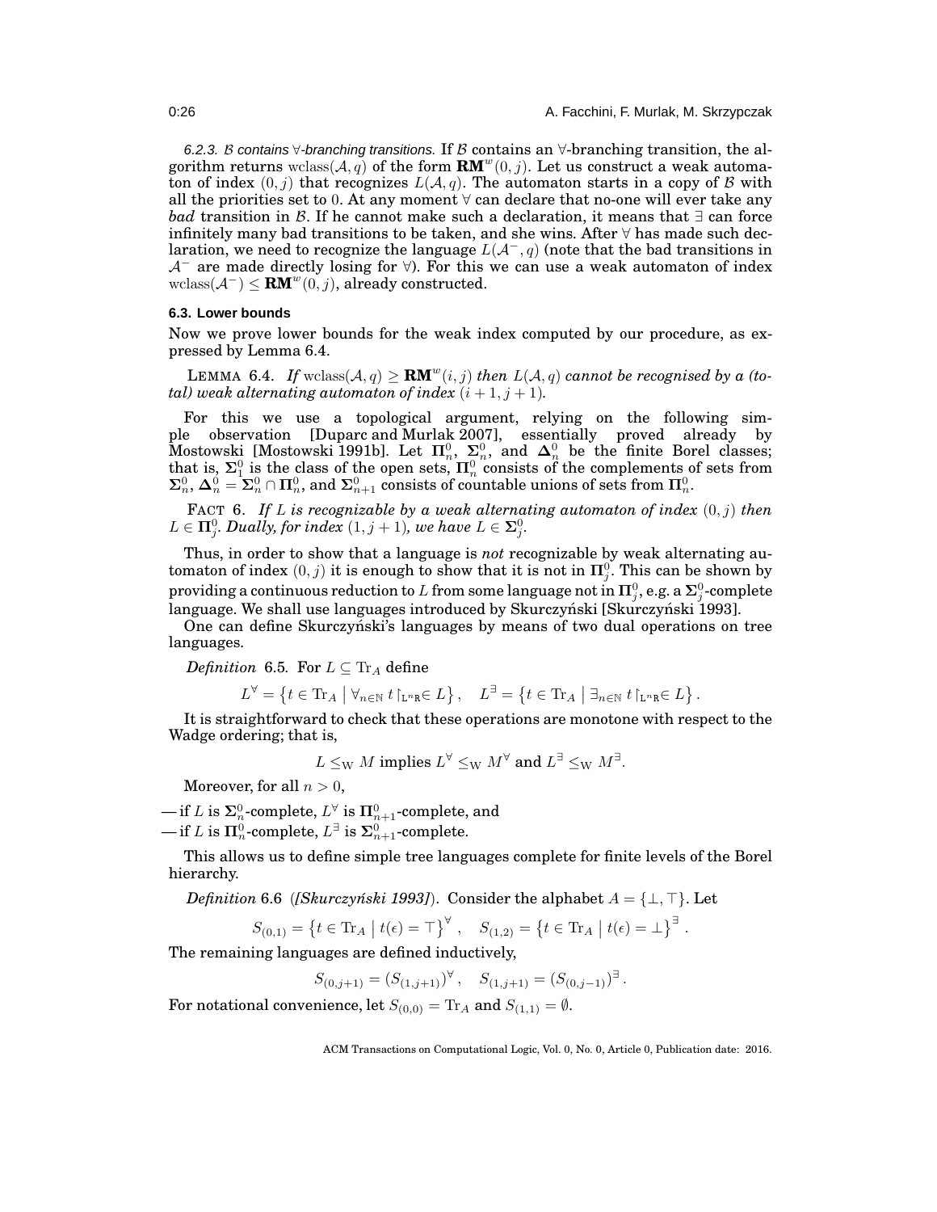*6.2.3. $\mathcal{B}$ contains $\forall$-branching transitions.* If $\mathcal{B}$ contains an $\forall$-branching transition, the algorithm returns $\mathrm{wclass}(\mathcal{A}, q)$ of the form $\mathbf{RM}^w(0, j)$. Let us construct a weak automaton of index $(0, j)$ that recognizes $L(\mathcal{A}, q)$. The automaton starts in a copy of $\mathcal{B}$ with all the priorities set to $0$. At any moment $\forall$ can declare that no-one will ever take any *bad* transition in $\mathcal{B}$. If he cannot make such a declaration, it means that $\exists$ can force infinitely many bad transitions to be taken, and she wins. After $\forall$ has made such declaration, we need to recognize the language $L(\mathcal{A}^-, q)$ (note that the bad transitions in $\mathcal{A}^-$ are made directly losing for $\forall$). For this we can use a weak automaton of index $\mathrm{wclass}(\mathcal{A}^-) \leq \mathbf{RM}^w(0, j)$, already constructed.

### 6.3. Lower bounds

Now we prove lower bounds for the weak index computed by our procedure, as expressed by Lemma 6.4.

LEMMA 6.4. *If $\mathrm{wclass}(\mathcal{A}, q) \geq \mathbf{RM}^w(i, j)$ then $L(\mathcal{A}, q)$ cannot be recognised by a (total) weak alternating automaton of index $(i+1, j+1)$.*

For this we use a topological argument, relying on the following simple observation [Duparc and Murlak 2007], essentially proved already by Mostowski [Mostowski 1991b]. Let $\mathbf{\Pi}^0_n$, $\mathbf{\Sigma}^0_n$, and $\mathbf{\Delta}^0_n$ be the finite Borel classes; that is, $\mathbf{\Sigma}^0_1$ is the class of the open sets, $\mathbf{\Pi}^0_n$ consists of the complements of sets from $\mathbf{\Sigma}^0_n$, $\mathbf{\Delta}^0_n = \mathbf{\Sigma}^0_n \cap \mathbf{\Pi}^0_n$, and $\mathbf{\Sigma}^0_{n+1}$ consists of countable unions of sets from $\mathbf{\Pi}^0_n$.

FACT 6. *If $L$ is recognizable by a weak alternating automaton of index $(0, j)$ then $L \in \mathbf{\Pi}^0_j$. Dually, for index $(1, j+1)$, we have $L \in \mathbf{\Sigma}^0_j$.*

Thus, in order to show that a language is *not* recognizable by weak alternating automaton of index $(0, j)$ it is enough to show that it is not in $\mathbf{\Pi}^0_j$. This can be shown by providing a continuous reduction to $L$ from some language not in $\mathbf{\Pi}^0_j$, e.g. a $\mathbf{\Sigma}^0_j$-complete language. We shall use languages introduced by Skurczyński [Skurczyński 1993].

One can define Skurczyński's languages by means of two dual operations on tree languages.

*Definition* 6.5. For $L \subseteq \mathrm{Tr}_A$ define

$$L^\forall = \left\{ t \in \mathrm{Tr}_A \;\middle|\; \forall_{n \in \mathbb{N}}\, t{\restriction}_{\mathtt{L}^n\mathtt{R}} \in L \right\}, \quad L^\exists = \left\{ t \in \mathrm{Tr}_A \;\middle|\; \exists_{n \in \mathbb{N}}\, t{\restriction}_{\mathtt{L}^n\mathtt{R}} \in L \right\}.$$

It is straightforward to check that these operations are monotone with respect to the Wadge ordering; that is,

$$L \leq_{\mathrm{W}} M \text{ implies } L^\forall \leq_{\mathrm{W}} M^\forall \text{ and } L^\exists \leq_{\mathrm{W}} M^\exists.$$

Moreover, for all $n > 0$,

— if $L$ is $\mathbf{\Sigma}^0_n$-complete, $L^\forall$ is $\mathbf{\Pi}^0_{n+1}$-complete, and
— if $L$ is $\mathbf{\Pi}^0_n$-complete, $L^\exists$ is $\mathbf{\Sigma}^0_{n+1}$-complete.

This allows us to define simple tree languages complete for finite levels of the Borel hierarchy.

*Definition* 6.6 (*[Skurczyński 1993]*). Consider the alphabet $A = \{\bot, \top\}$. Let

$$S_{(0,1)} = \left\{ t \in \mathrm{Tr}_A \;\middle|\; t(\epsilon) = \top \right\}^\forall, \quad S_{(1,2)} = \left\{ t \in \mathrm{Tr}_A \;\middle|\; t(\epsilon) = \bot \right\}^\exists.$$

The remaining languages are defined inductively,

$$S_{(0,j+1)} = (S_{(1,j+1)})^\forall, \quad S_{(1,j+1)} = (S_{(0,j-1)})^\exists.$$

For notational convenience, let $S_{(0,0)} = \mathrm{Tr}_A$ and $S_{(1,1)} = \emptyset$.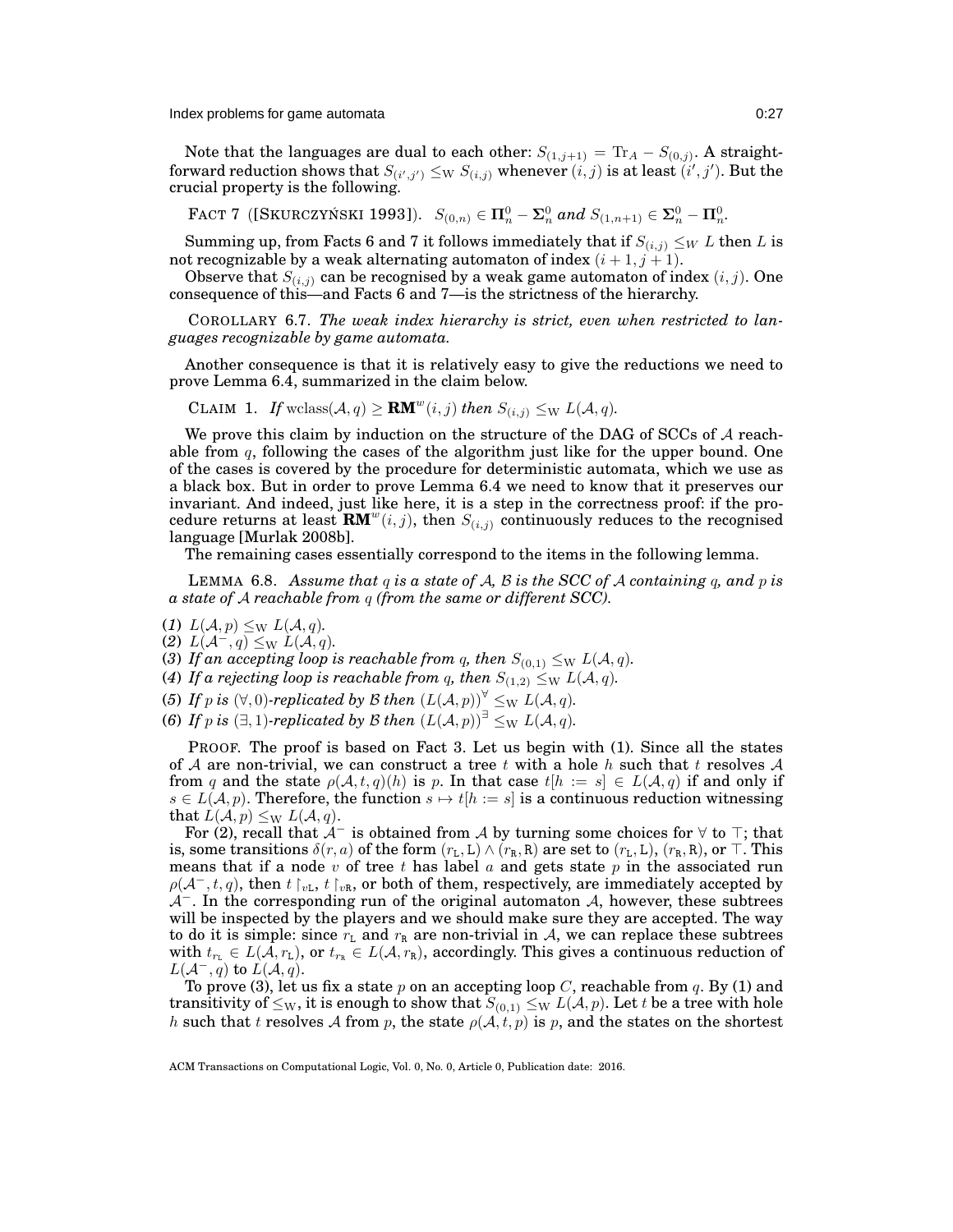Note that the languages are dual to each other: $S_{(1,j+1)} = \mathrm{Tr}_A - S_{(0,j)}$. A straightforward reduction shows that $S_{(i',j')} \leq_{\mathrm{W}} S_{(i,j)}$ whenever $(i,j)$ is at least $(i',j')$. But the crucial property is the following.

FACT 7 ([SKURCZYŃSKI 1993]). *$S_{(0,n)} \in \mathbf{\Pi}^0_n - \mathbf{\Sigma}^0_n$ and $S_{(1,n+1)} \in \mathbf{\Sigma}^0_n - \mathbf{\Pi}^0_n$.*

Summing up, from Facts 6 and 7 it follows immediately that if $S_{(i,j)} \leq_W L$ then $L$ is not recognizable by a weak alternating automaton of index $(i+1, j+1)$.

Observe that $S_{(i,j)}$ can be recognised by a weak game automaton of index $(i,j)$. One consequence of this—and Facts 6 and 7—is the strictness of the hierarchy.

COROLLARY 6.7. *The weak index hierarchy is strict, even when restricted to languages recognizable by game automata.*

Another consequence is that it is relatively easy to give the reductions we need to prove Lemma 6.4, summarized in the claim below.

CLAIM 1. *If $\mathrm{wclass}(\mathcal{A}, q) \geq \mathbf{RM}^w(i,j)$ then $S_{(i,j)} \leq_{\mathrm{W}} L(\mathcal{A}, q)$.*

We prove this claim by induction on the structure of the DAG of SCCs of $\mathcal{A}$ reachable from $q$, following the cases of the algorithm just like for the upper bound. One of the cases is covered by the procedure for deterministic automata, which we use as a black box. But in order to prove Lemma 6.4 we need to know that it preserves our invariant. And indeed, just like here, it is a step in the correctness proof: if the procedure returns at least $\mathbf{RM}^w(i,j)$, then $S_{(i,j)}$ continuously reduces to the recognised language [Murlak 2008b].

The remaining cases essentially correspond to the items in the following lemma.

LEMMA 6.8. *Assume that $q$ is a state of $\mathcal{A}$, $\mathcal{B}$ is the SCC of $\mathcal{A}$ containing $q$, and $p$ is a state of $\mathcal{A}$ reachable from $q$ (from the same or different SCC).*

(1) *$L(\mathcal{A}, p) \leq_{\mathrm{W}} L(\mathcal{A}, q)$.*
(2) *$L(\mathcal{A}^-, q) \leq_{\mathrm{W}} L(\mathcal{A}, q)$.*
(3) *If an accepting loop is reachable from $q$, then $S_{(0,1)} \leq_{\mathrm{W}} L(\mathcal{A}, q)$.*
(4) *If a rejecting loop is reachable from $q$, then $S_{(1,2)} \leq_{\mathrm{W}} L(\mathcal{A}, q)$.*
(5) *If $p$ is $(\forall, 0)$-replicated by $\mathcal{B}$ then $\left(L(\mathcal{A}, p)\right)^{\forall} \leq_{\mathrm{W}} L(\mathcal{A}, q)$.*
(6) *If $p$ is $(\exists, 1)$-replicated by $\mathcal{B}$ then $\left(L(\mathcal{A}, p)\right)^{\exists} \leq_{\mathrm{W}} L(\mathcal{A}, q)$.*

PROOF. The proof is based on Fact 3. Let us begin with (1). Since all the states of $\mathcal{A}$ are non-trivial, we can construct a tree $t$ with a hole $h$ such that $t$ resolves $\mathcal{A}$ from $q$ and the state $\rho(\mathcal{A}, t, q)(h)$ is $p$. In that case $t[h := s] \in L(\mathcal{A}, q)$ if and only if $s \in L(\mathcal{A}, p)$. Therefore, the function $s \mapsto t[h := s]$ is a continuous reduction witnessing that $L(\mathcal{A}, p) \leq_{\mathrm{W}} L(\mathcal{A}, q)$.

For (2), recall that $\mathcal{A}^-$ is obtained from $\mathcal{A}$ by turning some choices for $\forall$ to $\top$; that is, some transitions $\delta(r, a)$ of the form $(r_{\mathtt{L}}, \mathtt{L}) \wedge (r_{\mathtt{R}}, \mathtt{R})$ are set to $(r_{\mathtt{L}}, \mathtt{L})$, $(r_{\mathtt{R}}, \mathtt{R})$, or $\top$. This means that if a node $v$ of tree $t$ has label $a$ and gets state $p$ in the associated run $\rho(\mathcal{A}^-, t, q)$, then $t\restriction_{v\mathtt{L}}$, $t\restriction_{v\mathtt{R}}$, or both of them, respectively, are immediately accepted by $\mathcal{A}^-$. In the corresponding run of the original automaton $\mathcal{A}$, however, these subtrees will be inspected by the players and we should make sure they are accepted. The way to do it is simple: since $r_{\mathtt{L}}$ and $r_{\mathtt{R}}$ are non-trivial in $\mathcal{A}$, we can replace these subtrees with $t_{r_{\mathtt{L}}} \in L(\mathcal{A}, r_{\mathtt{L}})$, or $t_{r_{\mathtt{R}}} \in L(\mathcal{A}, r_{\mathtt{R}})$, accordingly. This gives a continuous reduction of $L(\mathcal{A}^-, q)$ to $L(\mathcal{A}, q)$.

To prove (3), let us fix a state $p$ on an accepting loop $C$, reachable from $q$. By (1) and transitivity of $\leq_{\mathrm{W}}$, it is enough to show that $S_{(0,1)} \leq_{\mathrm{W}} L(\mathcal{A}, p)$. Let $t$ be a tree with hole $h$ such that $t$ resolves $\mathcal{A}$ from $p$, the state $\rho(\mathcal{A}, t, p)$ is $p$, and the states on the shortest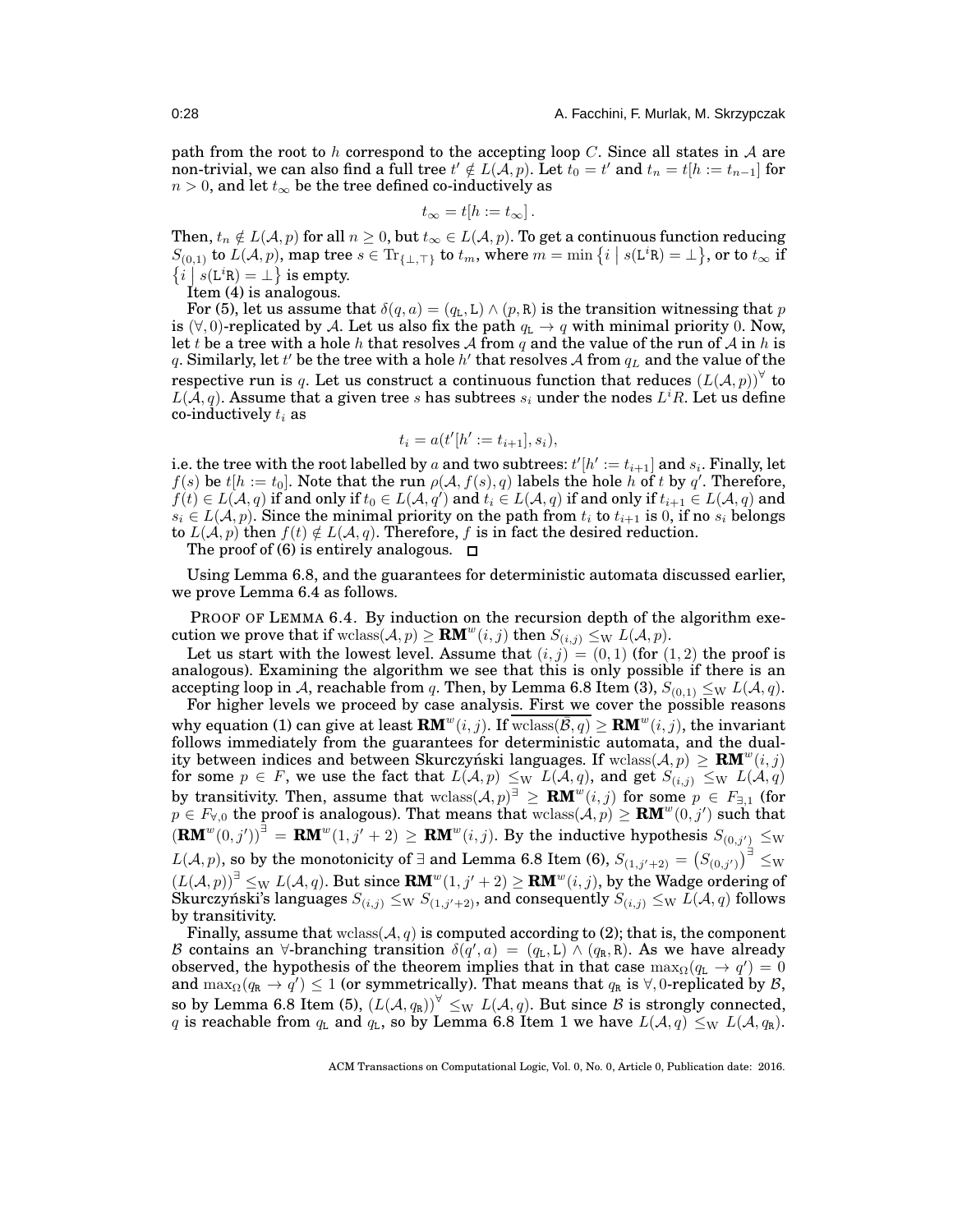path from the root to $h$ correspond to the accepting loop $C$. Since all states in $\mathcal{A}$ are non-trivial, we can also find a full tree $t' \notin L(\mathcal{A}, p)$. Let $t_0 = t'$ and $t_n = t[h := t_{n-1}]$ for $n > 0$, and let $t_\infty$ be the tree defined co-inductively as

$$t_\infty = t[h := t_\infty].$$

Then, $t_n \notin L(\mathcal{A}, p)$ for all $n \geq 0$, but $t_\infty \in L(\mathcal{A}, p)$. To get a continuous function reducing $S_{(0,1)}$ to $L(\mathcal{A}, p)$, map tree $s \in \mathrm{Tr}_{\{\bot,\top\}}$ to $t_m$, where $m = \min\{i \mid s(\mathtt{L}^i\mathtt{R}) = \bot\}$, or to $t_\infty$ if $\{i \mid s(\mathtt{L}^i\mathtt{R}) = \bot\}$ is empty.

Item (4) is analogous.

For (5), let us assume that $\delta(q, a) = (q_\mathtt{L}, \mathtt{L}) \wedge (p, \mathtt{R})$ is the transition witnessing that $p$ is $(\forall, 0)$-replicated by $\mathcal{A}$. Let us also fix the path $q_\mathtt{L} \to q$ with minimal priority 0. Now, let $t$ be a tree with a hole $h$ that resolves $\mathcal{A}$ from $q$ and the value of the run of $\mathcal{A}$ in $h$ is $q$. Similarly, let $t'$ be the tree with a hole $h'$ that resolves $\mathcal{A}$ from $q_L$ and the value of the respective run is $q$. Let us construct a continuous function that reduces $(L(\mathcal{A}, p))^\forall$ to $L(\mathcal{A}, q)$. Assume that a given tree $s$ has subtrees $s_i$ under the nodes $L^iR$. Let us define co-inductively $t_i$ as

$$t_i = a(t'[h' := t_{i+1}], s_i),$$

i.e. the tree with the root labelled by $a$ and two subtrees: $t'[h' := t_{i+1}]$ and $s_i$. Finally, let $f(s)$ be $t[h := t_0]$. Note that the run $\rho(\mathcal{A}, f(s), q)$ labels the hole $h$ of $t$ by $q'$. Therefore, $f(t) \in L(\mathcal{A}, q)$ if and only if $t_0 \in L(\mathcal{A}, q')$ and $t_i \in L(\mathcal{A}, q)$ if and only if $t_{i+1} \in L(\mathcal{A}, q)$ and $s_i \in L(\mathcal{A}, p)$. Since the minimal priority on the path from $t_i$ to $t_{i+1}$ is 0, if no $s_i$ belongs to $L(\mathcal{A}, p)$ then $f(t) \notin L(\mathcal{A}, q)$. Therefore, $f$ is in fact the desired reduction.

The proof of (6) is entirely analogous. $\square$

Using Lemma 6.8, and the guarantees for deterministic automata discussed earlier, we prove Lemma 6.4 as follows.

PROOF OF LEMMA 6.4. By induction on the recursion depth of the algorithm execution we prove that if $\mathrm{wclass}(\mathcal{A}, p) \geq \mathbf{RM}^w(i, j)$ then $S_{(i,j)} \leq_\mathrm{W} L(\mathcal{A}, p)$.

Let us start with the lowest level. Assume that $(i, j) = (0, 1)$ (for $(1, 2)$ the proof is analogous). Examining the algorithm we see that this is only possible if there is an accepting loop in $\mathcal{A}$, reachable from $q$. Then, by Lemma 6.8 Item (3), $S_{(0,1)} \leq_\mathrm{W} L(\mathcal{A}, q)$.

For higher levels we proceed by case analysis. First we cover the possible reasons why equation (1) can give at least $\mathbf{RM}^w(i, j)$. If $\overline{\mathrm{wclass}(\overline{\mathcal{B}}, q)} \geq \mathbf{RM}^w(i, j)$, the invariant follows immediately from the guarantees for deterministic automata, and the duality between indices and between Skurczyński languages. If $\mathrm{wclass}(\mathcal{A}, p) \geq \mathbf{RM}^w(i, j)$ for some $p \in F$, we use the fact that $L(\mathcal{A}, p) \leq_\mathrm{W} L(\mathcal{A}, q)$, and get $S_{(i,j)} \leq_\mathrm{W} L(\mathcal{A}, q)$ by transitivity. Then, assume that $\mathrm{wclass}(\mathcal{A}, p)^\exists \geq \mathbf{RM}^w(i, j)$ for some $p \in F_{\exists,1}$ (for $p \in F_{\forall,0}$ the proof is analogous). That means that $\mathrm{wclass}(\mathcal{A}, p) \geq \mathbf{RM}^w(0, j')$ such that $(\mathbf{RM}^w(0, j'))^\exists = \mathbf{RM}^w(1, j' + 2) \geq \mathbf{RM}^w(i, j)$. By the inductive hypothesis $S_{(0,j')} \leq_\mathrm{W} L(\mathcal{A}, p)$, so by the monotonicity of $\exists$ and Lemma 6.8 Item (6), $S_{(1,j'+2)} = (S_{(0,j')})^\exists \leq_\mathrm{W} (L(\mathcal{A}, p))^\exists \leq_\mathrm{W} L(\mathcal{A}, q)$. But since $\mathbf{RM}^w(1, j' + 2) \geq \mathbf{RM}^w(i, j)$, by the Wadge ordering of Skurczyński's languages $S_{(i,j)} \leq_\mathrm{W} S_{(1,j'+2)}$, and consequently $S_{(i,j)} \leq_\mathrm{W} L(\mathcal{A}, q)$ follows by transitivity.

Finally, assume that $\mathrm{wclass}(\mathcal{A}, q)$ is computed according to (2); that is, the component $\mathcal{B}$ contains an $\forall$-branching transition $\delta(q', a) = (q_\mathtt{L}, \mathtt{L}) \wedge (q_\mathtt{R}, \mathtt{R})$. As we have already observed, the hypothesis of the theorem implies that in that case $\max_\Omega(q_\mathtt{L} \to q') = 0$ and $\max_\Omega(q_\mathtt{R} \to q') \leq 1$ (or symmetrically). That means that $q_\mathtt{R}$ is $\forall, 0$-replicated by $\mathcal{B}$, so by Lemma 6.8 Item (5), $(L(\mathcal{A}, q_\mathtt{R}))^\forall \leq_\mathrm{W} L(\mathcal{A}, q)$. But since $\mathcal{B}$ is strongly connected, $q$ is reachable from $q_\mathtt{L}$ and $q_\mathtt{L}$, so by Lemma 6.8 Item 1 we have $L(\mathcal{A}, q) \leq_\mathrm{W} L(\mathcal{A}, q_\mathtt{R})$.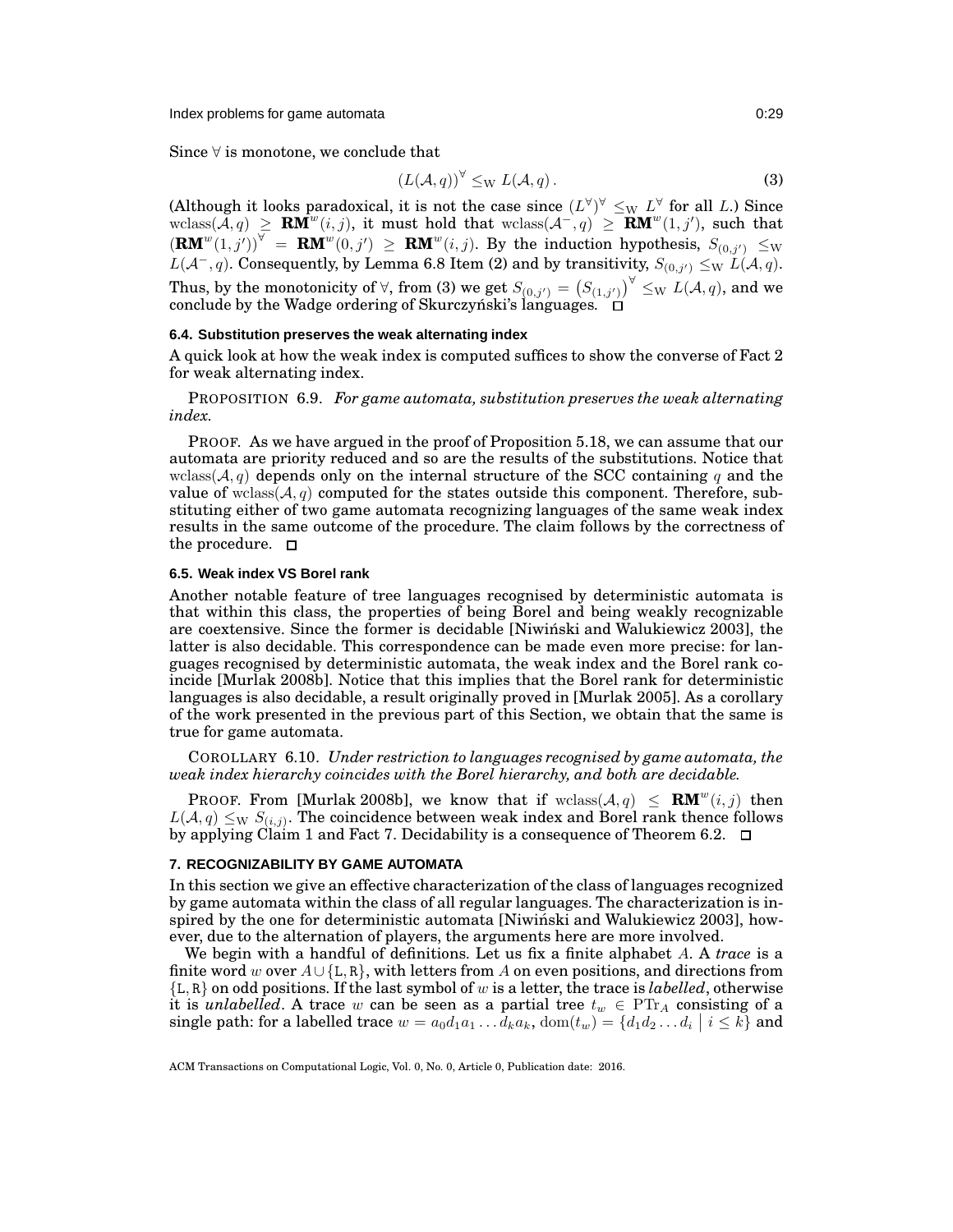Since $\forall$ is monotone, we conclude that

$$(L(\mathcal{A},q))^{\forall} \leq_{\mathrm{W}} L(\mathcal{A},q)\,. \tag{3}$$

(Although it looks paradoxical, it is not the case since $(L^{\forall})^{\forall} \leq_{\mathrm{W}} L^{\forall}$ for all $L$.) Since $\mathrm{wclass}(\mathcal{A},q) \geq \mathbf{RM}^{w}(i,j)$, it must hold that $\mathrm{wclass}(\mathcal{A}^{-},q) \geq \mathbf{RM}^{w}(1,j')$, such that $(\mathbf{RM}^{w}(1,j'))^{\forall} = \mathbf{RM}^{w}(0,j') \geq \mathbf{RM}^{w}(i,j)$. By the induction hypothesis, $S_{(0,j')} \leq_{\mathrm{W}} L(\mathcal{A}^{-},q)$. Consequently, by Lemma 6.8 Item (2) and by transitivity, $S_{(0,j')} \leq_{\mathrm{W}} L(\mathcal{A},q)$. Thus, by the monotonicity of $\forall$, from (3) we get $S_{(0,j')} = \left(S_{(1,j')}\right)^{\forall} \leq_{\mathrm{W}} L(\mathcal{A},q)$, and we conclude by the Wadge ordering of Skurczyński's languages. $\square$

### 6.4. Substitution preserves the weak alternating index

A quick look at how the weak index is computed suffices to show the converse of Fact 2 for weak alternating index.

PROPOSITION 6.9. *For game automata, substitution preserves the weak alternating index.*

PROOF. As we have argued in the proof of Proposition 5.18, we can assume that our automata are priority reduced and so are the results of the substitutions. Notice that $\mathrm{wclass}(\mathcal{A},q)$ depends only on the internal structure of the SCC containing $q$ and the value of $\mathrm{wclass}(\mathcal{A},q)$ computed for the states outside this component. Therefore, substituting either of two game automata recognizing languages of the same weak index results in the same outcome of the procedure. The claim follows by the correctness of the procedure. $\square$

### 6.5. Weak index VS Borel rank

Another notable feature of tree languages recognised by deterministic automata is that within this class, the properties of being Borel and being weakly recognizable are coextensive. Since the former is decidable [Niwiński and Walukiewicz 2003], the latter is also decidable. This correspondence can be made even more precise: for languages recognised by deterministic automata, the weak index and the Borel rank coincide [Murlak 2008b]. Notice that this implies that the Borel rank for deterministic languages is also decidable, a result originally proved in [Murlak 2005]. As a corollary of the work presented in the previous part of this Section, we obtain that the same is true for game automata.

COROLLARY 6.10. *Under restriction to languages recognised by game automata, the weak index hierarchy coincides with the Borel hierarchy, and both are decidable.*

PROOF. From [Murlak 2008b], we know that if $\mathrm{wclass}(\mathcal{A},q) \leq \mathbf{RM}^{w}(i,j)$ then $L(\mathcal{A},q) \leq_{\mathrm{W}} S_{(i,j)}$. The coincidence between weak index and Borel rank thence follows by applying Claim 1 and Fact 7. Decidability is a consequence of Theorem 6.2. $\square$

## 7. RECOGNIZABILITY BY GAME AUTOMATA

In this section we give an effective characterization of the class of languages recognized by game automata within the class of all regular languages. The characterization is inspired by the one for deterministic automata [Niwiński and Walukiewicz 2003], however, due to the alternation of players, the arguments here are more involved.

We begin with a handful of definitions. Let us fix a finite alphabet $A$. A *trace* is a finite word $w$ over $A \cup \{\mathtt{L},\mathtt{R}\}$, with letters from $A$ on even positions, and directions from $\{\mathtt{L},\mathtt{R}\}$ on odd positions. If the last symbol of $w$ is a letter, the trace is *labelled*, otherwise it is *unlabelled*. A trace $w$ can be seen as a partial tree $t_w \in \mathrm{PTr}_A$ consisting of a single path: for a labelled trace $w = a_0 d_1 a_1 \ldots d_k a_k$, $\mathrm{dom}(t_w) = \{d_1 d_2 \ldots d_i \mid i \leq k\}$ and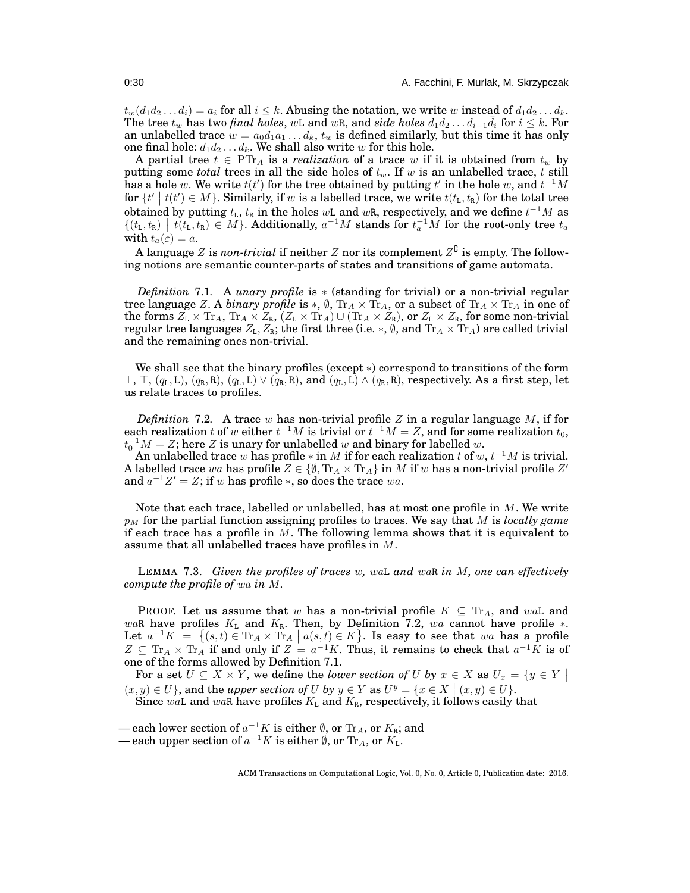$t_w(d_1 d_2 \ldots d_i) = a_i$ for all $i \le k$. Abusing the notation, we write $w$ instead of $d_1 d_2 \ldots d_k$. The tree $t_w$ has two *final holes*, $w\mathtt{L}$ and $w\mathtt{R}$, and *side holes* $d_1 d_2 \ldots d_{i-1}\bar{d}_i$ for $i \le k$. For an unlabelled trace $w = a_0 d_1 a_1 \ldots d_k$, $t_w$ is defined similarly, but this time it has only one final hole: $d_1 d_2 \ldots d_k$. We shall also write $w$ for this hole.

A partial tree $t \in \mathrm{PTr}_A$ is a *realization* of a trace $w$ if it is obtained from $t_w$ by putting some *total* trees in all the side holes of $t_w$. If $w$ is an unlabelled trace, $t$ still has a hole $w$. We write $t(t')$ for the tree obtained by putting $t'$ in the hole $w$, and $t^{-1}M$ for $\{t' \mid t(t') \in M\}$. Similarly, if $w$ is a labelled trace, we write $t(t_\mathtt{L}, t_\mathtt{R})$ for the total tree obtained by putting $t_\mathtt{L}$, $t_\mathtt{R}$ in the holes $w\mathtt{L}$ and $w\mathtt{R}$, respectively, and we define $t^{-1}M$ as $\{(t_\mathtt{L}, t_\mathtt{R}) \mid t(t_\mathtt{L}, t_\mathtt{R}) \in M\}$. Additionally, $a^{-1}M$ stands for $t_a^{-1}M$ for the root-only tree $t_a$ with $t_a(\varepsilon) = a$.

A language $Z$ is *non-trivial* if neither $Z$ nor its complement $Z^{\complement}$ is empty. The following notions are semantic counter-parts of states and transitions of game automata.

*Definition* 7.1. A *unary profile* is $*$ (standing for trivial) or a non-trivial regular tree language $Z$. A *binary profile* is $*$, $\emptyset$, $\mathrm{Tr}_A \times \mathrm{Tr}_A$, or a subset of $\mathrm{Tr}_A \times \mathrm{Tr}_A$ in one of the forms $Z_\mathtt{L} \times \mathrm{Tr}_A$, $\mathrm{Tr}_A \times Z_\mathtt{R}$, $(Z_\mathtt{L} \times \mathrm{Tr}_A) \cup (\mathrm{Tr}_A \times Z_\mathtt{R})$, or $Z_\mathtt{L} \times Z_\mathtt{R}$, for some non-trivial regular tree languages $Z_\mathtt{L}, Z_\mathtt{R}$; the first three (i.e. $*$, $\emptyset$, and $\mathrm{Tr}_A \times \mathrm{Tr}_A$) are called trivial and the remaining ones non-trivial.

We shall see that the binary profiles (except $*$) correspond to transitions of the form $\bot$, $\top$, $(q_\mathtt{L}, \mathtt{L})$, $(q_\mathtt{R}, \mathtt{R})$, $(q_\mathtt{L}, \mathtt{L}) \vee (q_\mathtt{R}, \mathtt{R})$, and $(q_\mathtt{L}, \mathtt{L}) \wedge (q_\mathtt{R}, \mathtt{R})$, respectively. As a first step, let us relate traces to profiles.

*Definition* 7.2. A trace $w$ has non-trivial profile $Z$ in a regular language $M$, if for each realization $t$ of $w$ either $t^{-1}M$ is trivial or $t^{-1}M = Z$, and for some realization $t_0$, $t_0^{-1}M = Z$; here $Z$ is unary for unlabelled $w$ and binary for labelled $w$.

An unlabelled trace $w$ has profile $*$ in $M$ if for each realization $t$ of $w$, $t^{-1}M$ is trivial. A labelled trace $wa$ has profile $Z \in \{\emptyset, \mathrm{Tr}_A \times \mathrm{Tr}_A\}$ in $M$ if $w$ has a non-trivial profile $Z'$ and $a^{-1}Z' = Z$; if $w$ has profile $*$, so does the trace $wa$.

Note that each trace, labelled or unlabelled, has at most one profile in $M$. We write $p_M$ for the partial function assigning profiles to traces. We say that $M$ is *locally game* if each trace has a profile in $M$. The following lemma shows that it is equivalent to assume that all unlabelled traces have profiles in $M$.

LEMMA 7.3. *Given the profiles of traces $w$, $wa\mathtt{L}$ and $wa\mathtt{R}$ in $M$, one can effectively compute the profile of $wa$ in $M$.*

PROOF. Let us assume that $w$ has a non-trivial profile $K \subseteq \mathrm{Tr}_A$, and $wa\mathtt{L}$ and $wa\mathtt{R}$ have profiles $K_\mathtt{L}$ and $K_\mathtt{R}$. Then, by Definition 7.2, $wa$ cannot have profile $*$. Let $a^{-1}K = \{(s,t) \in \mathrm{Tr}_A \times \mathrm{Tr}_A \mid a(s,t) \in K\}$. Is easy to see that $wa$ has a profile $Z \subseteq \mathrm{Tr}_A \times \mathrm{Tr}_A$ if and only if $Z = a^{-1}K$. Thus, it remains to check that $a^{-1}K$ is of one of the forms allowed by Definition 7.1.

For a set $U \subseteq X \times Y$, we define the *lower section of $U$ by $x \in X$* as $U_x = \{y \in Y \mid (x,y) \in U\}$, and the *upper section of $U$ by $y \in Y$* as $U^y = \{x \in X \mid (x,y) \in U\}$.

Since $wa\mathtt{L}$ and $wa\mathtt{R}$ have profiles $K_\mathtt{L}$ and $K_\mathtt{R}$, respectively, it follows easily that

— each lower section of $a^{-1}K$ is either $\emptyset$, or $\mathrm{Tr}_A$, or $K_\mathtt{R}$; and
— each upper section of $a^{-1}K$ is either $\emptyset$, or $\mathrm{Tr}_A$, or $K_\mathtt{L}$.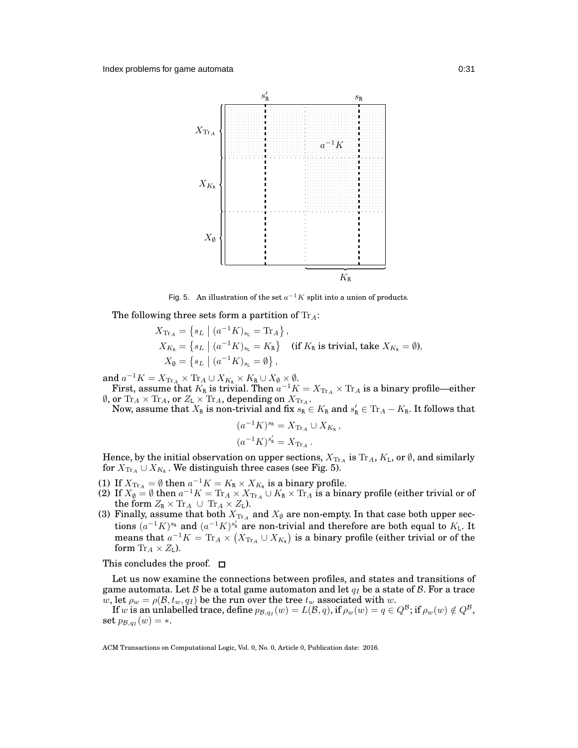Fig. 5. An illustration of the set $a^{-1}K$ split into a union of products.

The following three sets form a partition of $\mathrm{Tr}_A$:

$$
\begin{aligned}
X_{\mathrm{Tr}_A} &= \left\{ s_L \mid (a^{-1}K)_{s_{\mathtt{L}}} = \mathrm{Tr}_A \right\}, \\
X_{K_{\mathtt{R}}} &= \left\{ s_L \mid (a^{-1}K)_{s_{\mathtt{L}}} = K_{\mathtt{R}} \right\} \quad \text{(if } K_{\mathtt{R}} \text{ is trivial, take } X_{K_{\mathtt{R}}} = \emptyset\text{)}, \\
X_{\emptyset} &= \left\{ s_L \mid (a^{-1}K)_{s_{\mathtt{L}}} = \emptyset \right\},
\end{aligned}
$$

and $a^{-1}K = X_{\mathrm{Tr}_A} \times \mathrm{Tr}_A \cup X_{K_{\mathtt{R}}} \times K_{\mathtt{R}} \cup X_{\emptyset} \times \emptyset$.

First, assume that $K_{\mathtt{R}}$ is trivial. Then $a^{-1}K = X_{\mathrm{Tr}_A} \times \mathrm{Tr}_A$ is a binary profile—either $\emptyset$, or $\mathrm{Tr}_A \times \mathrm{Tr}_A$, or $Z_{\mathtt{L}} \times \mathrm{Tr}_A$, depending on $X_{\mathrm{Tr}_A}$.

Now, assume that $X_{\mathtt{R}}$ is non-trivial and fix $s_{\mathtt{R}} \in K_{\mathtt{R}}$ and $s'_{\mathtt{R}} \in \mathrm{Tr}_A - K_{\mathtt{R}}$. It follows that

$$
\begin{aligned}
(a^{-1}K)^{s_{\mathtt{R}}} &= X_{\mathrm{Tr}_A} \cup X_{K_{\mathtt{R}}}, \\
(a^{-1}K)^{s'_{\mathtt{R}}} &= X_{\mathrm{Tr}_A}.
\end{aligned}
$$

Hence, by the initial observation on upper sections, $X_{\mathrm{Tr}_A}$ is $\mathrm{Tr}_A$, $K_{\mathtt{L}}$, or $\emptyset$, and similarly for $X_{\mathrm{Tr}_A} \cup X_{K_{\mathtt{R}}}$. We distinguish three cases (see Fig. 5).

(1) If $X_{\mathrm{Tr}_A} = \emptyset$ then $a^{-1}K = K_{\mathtt{R}} \times X_{K_{\mathtt{R}}}$ is a binary profile.
(2) If $X_{\emptyset} = \emptyset$ then $a^{-1}K = \mathrm{Tr}_A \times X_{\mathrm{Tr}_A} \cup K_{\mathtt{R}} \times \mathrm{Tr}_A$ is a binary profile (either trivial or of the form $Z_{\mathtt{R}} \times \mathrm{Tr}_A \;\cup\; \mathrm{Tr}_A \times Z_{\mathtt{L}}$).
(3) Finally, assume that both $X_{\mathrm{Tr}_A}$ and $X_{\emptyset}$ are non-empty. In that case both upper sections $(a^{-1}K)^{s_{\mathtt{R}}}$ and $(a^{-1}K)^{s'_{\mathtt{R}}}$ are non-trivial and therefore are both equal to $K_{\mathtt{L}}$. It means that $a^{-1}K = \mathrm{Tr}_A \times \left(X_{\mathrm{Tr}_A} \cup X_{K_{\mathtt{R}}}\right)$ is a binary profile (either trivial or of the form $\mathrm{Tr}_A \times Z_{\mathtt{L}}$).

This concludes the proof. $\square$

Let us now examine the connections between profiles, and states and transitions of game automata. Let $\mathcal{B}$ be a total game automaton and let $q_I$ be a state of $\mathcal{B}$. For a trace $w$, let $\rho_w = \rho(\mathcal{B}, t_w, q_I)$ be the run over the tree $t_w$ associated with $w$.

If $w$ is an unlabelled trace, define $p_{\mathcal{B},q_I}(w) = L(\mathcal{B}, q)$, if $\rho_w(w) = q \in Q^{\mathcal{B}}$; if $\rho_w(w) \notin Q^{\mathcal{B}}$, set $p_{\mathcal{B},q_I}(w) = *$.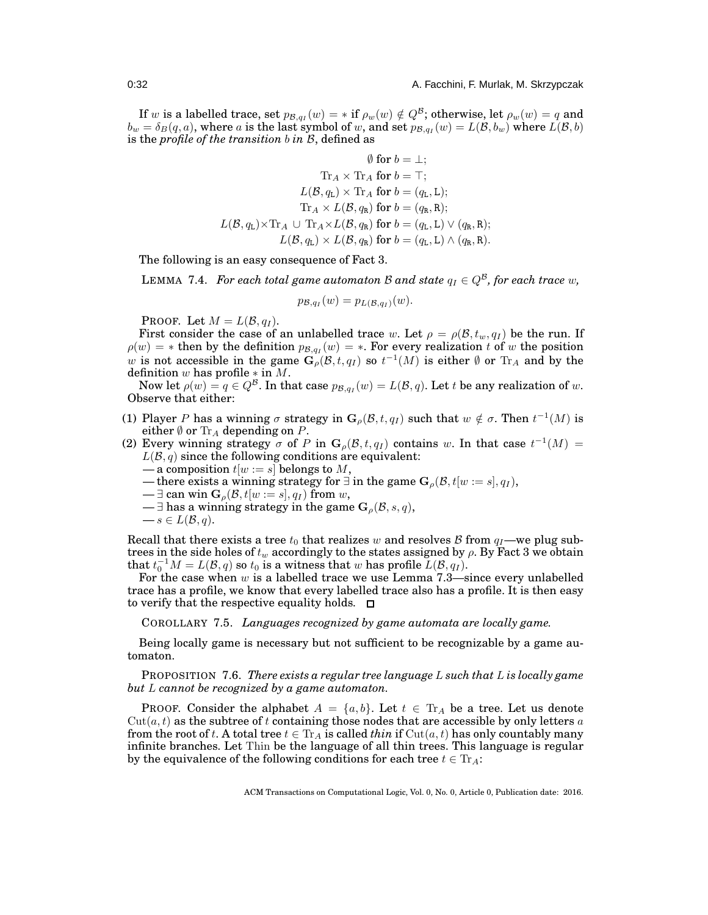If $w$ is a labelled trace, set $p_{\mathcal{B},q_I}(w) = *$ if $\rho_w(w) \notin Q^{\mathcal{B}}$; otherwise, let $\rho_w(w) = q$ and $b_w = \delta_B(q,a)$, where $a$ is the last symbol of $w$, and set $p_{\mathcal{B},q_I}(w) = L(\mathcal{B}, b_w)$ where $L(\mathcal{B}, b)$ is the *profile of the transition $b$ in $\mathcal{B}$*, defined as

$$\emptyset \text{ for } b = \bot;$$
$$\mathrm{Tr}_A \times \mathrm{Tr}_A \text{ for } b = \top;$$
$$L(\mathcal{B}, q_{\mathtt{L}}) \times \mathrm{Tr}_A \text{ for } b = (q_{\mathtt{L}}, \mathtt{L});$$
$$\mathrm{Tr}_A \times L(\mathcal{B}, q_{\mathtt{R}}) \text{ for } b = (q_{\mathtt{R}}, \mathtt{R});$$
$$L(\mathcal{B}, q_{\mathtt{L}}) \times \mathrm{Tr}_A \cup \mathrm{Tr}_A \times L(\mathcal{B}, q_{\mathtt{R}}) \text{ for } b = (q_{\mathtt{L}}, \mathtt{L}) \vee (q_{\mathtt{R}}, \mathtt{R});$$
$$L(\mathcal{B}, q_{\mathtt{L}}) \times L(\mathcal{B}, q_{\mathtt{R}}) \text{ for } b = (q_{\mathtt{L}}, \mathtt{L}) \wedge (q_{\mathtt{R}}, \mathtt{R}).$$

The following is an easy consequence of Fact 3.

LEMMA 7.4. *For each total game automaton $\mathcal{B}$ and state $q_I \in Q^{\mathcal{B}}$, for each trace $w$,*

$$p_{\mathcal{B},q_I}(w) = p_{L(\mathcal{B},q_I)}(w).$$

PROOF. Let $M = L(\mathcal{B}, q_I)$.

First consider the case of an unlabelled trace $w$. Let $\rho = \rho(\mathcal{B}, t_w, q_I)$ be the run. If $\rho(w) = *$ then by the definition $p_{\mathcal{B},q_I}(w) = *$. For every realization $t$ of $w$ the position $w$ is not accessible in the game $\mathbf{G}_\rho(\mathcal{B}, t, q_I)$ so $t^{-1}(M)$ is either $\emptyset$ or $\mathrm{Tr}_A$ and by the definition $w$ has profile $*$ in $M$.

Now let $\rho(w) = q \in Q^{\mathcal{B}}$. In that case $p_{\mathcal{B},q_I}(w) = L(\mathcal{B}, q)$. Let $t$ be any realization of $w$. Observe that either:

(1) Player $P$ has a winning $\sigma$ strategy in $\mathbf{G}_\rho(\mathcal{B}, t, q_I)$ such that $w \notin \sigma$. Then $t^{-1}(M)$ is either $\emptyset$ or $\mathrm{Tr}_A$ depending on $P$.
(2) Every winning strategy $\sigma$ of $P$ in $\mathbf{G}_\rho(\mathcal{B}, t, q_I)$ contains $w$. In that case $t^{-1}(M) = L(\mathcal{B}, q)$ since the following conditions are equivalent:
   — a composition $t[w := s]$ belongs to $M$,
   — there exists a winning strategy for $\exists$ in the game $\mathbf{G}_\rho(\mathcal{B}, t[w := s], q_I)$,
   — $\exists$ can win $\mathbf{G}_\rho(\mathcal{B}, t[w := s], q_I)$ from $w$,
   — $\exists$ has a winning strategy in the game $\mathbf{G}_\rho(\mathcal{B}, s, q)$,
   — $s \in L(\mathcal{B}, q)$.

Recall that there exists a tree $t_0$ that realizes $w$ and resolves $\mathcal{B}$ from $q_I$—we plug subtrees in the side holes of $t_w$ accordingly to the states assigned by $\rho$. By Fact 3 we obtain that $t_0^{-1}M = L(\mathcal{B}, q)$ so $t_0$ is a witness that $w$ has profile $L(\mathcal{B}, q_I)$.

For the case when $w$ is a labelled trace we use Lemma 7.3—since every unlabelled trace has a profile, we know that every labelled trace also has a profile. It is then easy to verify that the respective equality holds. □

COROLLARY 7.5. *Languages recognized by game automata are locally game.*

Being locally game is necessary but not sufficient to be recognizable by a game automaton.

PROPOSITION 7.6. *There exists a regular tree language $L$ such that $L$ is locally game but $L$ cannot be recognized by a game automaton.*

PROOF. Consider the alphabet $A = \{a, b\}$. Let $t \in \mathrm{Tr}_A$ be a tree. Let us denote $\mathrm{Cut}(a, t)$ as the subtree of $t$ containing those nodes that are accessible by only letters $a$ from the root of $t$. A total tree $t \in \mathrm{Tr}_A$ is called *thin* if $\mathrm{Cut}(a, t)$ has only countably many infinite branches. Let $\mathrm{Thin}$ be the language of all thin trees. This language is regular by the equivalence of the following conditions for each tree $t \in \mathrm{Tr}_A$: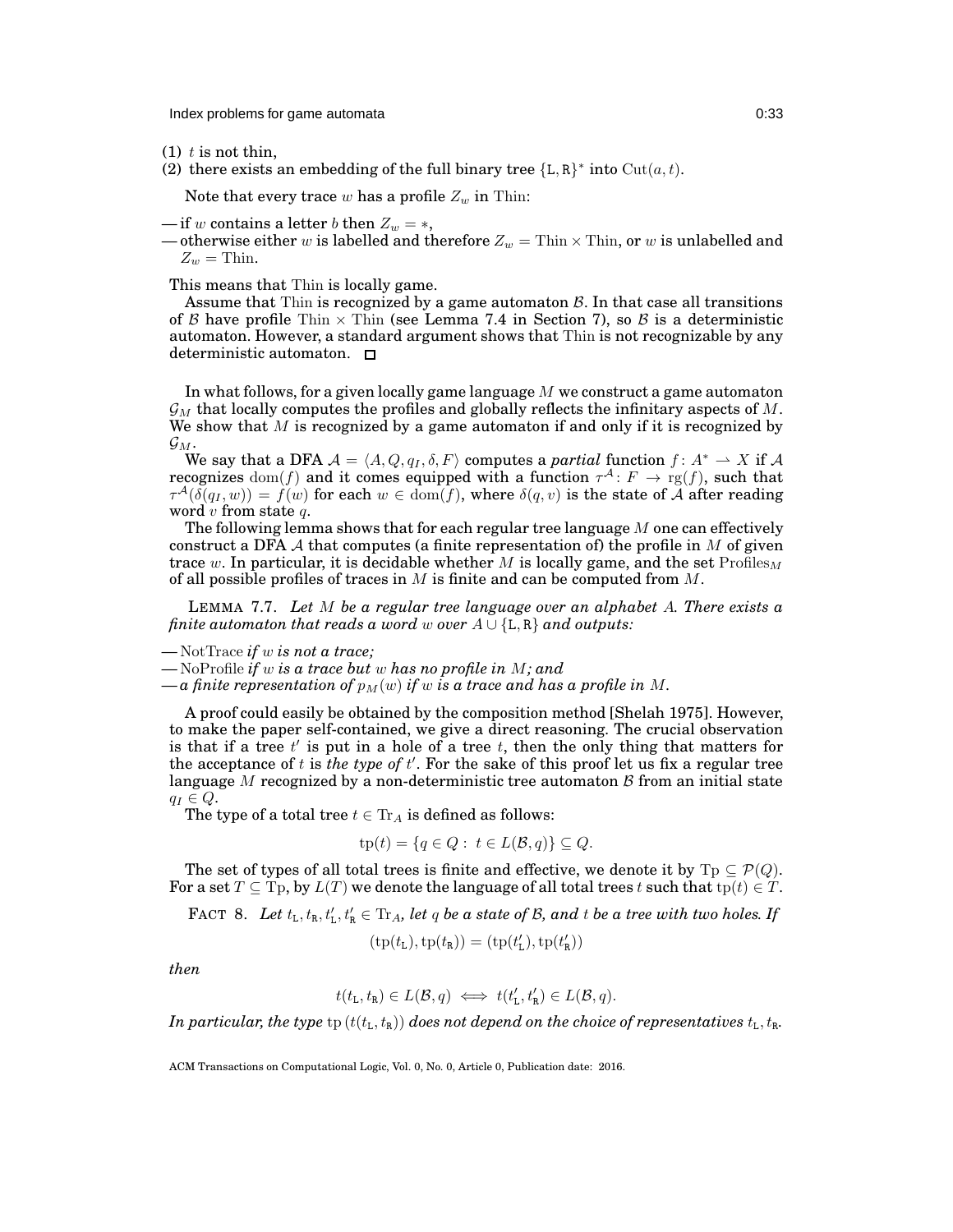(1) $t$ is not thin,
(2) there exists an embedding of the full binary tree $\{\mathtt{L},\mathtt{R}\}^*$ into $\mathrm{Cut}(a, t)$.

Note that every trace $w$ has a profile $Z_w$ in Thin:

— if $w$ contains a letter $b$ then $Z_w = *$,
— otherwise either $w$ is labelled and therefore $Z_w = \mathrm{Thin} \times \mathrm{Thin}$, or $w$ is unlabelled and $Z_w = \mathrm{Thin}$.

This means that Thin is locally game.

Assume that Thin is recognized by a game automaton $\mathcal{B}$. In that case all transitions of $\mathcal{B}$ have profile $\mathrm{Thin} \times \mathrm{Thin}$ (see Lemma 7.4 in Section 7), so $\mathcal{B}$ is a deterministic automaton. However, a standard argument shows that Thin is not recognizable by any deterministic automaton. □

In what follows, for a given locally game language $M$ we construct a game automaton $\mathcal{G}_M$ that locally computes the profiles and globally reflects the infinitary aspects of $M$. We show that $M$ is recognized by a game automaton if and only if it is recognized by $\mathcal{G}_M$.

We say that a DFA $\mathcal{A} = \langle A, Q, q_I, \delta, F\rangle$ computes a *partial* function $f\colon A^* \rightharpoonup X$ if $\mathcal{A}$ recognizes $\mathrm{dom}(f)$ and it comes equipped with a function $\tau^{\mathcal{A}}\colon F \to \mathrm{rg}(f)$, such that $\tau^{\mathcal{A}}(\delta(q_I, w)) = f(w)$ for each $w \in \mathrm{dom}(f)$, where $\delta(q, v)$ is the state of $\mathcal{A}$ after reading word $v$ from state $q$.

The following lemma shows that for each regular tree language $M$ one can effectively construct a DFA $\mathcal{A}$ that computes (a finite representation of) the profile in $M$ of given trace $w$. In particular, it is decidable whether $M$ is locally game, and the set $\mathrm{Profiles}_M$ of all possible profiles of traces in $M$ is finite and can be computed from $M$.

LEMMA 7.7. *Let $M$ be a regular tree language over an alphabet $A$. There exists a finite automaton that reads a word $w$ over $A \cup \{\mathtt{L},\mathtt{R}\}$ and outputs:*

— NotTrace *if $w$ is not a trace;*
— NoProfile *if $w$ is a trace but $w$ has no profile in $M$; and*
— *a finite representation of $p_M(w)$ if $w$ is a trace and has a profile in $M$.*

A proof could easily be obtained by the composition method [Shelah 1975]. However, to make the paper self-contained, we give a direct reasoning. The crucial observation is that if a tree $t'$ is put in a hole of a tree $t$, then the only thing that matters for the acceptance of $t$ is *the type of* $t'$. For the sake of this proof let us fix a regular tree language $M$ recognized by a non-deterministic tree automaton $\mathcal{B}$ from an initial state $q_I \in Q$.

The type of a total tree $t \in \mathrm{Tr}_A$ is defined as follows:

$$\mathrm{tp}(t) = \{q \in Q:\ t \in L(\mathcal{B}, q)\} \subseteq Q.$$

The set of types of all total trees is finite and effective, we denote it by $\mathrm{Tp} \subseteq \mathcal{P}(Q)$. For a set $T \subseteq \mathrm{Tp}$, by $L(T)$ we denote the language of all total trees $t$ such that $\mathrm{tp}(t) \in T$.

FACT 8. *Let $t_{\mathtt{L}}, t_{\mathtt{R}}, t'_{\mathtt{L}}, t'_{\mathtt{R}} \in \mathrm{Tr}_A$, let $q$ be a state of $\mathcal{B}$, and $t$ be a tree with two holes. If*

$$(\mathrm{tp}(t_{\mathtt{L}}), \mathrm{tp}(t_{\mathtt{R}})) = (\mathrm{tp}(t'_{\mathtt{L}}), \mathrm{tp}(t'_{\mathtt{R}}))$$

*then*

$$t(t_{\mathtt{L}}, t_{\mathtt{R}}) \in L(\mathcal{B}, q) \iff t(t'_{\mathtt{L}}, t'_{\mathtt{R}}) \in L(\mathcal{B}, q).$$

*In particular, the type $\mathrm{tp}\left(t(t_{\mathtt{L}}, t_{\mathtt{R}})\right)$ does not depend on the choice of representatives $t_{\mathtt{L}}, t_{\mathtt{R}}$.*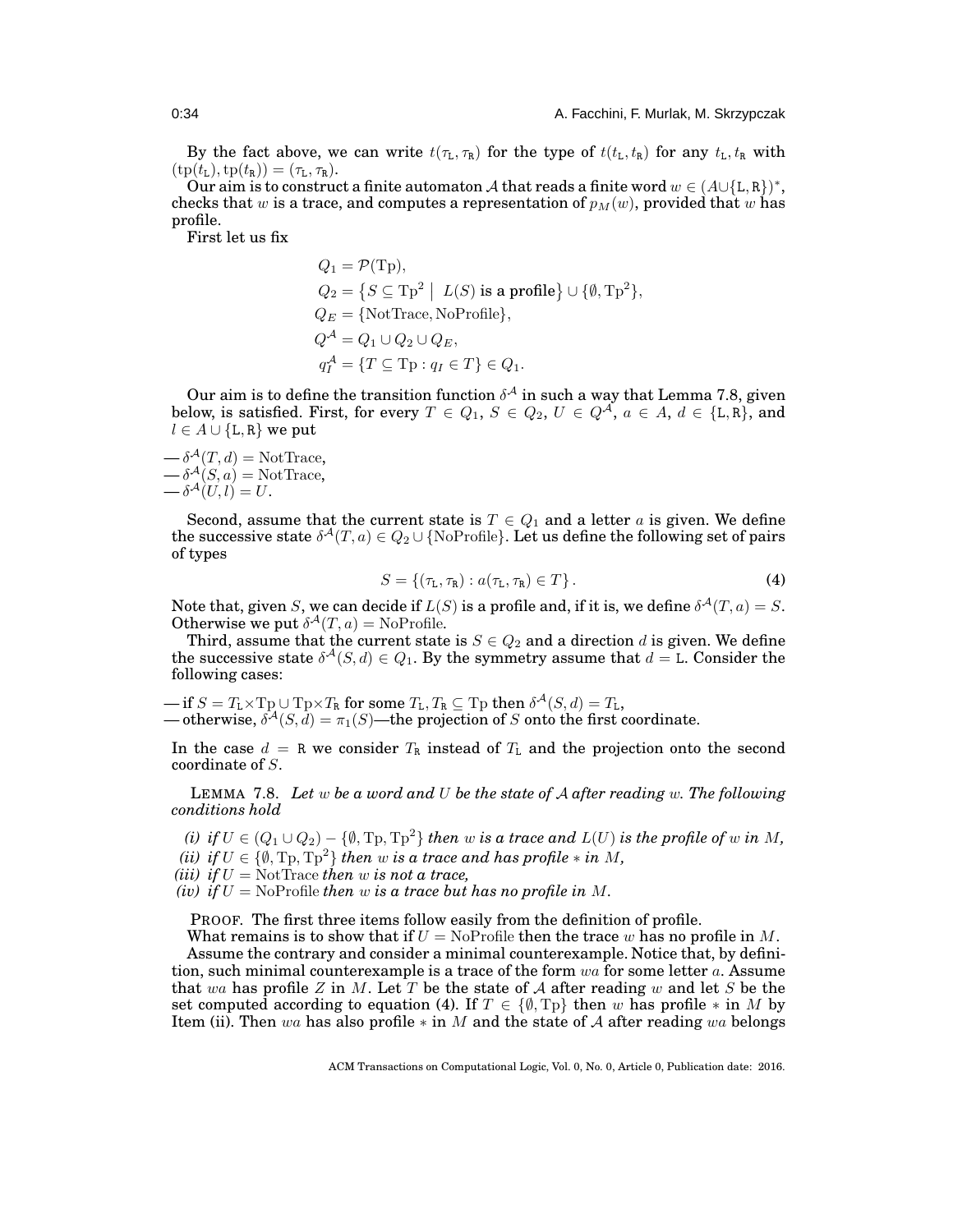By the fact above, we can write $t(\tau_{\mathtt{L}}, \tau_{\mathtt{R}})$ for the type of $t(t_{\mathtt{L}}, t_{\mathtt{R}})$ for any $t_{\mathtt{L}}, t_{\mathtt{R}}$ with $(\mathrm{tp}(t_{\mathtt{L}}), \mathrm{tp}(t_{\mathtt{R}})) = (\tau_{\mathtt{L}}, \tau_{\mathtt{R}})$.

Our aim is to construct a finite automaton $\mathcal{A}$ that reads a finite word $w \in (A \cup \{\mathtt{L}, \mathtt{R}\})^*$, checks that $w$ is a trace, and computes a representation of $p_M(w)$, provided that $w$ has profile.

First let us fix

$$
\begin{aligned}
Q_1 &= \mathcal{P}(\mathrm{Tp}),\\
Q_2 &= \left\{S \subseteq \mathrm{Tp}^2 \;\middle|\; L(S) \text{ is a profile}\right\} \cup \{\emptyset, \mathrm{Tp}^2\},\\
Q_E &= \{\mathrm{NotTrace}, \mathrm{NoProfile}\},\\
Q^{\mathcal{A}} &= Q_1 \cup Q_2 \cup Q_E,\\
q_I^{\mathcal{A}} &= \{T \subseteq \mathrm{Tp} : q_I \in T\} \in Q_1.
\end{aligned}
$$

Our aim is to define the transition function $\delta^{\mathcal{A}}$ in such a way that Lemma 7.8, given below, is satisfied. First, for every $T \in Q_1$, $S \in Q_2$, $U \in Q^{\mathcal{A}}$, $a \in A$, $d \in \{\mathtt{L}, \mathtt{R}\}$, and $l \in A \cup \{\mathtt{L}, \mathtt{R}\}$ we put

— $\delta^{\mathcal{A}}(T, d) = \mathrm{NotTrace}$,
— $\delta^{\mathcal{A}}(S, a) = \mathrm{NotTrace}$,
— $\delta^{\mathcal{A}}(U, l) = U$.

Second, assume that the current state is $T \in Q_1$ and a letter $a$ is given. We define the successive state $\delta^{\mathcal{A}}(T, a) \in Q_2 \cup \{\mathrm{NoProfile}\}$. Let us define the following set of pairs of types

$$
S = \{(\tau_{\mathtt{L}}, \tau_{\mathtt{R}}) : a(\tau_{\mathtt{L}}, \tau_{\mathtt{R}}) \in T\}. \tag{4}
$$

Note that, given $S$, we can decide if $L(S)$ is a profile and, if it is, we define $\delta^{\mathcal{A}}(T, a) = S$. Otherwise we put $\delta^{\mathcal{A}}(T, a) = \mathrm{NoProfile}$.

Third, assume that the current state is $S \in Q_2$ and a direction $d$ is given. We define the successive state $\delta^{\mathcal{A}}(S, d) \in Q_1$. By the symmetry assume that $d = \mathtt{L}$. Consider the following cases:

— if $S = T_{\mathtt{L}} \times \mathrm{Tp} \cup \mathrm{Tp} \times T_{\mathtt{R}}$ for some $T_{\mathtt{L}}, T_{\mathtt{R}} \subseteq \mathrm{Tp}$ then $\delta^{\mathcal{A}}(S, d) = T_{\mathtt{L}}$,
— otherwise, $\delta^{\mathcal{A}}(S, d) = \pi_1(S)$—the projection of $S$ onto the first coordinate.

In the case $d = \mathtt{R}$ we consider $T_{\mathtt{R}}$ instead of $T_{\mathtt{L}}$ and the projection onto the second coordinate of $S$.

LEMMA 7.8. *Let $w$ be a word and $U$ be the state of $\mathcal{A}$ after reading $w$. The following conditions hold*

*(i) if $U \in (Q_1 \cup Q_2) - \{\emptyset, \mathrm{Tp}, \mathrm{Tp}^2\}$ then $w$ is a trace and $L(U)$ is the profile of $w$ in $M$,*
*(ii) if $U \in \{\emptyset, \mathrm{Tp}, \mathrm{Tp}^2\}$ then $w$ is a trace and has profile $*$ in $M$,*
*(iii) if $U = \mathrm{NotTrace}$ then $w$ is not a trace,*
*(iv) if $U = \mathrm{NoProfile}$ then $w$ is a trace but has no profile in $M$.*

PROOF. The first three items follow easily from the definition of profile.

What remains is to show that if $U = \mathrm{NoProfile}$ then the trace $w$ has no profile in $M$.

Assume the contrary and consider a minimal counterexample. Notice that, by definition, such minimal counterexample is a trace of the form $wa$ for some letter $a$. Assume that $wa$ has profile $Z$ in $M$. Let $T$ be the state of $\mathcal{A}$ after reading $w$ and let $S$ be the set computed according to equation (4). If $T \in \{\emptyset, \mathrm{Tp}\}$ then $w$ has profile $*$ in $M$ by Item (ii). Then $wa$ has also profile $*$ in $M$ and the state of $\mathcal{A}$ after reading $wa$ belongs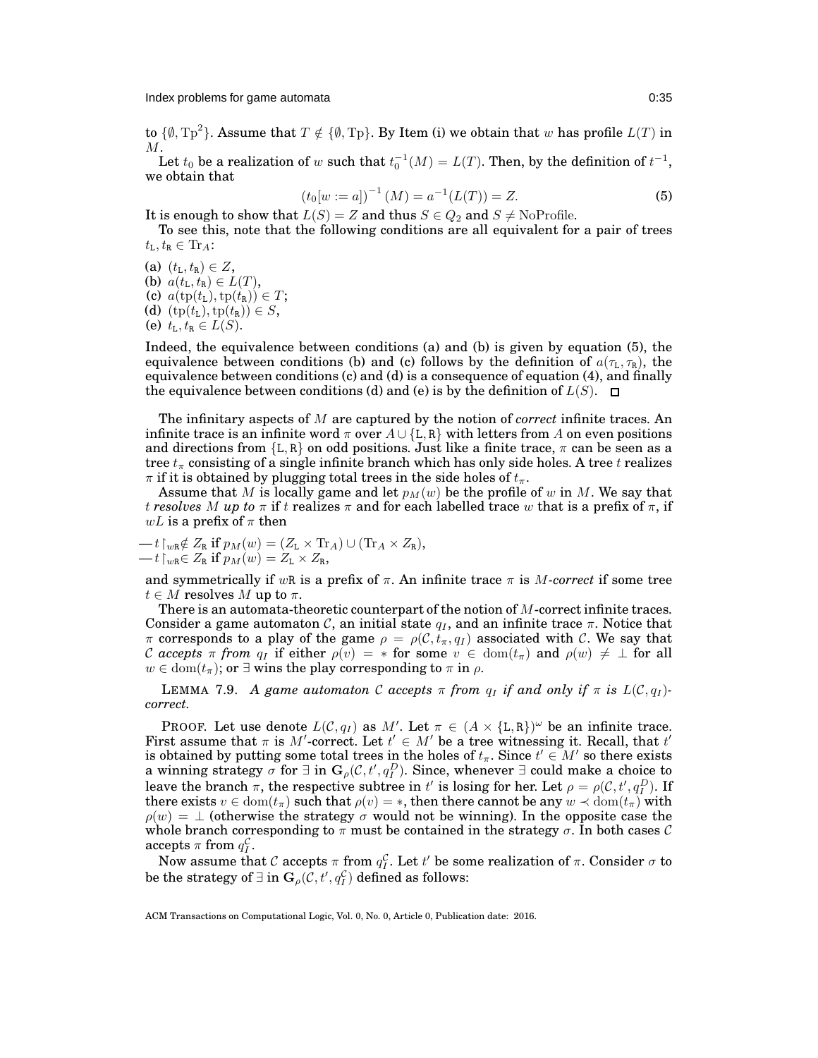to $\{\emptyset, \mathrm{Tp}^2\}$. Assume that $T \notin \{\emptyset, \mathrm{Tp}\}$. By Item (i) we obtain that $w$ has profile $L(T)$ in $M$.

Let $t_0$ be a realization of $w$ such that $t_0^{-1}(M) = L(T)$. Then, by the definition of $t^{-1}$, we obtain that

$$(t_0[w := a])^{-1}(M) = a^{-1}(L(T)) = Z. \tag{5}$$

It is enough to show that $L(S) = Z$ and thus $S \in Q_2$ and $S \neq \mathrm{NoProfile}$.

To see this, note that the following conditions are all equivalent for a pair of trees $t_{\mathtt{L}}, t_{\mathtt{R}} \in \mathrm{Tr}_A$:

(a) $(t_{\mathtt{L}}, t_{\mathtt{R}}) \in Z$,
(b) $a(t_{\mathtt{L}}, t_{\mathtt{R}}) \in L(T)$,
(c) $a(\mathrm{tp}(t_{\mathtt{L}}), \mathrm{tp}(t_{\mathtt{R}})) \in T$;
(d) $(\mathrm{tp}(t_{\mathtt{L}}), \mathrm{tp}(t_{\mathtt{R}})) \in S$,
(e) $t_{\mathtt{L}}, t_{\mathtt{R}} \in L(S)$.

Indeed, the equivalence between conditions (a) and (b) is given by equation (5), the equivalence between conditions (b) and (c) follows by the definition of $a(\tau_{\mathtt{L}}, \tau_{\mathtt{R}})$, the equivalence between conditions (c) and (d) is a consequence of equation (4), and finally the equivalence between conditions (d) and (e) is by the definition of $L(S)$. $\square$

The infinitary aspects of $M$ are captured by the notion of *correct* infinite traces. An infinite trace is an infinite word $\pi$ over $A \cup \{\mathtt{L}, \mathtt{R}\}$ with letters from $A$ on even positions and directions from $\{\mathtt{L}, \mathtt{R}\}$ on odd positions. Just like a finite trace, $\pi$ can be seen as a tree $t_\pi$ consisting of a single infinite branch which has only side holes. A tree $t$ realizes $\pi$ if it is obtained by plugging total trees in the side holes of $t_\pi$.

Assume that $M$ is locally game and let $p_M(w)$ be the profile of $w$ in $M$. We say that $t$ *resolves* $M$ *up to* $\pi$ if $t$ realizes $\pi$ and for each labelled trace $w$ that is a prefix of $\pi$, if $wL$ is a prefix of $\pi$ then

— $t\restriction_{w\mathtt{R}} \notin Z_{\mathtt{R}}$ if $p_M(w) = (Z_{\mathtt{L}} \times \mathrm{Tr}_A) \cup (\mathrm{Tr}_A \times Z_{\mathtt{R}})$,
— $t\restriction_{w\mathtt{R}} \in Z_{\mathtt{R}}$ if $p_M(w) = Z_{\mathtt{L}} \times Z_{\mathtt{R}}$,

and symmetrically if $w\mathtt{R}$ is a prefix of $\pi$. An infinite trace $\pi$ is $M$*-correct* if some tree $t \in M$ resolves $M$ up to $\pi$.

There is an automata-theoretic counterpart of the notion of $M$-correct infinite traces. Consider a game automaton $\mathcal{C}$, an initial state $q_I$, and an infinite trace $\pi$. Notice that $\pi$ corresponds to a play of the game $\rho = \rho(\mathcal{C}, t_\pi, q_I)$ associated with $\mathcal{C}$. We say that $\mathcal{C}$ *accepts* $\pi$ *from* $q_I$ if either $\rho(v) = *$ for some $v \in \mathrm{dom}(t_\pi)$ and $\rho(w) \neq \bot$ for all $w \in \mathrm{dom}(t_\pi)$; or $\exists$ wins the play corresponding to $\pi$ in $\rho$.

LEMMA 7.9. *A game automaton $\mathcal{C}$ accepts $\pi$ from $q_I$ if and only if $\pi$ is $L(\mathcal{C}, q_I)$-correct.*

PROOF. Let use denote $L(\mathcal{C}, q_I)$ as $M'$. Let $\pi \in (A \times \{\mathtt{L}, \mathtt{R}\})^\omega$ be an infinite trace. First assume that $\pi$ is $M'$-correct. Let $t' \in M'$ be a tree witnessing it. Recall, that $t'$ is obtained by putting some total trees in the holes of $t_\pi$. Since $t' \in M'$ so there exists a winning strategy $\sigma$ for $\exists$ in $\mathbf{G}_\rho(\mathcal{C}, t', q_I^D)$. Since, whenever $\exists$ could make a choice to leave the branch $\pi$, the respective subtree in $t'$ is losing for her. Let $\rho = \rho(\mathcal{C}, t', q_I^D)$. If there exists $v \in \mathrm{dom}(t_\pi)$ such that $\rho(v) = *$, then there cannot be any $w \prec \mathrm{dom}(t_\pi)$ with $\rho(w) = \bot$ (otherwise the strategy $\sigma$ would not be winning). In the opposite case the whole branch corresponding to $\pi$ must be contained in the strategy $\sigma$. In both cases $\mathcal{C}$ accepts $\pi$ from $q_I^{\mathcal{C}}$.

Now assume that $\mathcal{C}$ accepts $\pi$ from $q_I^{\mathcal{C}}$. Let $t'$ be some realization of $\pi$. Consider $\sigma$ to be the strategy of $\exists$ in $\mathbf{G}_\rho(\mathcal{C}, t', q_I^{\mathcal{C}})$ defined as follows: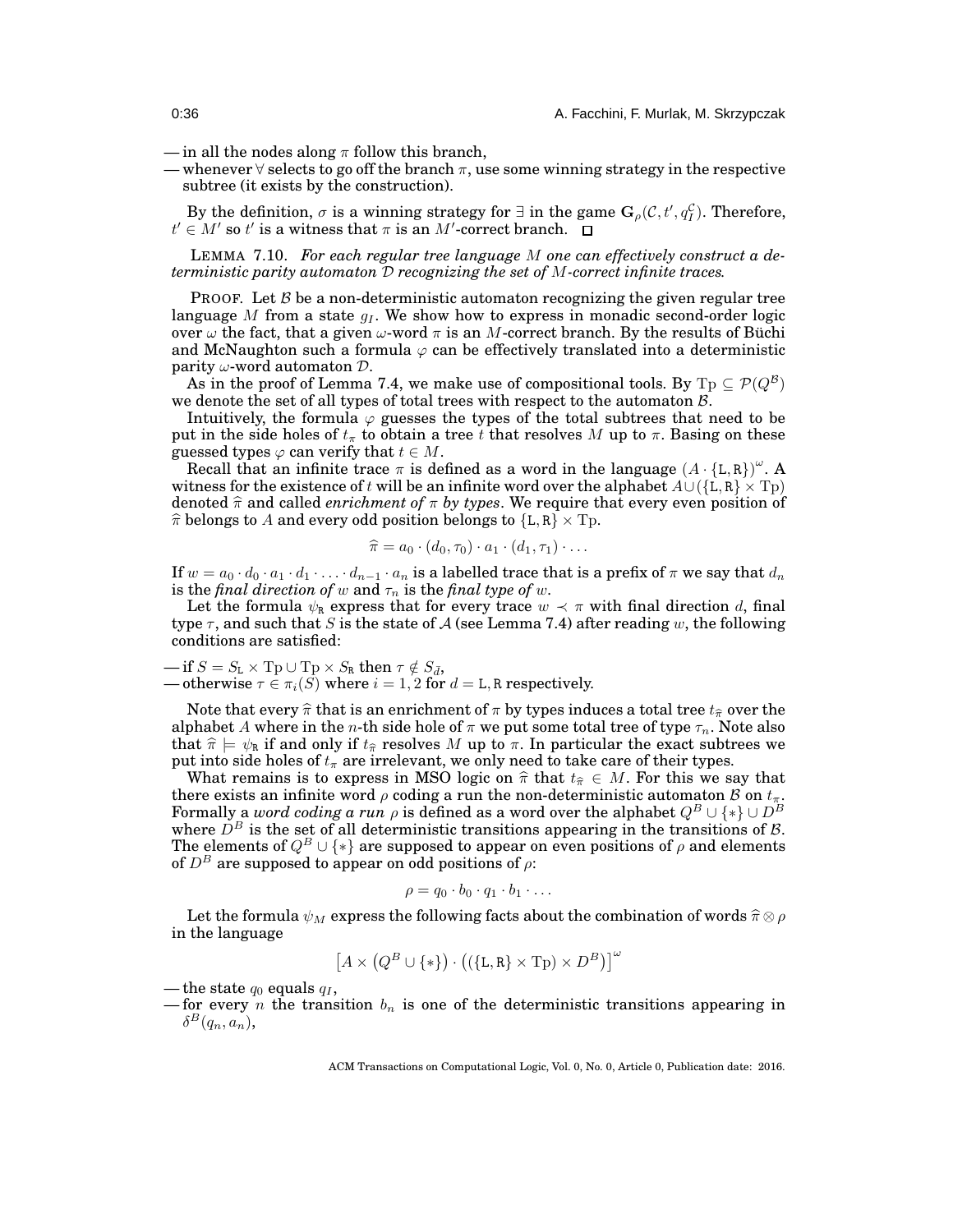— in all the nodes along $\pi$ follow this branch,
— whenever $\forall$ selects to go off the branch $\pi$, use some winning strategy in the respective subtree (it exists by the construction).

By the definition, $\sigma$ is a winning strategy for $\exists$ in the game $\mathbf{G}_\rho(\mathcal{C}, t', q_I^{\mathcal{C}})$. Therefore, $t' \in M'$ so $t'$ is a witness that $\pi$ is an $M'$-correct branch. $\square$

LEMMA 7.10. *For each regular tree language $M$ one can effectively construct a deterministic parity automaton $\mathcal{D}$ recognizing the set of $M$-correct infinite traces.*

PROOF. Let $\mathcal{B}$ be a non-deterministic automaton recognizing the given regular tree language $M$ from a state $g_I$. We show how to express in monadic second-order logic over $\omega$ the fact, that a given $\omega$-word $\pi$ is an $M$-correct branch. By the results of Büchi and McNaughton such a formula $\varphi$ can be effectively translated into a deterministic parity $\omega$-word automaton $\mathcal{D}$.

As in the proof of Lemma 7.4, we make use of compositional tools. By $\mathrm{Tp} \subseteq \mathcal{P}(Q^{\mathcal{B}})$ we denote the set of all types of total trees with respect to the automaton $\mathcal{B}$.

Intuitively, the formula $\varphi$ guesses the types of the total subtrees that need to be put in the side holes of $t_\pi$ to obtain a tree $t$ that resolves $M$ up to $\pi$. Basing on these guessed types $\varphi$ can verify that $t \in M$.

Recall that an infinite trace $\pi$ is defined as a word in the language $(A \cdot \{\mathtt{L}, \mathtt{R}\})^\omega$. A witness for the existence of $t$ will be an infinite word over the alphabet $A \cup (\{\mathtt{L}, \mathtt{R}\} \times \mathrm{Tp})$ denoted $\widehat{\pi}$ and called *enrichment of $\pi$ by types*. We require that every even position of $\widehat{\pi}$ belongs to $A$ and every odd position belongs to $\{\mathtt{L}, \mathtt{R}\} \times \mathrm{Tp}$.

$$\widehat{\pi} = a_0 \cdot (d_0, \tau_0) \cdot a_1 \cdot (d_1, \tau_1) \cdot \ldots$$

If $w = a_0 \cdot d_0 \cdot a_1 \cdot d_1 \cdot \ldots \cdot d_{n-1} \cdot a_n$ is a labelled trace that is a prefix of $\pi$ we say that $d_n$ is the *final direction of* $w$ and $\tau_n$ is the *final type of* $w$.

Let the formula $\psi_{\mathtt{R}}$ express that for every trace $w \prec \pi$ with final direction $d$, final type $\tau$, and such that $S$ is the state of $\mathcal{A}$ (see Lemma 7.4) after reading $w$, the following conditions are satisfied:

— if $S = S_{\mathtt{L}} \times \mathrm{Tp} \cup \mathrm{Tp} \times S_{\mathtt{R}}$ then $\tau \notin S_{\bar{d}}$,
— otherwise $\tau \in \pi_i(S)$ where $i = 1, 2$ for $d = \mathtt{L}, \mathtt{R}$ respectively.

Note that every $\widehat{\pi}$ that is an enrichment of $\pi$ by types induces a total tree $t_{\widehat{\pi}}$ over the alphabet $A$ where in the $n$-th side hole of $\pi$ we put some total tree of type $\tau_n$. Note also that $\widehat{\pi} \models \psi_{\mathtt{R}}$ if and only if $t_{\widehat{\pi}}$ resolves $M$ up to $\pi$. In particular the exact subtrees we put into side holes of $t_\pi$ are irrelevant, we only need to take care of their types.

What remains is to express in MSO logic on $\widehat{\pi}$ that $t_{\widehat{\pi}} \in M$. For this we say that there exists an infinite word $\rho$ coding a run the non-deterministic automaton $\mathcal{B}$ on $t_\pi$. Formally a *word coding a run* $\rho$ is defined as a word over the alphabet $Q^B \cup \{*\} \cup D^B$ where $D^B$ is the set of all deterministic transitions appearing in the transitions of $\mathcal{B}$. The elements of $Q^B \cup \{*\}$ are supposed to appear on even positions of $\rho$ and elements of $D^B$ are supposed to appear on odd positions of $\rho$:

$$\rho = q_0 \cdot b_0 \cdot q_1 \cdot b_1 \cdot \ldots$$

Let the formula $\psi_M$ express the following facts about the combination of words $\widehat{\pi} \otimes \rho$ in the language

$$\left[A \times \left(Q^B \cup \{*\}\right) \cdot \left((\{\mathtt{L}, \mathtt{R}\} \times \mathrm{Tp}) \times D^B\right)\right]^\omega$$

— the state $q_0$ equals $q_I$,
— for every $n$ the transition $b_n$ is one of the deterministic transitions appearing in $\delta^B(q_n, a_n)$,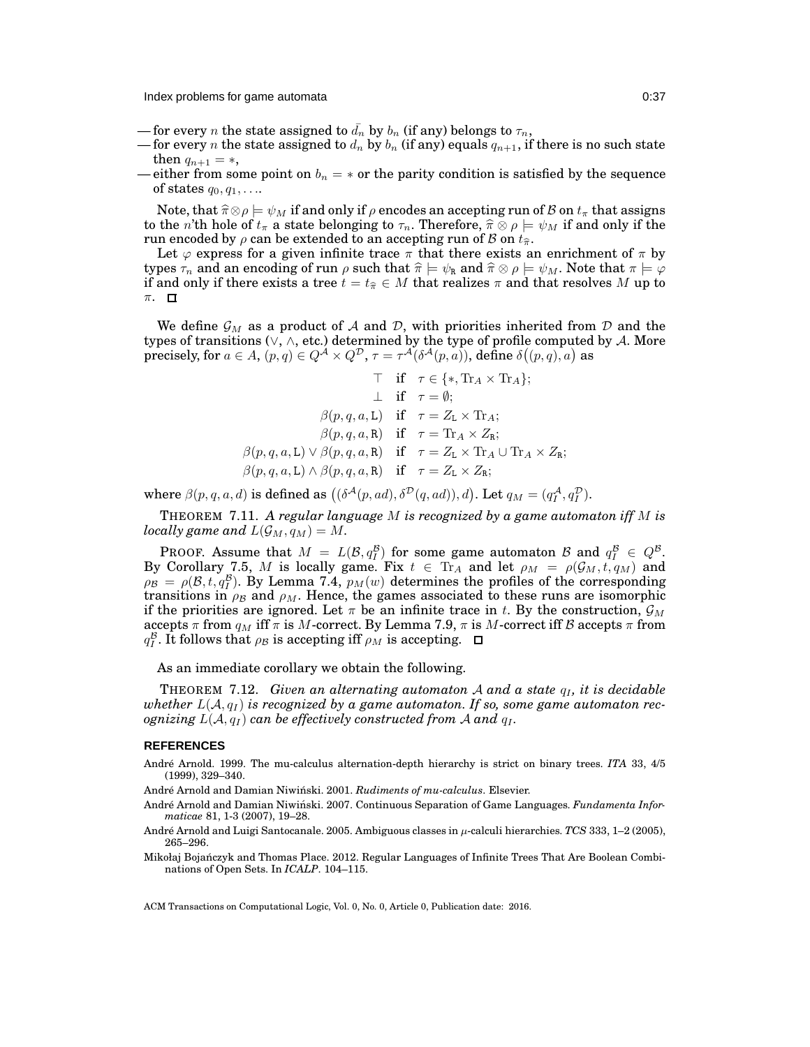— for every $n$ the state assigned to $\bar{d}_n$ by $b_n$ (if any) belongs to $\tau_n$,

— for every $n$ the state assigned to $d_n$ by $b_n$ (if any) equals $q_{n+1}$, if there is no such state then $q_{n+1} = *$,

— either from some point on $b_n = *$ or the parity condition is satisfied by the sequence of states $q_0, q_1, \ldots$.

Note, that $\widehat{\pi} \otimes \rho \models \psi_M$ if and only if $\rho$ encodes an accepting run of $\mathcal{B}$ on $t_\pi$ that assigns to the $n$'th hole of $t_\pi$ a state belonging to $\tau_n$. Therefore, $\widehat{\pi} \otimes \rho \models \psi_M$ if and only if the run encoded by $\rho$ can be extended to an accepting run of $\mathcal{B}$ on $t_{\widehat{\pi}}$.

Let $\varphi$ express for a given infinite trace $\pi$ that there exists an enrichment of $\pi$ by types $\tau_n$ and an encoding of run $\rho$ such that $\widehat{\pi} \models \psi_{\mathtt{R}}$ and $\widehat{\pi} \otimes \rho \models \psi_M$. Note that $\pi \models \varphi$ if and only if there exists a tree $t = t_{\widehat{\pi}} \in M$ that realizes $\pi$ and that resolves $M$ up to $\pi$. $\square$

We define $\mathcal{G}_M$ as a product of $\mathcal{A}$ and $\mathcal{D}$, with priorities inherited from $\mathcal{D}$ and the types of transitions ($\vee$, $\wedge$, etc.) determined by the type of profile computed by $\mathcal{A}$. More precisely, for $a \in A$, $(p, q) \in Q^{\mathcal{A}} \times Q^{\mathcal{D}}$, $\tau = \tau^{\mathcal{A}}(\delta^{\mathcal{A}}(p, a))$, define $\delta\big((p, q), a\big)$ as

$$
\begin{array}{rll}
\top & \text{if} & \tau \in \{*, \mathrm{Tr}_A \times \mathrm{Tr}_A\}; \\
\bot & \text{if} & \tau = \emptyset; \\
\beta(p, q, a, \mathtt{L}) & \text{if} & \tau = Z_{\mathtt{L}} \times \mathrm{Tr}_A; \\
\beta(p, q, a, \mathtt{R}) & \text{if} & \tau = \mathrm{Tr}_A \times Z_{\mathtt{R}}; \\
\beta(p, q, a, \mathtt{L}) \vee \beta(p, q, a, \mathtt{R}) & \text{if} & \tau = Z_{\mathtt{L}} \times \mathrm{Tr}_A \cup \mathrm{Tr}_A \times Z_{\mathtt{R}}; \\
\beta(p, q, a, \mathtt{L}) \wedge \beta(p, q, a, \mathtt{R}) & \text{if} & \tau = Z_{\mathtt{L}} \times Z_{\mathtt{R}};
\end{array}
$$

where $\beta(p, q, a, d)$ is defined as $\big((\delta^{\mathcal{A}}(p, ad), \delta^{\mathcal{D}}(q, ad)), d\big)$. Let $q_M = (q_I^{\mathcal{A}}, q_I^{\mathcal{D}})$.

THEOREM 7.11. *A regular language $M$ is recognized by a game automaton iff $M$ is locally game and $L(\mathcal{G}_M, q_M) = M$.*

PROOF. Assume that $M = L(\mathcal{B}, q_I^{\mathcal{B}})$ for some game automaton $\mathcal{B}$ and $q_I^{\mathcal{B}} \in Q^{\mathcal{B}}$. By Corollary 7.5, $M$ is locally game. Fix $t \in \mathrm{Tr}_A$ and let $\rho_M = \rho(\mathcal{G}_M, t, q_M)$ and $\rho_{\mathcal{B}} = \rho(\mathcal{B}, t, q_I^{\mathcal{B}})$. By Lemma 7.4, $p_M(w)$ determines the profiles of the corresponding transitions in $\rho_{\mathcal{B}}$ and $\rho_M$. Hence, the games associated to these runs are isomorphic if the priorities are ignored. Let $\pi$ be an infinite trace in $t$. By the construction, $\mathcal{G}_M$ accepts $\pi$ from $q_M$ iff $\pi$ is $M$-correct. By Lemma 7.9, $\pi$ is $M$-correct iff $\mathcal{B}$ accepts $\pi$ from $q_I^{\mathcal{B}}$. It follows that $\rho_{\mathcal{B}}$ is accepting iff $\rho_M$ is accepting. $\square$

As an immediate corollary we obtain the following.

THEOREM 7.12. *Given an alternating automaton $\mathcal{A}$ and a state $q_I$, it is decidable whether $L(\mathcal{A}, q_I)$ is recognized by a game automaton. If so, some game automaton recognizing $L(\mathcal{A}, q_I)$ can be effectively constructed from $\mathcal{A}$ and $q_I$.*

## REFERENCES

André Arnold. 1999. The mu-calculus alternation-depth hierarchy is strict on binary trees. *ITA* 33, 4/5 (1999), 329–340.

André Arnold and Damian Niwiński. 2001. *Rudiments of mu-calculus*. Elsevier.

André Arnold and Damian Niwiński. 2007. Continuous Separation of Game Languages. *Fundamenta Informaticae* 81, 1-3 (2007), 19–28.

André Arnold and Luigi Santocanale. 2005. Ambiguous classes in $\mu$-calculi hierarchies. *TCS* 333, 1–2 (2005), 265–296.

Mikołaj Bojańczyk and Thomas Place. 2012. Regular Languages of Infinite Trees That Are Boolean Combinations of Open Sets. In *ICALP*. 104–115.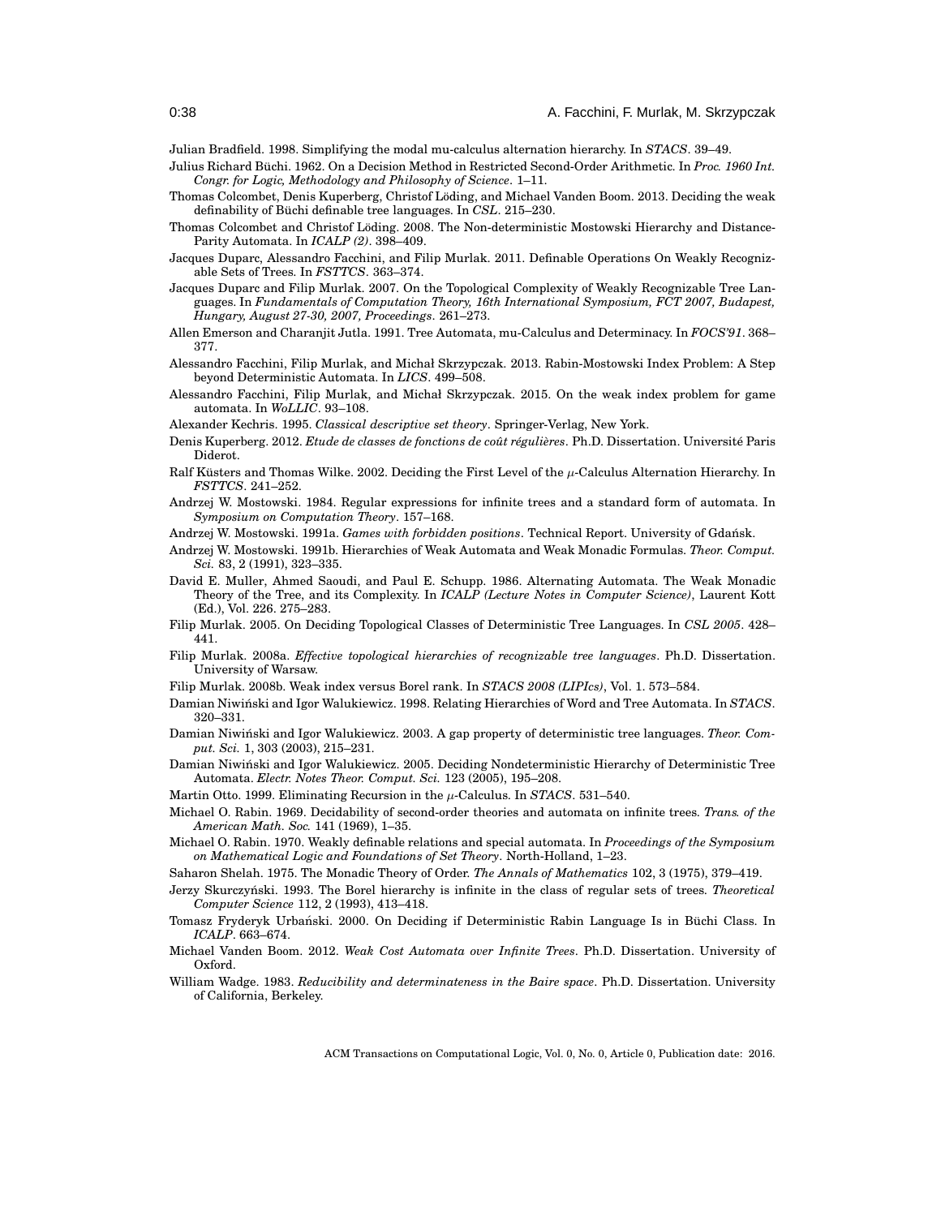Julian Bradfield. 1998. Simplifying the modal mu-calculus alternation hierarchy. In *STACS*. 39–49.

Julius Richard Büchi. 1962. On a Decision Method in Restricted Second-Order Arithmetic. In *Proc. 1960 Int. Congr. for Logic, Methodology and Philosophy of Science*. 1–11.

Thomas Colcombet, Denis Kuperberg, Christof Löding, and Michael Vanden Boom. 2013. Deciding the weak definability of Büchi definable tree languages. In *CSL*. 215–230.

Thomas Colcombet and Christof Löding. 2008. The Non-deterministic Mostowski Hierarchy and Distance-Parity Automata. In *ICALP (2)*. 398–409.

Jacques Duparc, Alessandro Facchini, and Filip Murlak. 2011. Definable Operations On Weakly Recognizable Sets of Trees. In *FSTTCS*. 363–374.

Jacques Duparc and Filip Murlak. 2007. On the Topological Complexity of Weakly Recognizable Tree Languages. In *Fundamentals of Computation Theory, 16th International Symposium, FCT 2007, Budapest, Hungary, August 27-30, 2007, Proceedings*. 261–273.

Allen Emerson and Charanjit Jutla. 1991. Tree Automata, mu-Calculus and Determinacy. In *FOCS'91*. 368–377.

Alessandro Facchini, Filip Murlak, and Michał Skrzypczak. 2013. Rabin-Mostowski Index Problem: A Step beyond Deterministic Automata. In *LICS*. 499–508.

Alessandro Facchini, Filip Murlak, and Michał Skrzypczak. 2015. On the weak index problem for game automata. In *WoLLIC*. 93–108.

Alexander Kechris. 1995. *Classical descriptive set theory*. Springer-Verlag, New York.

Denis Kuperberg. 2012. *Etude de classes de fonctions de coût régulières*. Ph.D. Dissertation. Université Paris Diderot.

Ralf Küsters and Thomas Wilke. 2002. Deciding the First Level of the $\mu$-Calculus Alternation Hierarchy. In *FSTTCS*. 241–252.

Andrzej W. Mostowski. 1984. Regular expressions for infinite trees and a standard form of automata. In *Symposium on Computation Theory*. 157–168.

Andrzej W. Mostowski. 1991a. *Games with forbidden positions*. Technical Report. University of Gdańsk.

Andrzej W. Mostowski. 1991b. Hierarchies of Weak Automata and Weak Monadic Formulas. *Theor. Comput. Sci.* 83, 2 (1991), 323–335.

David E. Muller, Ahmed Saoudi, and Paul E. Schupp. 1986. Alternating Automata. The Weak Monadic Theory of the Tree, and its Complexity. In *ICALP (Lecture Notes in Computer Science)*, Laurent Kott (Ed.), Vol. 226. 275–283.

Filip Murlak. 2005. On Deciding Topological Classes of Deterministic Tree Languages. In *CSL 2005*. 428–441.

Filip Murlak. 2008a. *Effective topological hierarchies of recognizable tree languages*. Ph.D. Dissertation. University of Warsaw.

Filip Murlak. 2008b. Weak index versus Borel rank. In *STACS 2008 (LIPIcs)*, Vol. 1. 573–584.

Damian Niwiński and Igor Walukiewicz. 1998. Relating Hierarchies of Word and Tree Automata. In *STACS*. 320–331.

Damian Niwiński and Igor Walukiewicz. 2003. A gap property of deterministic tree languages. *Theor. Comput. Sci.* 1, 303 (2003), 215–231.

Damian Niwiński and Igor Walukiewicz. 2005. Deciding Nondeterministic Hierarchy of Deterministic Tree Automata. *Electr. Notes Theor. Comput. Sci.* 123 (2005), 195–208.

Martin Otto. 1999. Eliminating Recursion in the $\mu$-Calculus. In *STACS*. 531–540.

Michael O. Rabin. 1969. Decidability of second-order theories and automata on infinite trees. *Trans. of the American Math. Soc.* 141 (1969), 1–35.

Michael O. Rabin. 1970. Weakly definable relations and special automata. In *Proceedings of the Symposium on Mathematical Logic and Foundations of Set Theory*. North-Holland, 1–23.

Saharon Shelah. 1975. The Monadic Theory of Order. *The Annals of Mathematics* 102, 3 (1975), 379–419.

Jerzy Skurczyński. 1993. The Borel hierarchy is infinite in the class of regular sets of trees. *Theoretical Computer Science* 112, 2 (1993), 413–418.

Tomasz Fryderyk Urbański. 2000. On Deciding if Deterministic Rabin Language Is in Büchi Class. In *ICALP*. 663–674.

Michael Vanden Boom. 2012. *Weak Cost Automata over Infinite Trees*. Ph.D. Dissertation. University of Oxford.

William Wadge. 1983. *Reducibility and determinateness in the Baire space*. Ph.D. Dissertation. University of California, Berkeley.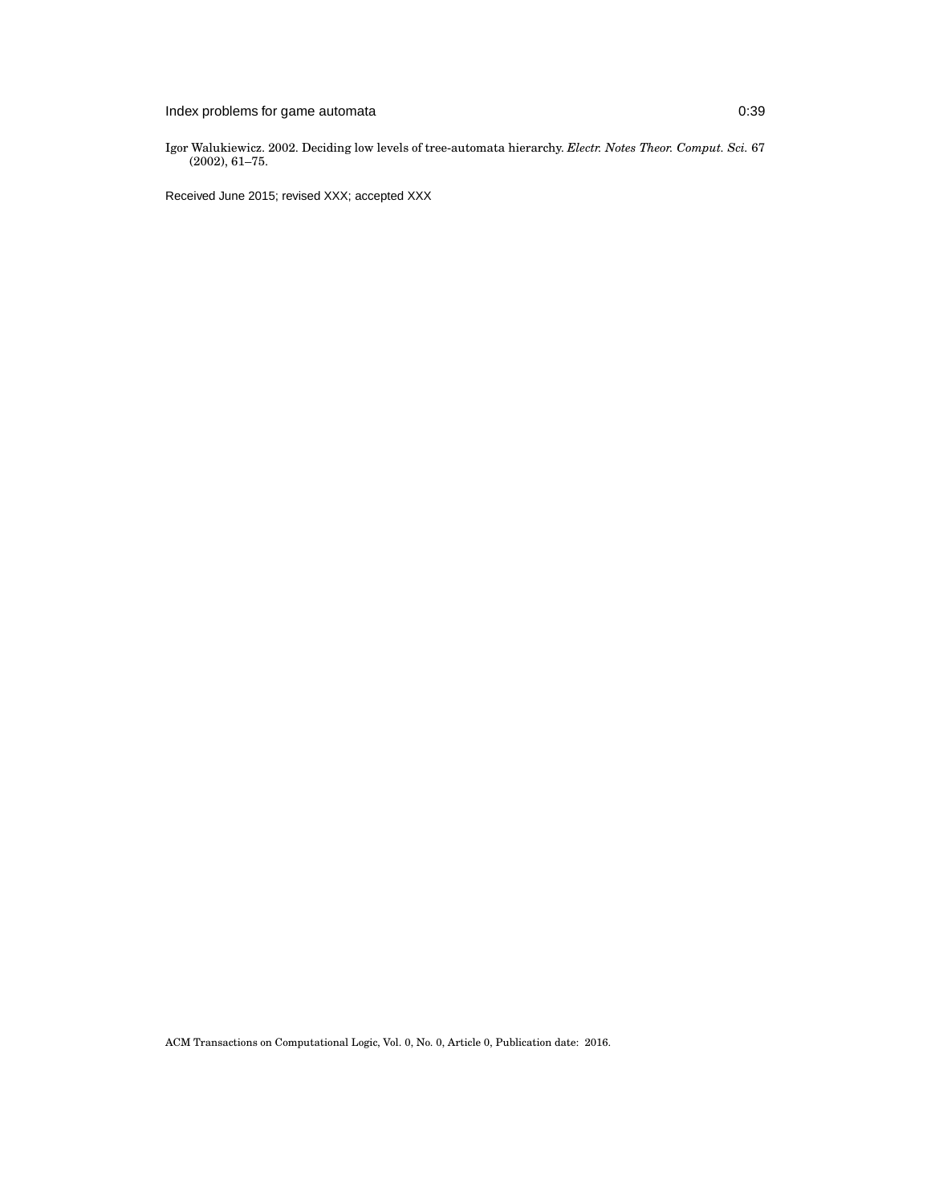Igor Walukiewicz. 2002. Deciding low levels of tree-automata hierarchy. *Electr. Notes Theor. Comput. Sci.* 67 (2002), 61–75.

Received June 2015; revised XXX; accepted XXX